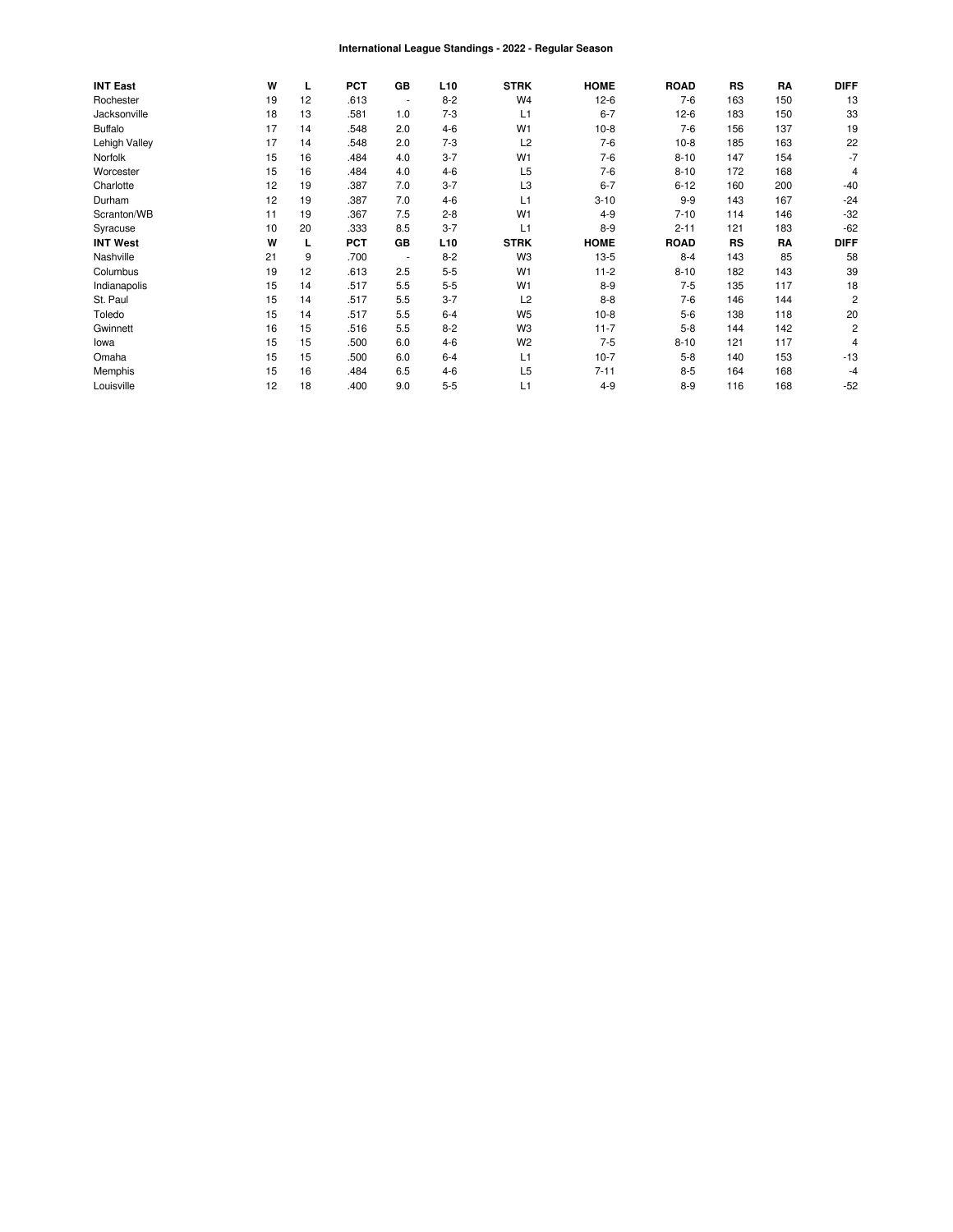**International League Standings - 2022 - Regular Season**

| INT East | W | L | PCT | GB | L10 | STRK | HOME | ROAD | RS | RA | DIFF |
|---|---|---|---|---|---|---|---|---|---|---|---|
| Rochester | 19 | 12 | .613 | - | 8-2 | W4 | 12-6 | 7-6 | 163 | 150 | 13 |
| Jacksonville | 18 | 13 | .581 | 1.0 | 7-3 | L1 | 6-7 | 12-6 | 183 | 150 | 33 |
| Buffalo | 17 | 14 | .548 | 2.0 | 4-6 | W1 | 10-8 | 7-6 | 156 | 137 | 19 |
| Lehigh Valley | 17 | 14 | .548 | 2.0 | 7-3 | L2 | 7-6 | 10-8 | 185 | 163 | 22 |
| Norfolk | 15 | 16 | .484 | 4.0 | 3-7 | W1 | 7-6 | 8-10 | 147 | 154 | -7 |
| Worcester | 15 | 16 | .484 | 4.0 | 4-6 | L5 | 7-6 | 8-10 | 172 | 168 | 4 |
| Charlotte | 12 | 19 | .387 | 7.0 | 3-7 | L3 | 6-7 | 6-12 | 160 | 200 | -40 |
| Durham | 12 | 19 | .387 | 7.0 | 4-6 | L1 | 3-10 | 9-9 | 143 | 167 | -24 |
| Scranton/WB | 11 | 19 | .367 | 7.5 | 2-8 | W1 | 4-9 | 7-10 | 114 | 146 | -32 |
| Syracuse | 10 | 20 | .333 | 8.5 | 3-7 | L1 | 8-9 | 2-11 | 121 | 183 | -62 |
| **INT West** | **W** | **L** | **PCT** | **GB** | **L10** | **STRK** | **HOME** | **ROAD** | **RS** | **RA** | **DIFF** |
| Nashville | 21 | 9 | .700 | - | 8-2 | W3 | 13-5 | 8-4 | 143 | 85 | 58 |
| Columbus | 19 | 12 | .613 | 2.5 | 5-5 | W1 | 11-2 | 8-10 | 182 | 143 | 39 |
| Indianapolis | 15 | 14 | .517 | 5.5 | 5-5 | W1 | 8-9 | 7-5 | 135 | 117 | 18 |
| St. Paul | 15 | 14 | .517 | 5.5 | 3-7 | L2 | 8-8 | 7-6 | 146 | 144 | 2 |
| Toledo | 15 | 14 | .517 | 5.5 | 6-4 | W5 | 10-8 | 5-6 | 138 | 118 | 20 |
| Gwinnett | 16 | 15 | .516 | 5.5 | 8-2 | W3 | 11-7 | 5-8 | 144 | 142 | 2 |
| Iowa | 15 | 15 | .500 | 6.0 | 4-6 | W2 | 7-5 | 8-10 | 121 | 117 | 4 |
| Omaha | 15 | 15 | .500 | 6.0 | 6-4 | L1 | 10-7 | 5-8 | 140 | 153 | -13 |
| Memphis | 15 | 16 | .484 | 6.5 | 4-6 | L5 | 7-11 | 8-5 | 164 | 168 | -4 |
| Louisville | 12 | 18 | .400 | 9.0 | 5-5 | L1 | 4-9 | 8-9 | 116 | 168 | -52 |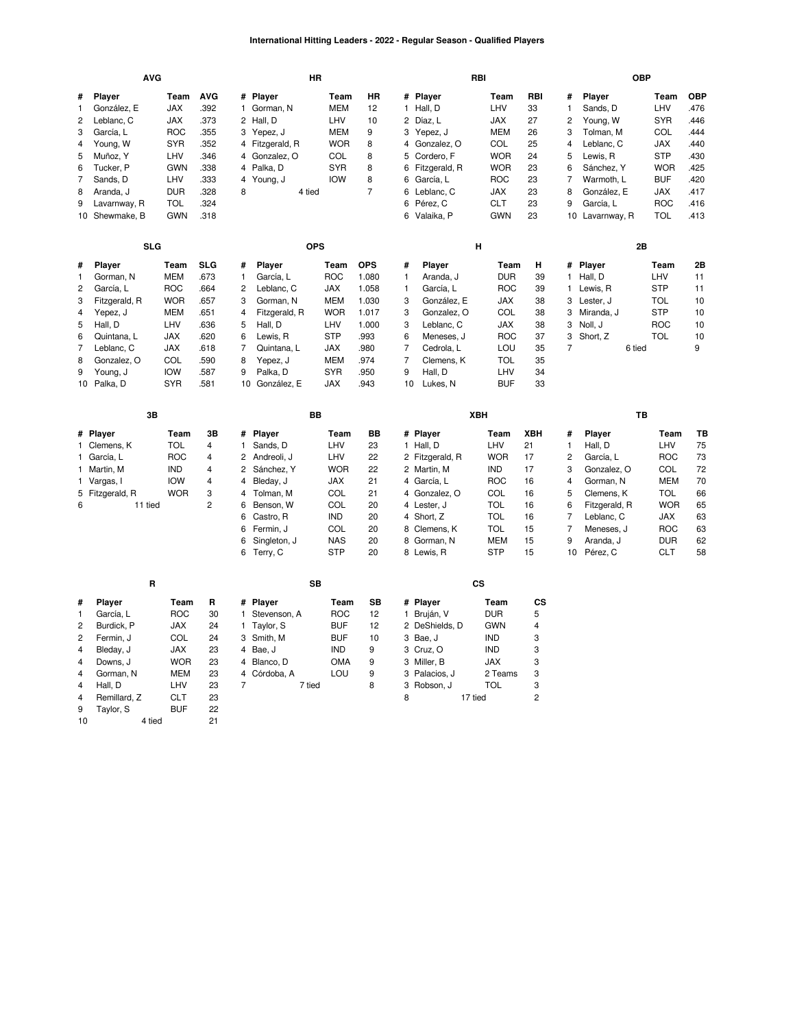# International Hitting Leaders - 2022 - Regular Season - Qualified Players

### AVG

| # | Player | Team | AVG |
|---|---|---|---|
| 1 | González, E | JAX | .392 |
| 2 | Leblanc, C | JAX | .373 |
| 3 | García, L | ROC | .355 |
| 4 | Young, W | SYR | .352 |
| 5 | Muñoz, Y | LHV | .346 |
| 6 | Tucker, P | GWN | .338 |
| 7 | Sands, D | LHV | .333 |
| 8 | Aranda, J | DUR | .328 |
| 9 | Lavarnway, R | TOL | .324 |
| 10 | Shewmake, B | GWN | .318 |

### HR

| # | Player | Team | HR |
|---|---|---|---|
| 1 | Gorman, N | MEM | 12 |
| 2 | Hall, D | LHV | 10 |
| 3 | Yepez, J | MEM | 9 |
| 4 | Fitzgerald, R | WOR | 8 |
| 4 | Gonzalez, O | COL | 8 |
| 4 | Palka, D | SYR | 8 |
| 4 | Young, J | IOW | 8 |
| 8 | 4 tied | | 7 |

### RBI

| # | Player | Team | RBI |
|---|---|---|---|
| 1 | Hall, D | LHV | 33 |
| 2 | Díaz, L | JAX | 27 |
| 3 | Yepez, J | MEM | 26 |
| 4 | Gonzalez, O | COL | 25 |
| 5 | Cordero, F | WOR | 24 |
| 6 | Fitzgerald, R | WOR | 23 |
| 6 | García, L | ROC | 23 |
| 6 | Leblanc, C | JAX | 23 |
| 6 | Pérez, C | CLT | 23 |
| 6 | Valaika, P | GWN | 23 |

### OBP

| # | Player | Team | OBP |
|---|---|---|---|
| 1 | Sands, D | LHV | .476 |
| 2 | Young, W | SYR | .446 |
| 3 | Tolman, M | COL | .444 |
| 4 | Leblanc, C | JAX | .440 |
| 5 | Lewis, R | STP | .430 |
| 6 | Sánchez, Y | WOR | .425 |
| 7 | Warmoth, L | BUF | .420 |
| 8 | González, E | JAX | .417 |
| 9 | García, L | ROC | .416 |
| 10 | Lavarnway, R | TOL | .413 |

### SLG

| # | Player | Team | SLG |
|---|---|---|---|
| 1 | Gorman, N | MEM | .673 |
| 2 | García, L | ROC | .664 |
| 3 | Fitzgerald, R | WOR | .657 |
| 4 | Yepez, J | MEM | .651 |
| 5 | Hall, D | LHV | .636 |
| 6 | Quintana, L | JAX | .620 |
| 7 | Leblanc, C | JAX | .618 |
| 8 | Gonzalez, O | COL | .590 |
| 9 | Young, J | IOW | .587 |
| 10 | Palka, D | SYR | .581 |

### OPS

| # | Player | Team | OPS |
|---|---|---|---|
| 1 | García, L | ROC | 1.080 |
| 2 | Leblanc, C | JAX | 1.058 |
| 3 | Gorman, N | MEM | 1.030 |
| 4 | Fitzgerald, R | WOR | 1.017 |
| 5 | Hall, D | LHV | 1.000 |
| 6 | Lewis, R | STP | .993 |
| 7 | Quintana, L | JAX | .980 |
| 8 | Yepez, J | MEM | .974 |
| 9 | Palka, D | SYR | .950 |
| 10 | González, E | JAX | .943 |

### H

| # | Player | Team | H |
|---|---|---|---|
| 1 | Aranda, J | DUR | 39 |
| 1 | García, L | ROC | 39 |
| 3 | González, E | JAX | 38 |
| 3 | Gonzalez, O | COL | 38 |
| 3 | Leblanc, C | JAX | 38 |
| 6 | Meneses, J | ROC | 37 |
| 7 | Cedrola, L | LOU | 35 |
| 7 | Clemens, K | TOL | 35 |
| 9 | Hall, D | LHV | 34 |
| 10 | Lukes, N | BUF | 33 |

### 2B

| # | Player | Team | 2B |
|---|---|---|---|
| 1 | Hall, D | LHV | 11 |
| 1 | Lewis, R | STP | 11 |
| 3 | Lester, J | TOL | 10 |
| 3 | Miranda, J | STP | 10 |
| 3 | Noll, J | ROC | 10 |
| 3 | Short, Z | TOL | 10 |
| 7 | 6 tied | | 9 |

### 3B

| # | Player | Team | 3B |
|---|---|---|---|
| 1 | Clemens, K | TOL | 4 |
| 1 | García, L | ROC | 4 |
| 1 | Martin, M | IND | 4 |
| 1 | Vargas, I | IOW | 4 |
| 5 | Fitzgerald, R | WOR | 3 |
| 6 | 11 tied | | 2 |

### BB

| # | Player | Team | BB |
|---|---|---|---|
| 1 | Sands, D | LHV | 23 |
| 2 | Andreoli, J | LHV | 22 |
| 2 | Sánchez, Y | WOR | 22 |
| 4 | Bleday, J | JAX | 21 |
| 4 | Tolman, M | COL | 21 |
| 6 | Benson, W | COL | 20 |
| 6 | Castro, R | IND | 20 |
| 6 | Fermin, J | COL | 20 |
| 6 | Singleton, J | NAS | 20 |
| 6 | Terry, C | STP | 20 |

### XBH

| # | Player | Team | XBH |
|---|---|---|---|
| 1 | Hall, D | LHV | 21 |
| 2 | Fitzgerald, R | WOR | 17 |
| 2 | Martin, M | IND | 17 |
| 4 | García, L | ROC | 16 |
| 4 | Gonzalez, O | COL | 16 |
| 4 | Lester, J | TOL | 16 |
| 4 | Short, Z | TOL | 16 |
| 8 | Clemens, K | TOL | 15 |
| 8 | Gorman, N | MEM | 15 |
| 8 | Lewis, R | STP | 15 |

### TB

| # | Player | Team | TB |
|---|---|---|---|
| 1 | Hall, D | LHV | 75 |
| 2 | García, L | ROC | 73 |
| 3 | Gonzalez, O | COL | 72 |
| 4 | Gorman, N | MEM | 70 |
| 5 | Clemens, K | TOL | 66 |
| 6 | Fitzgerald, R | WOR | 65 |
| 7 | Leblanc, C | JAX | 63 |
| 7 | Meneses, J | ROC | 63 |
| 9 | Aranda, J | DUR | 62 |
| 10 | Pérez, C | CLT | 58 |

### R

| # | Player | Team | R |
|---|---|---|---|
| 1 | García, L | ROC | 30 |
| 2 | Burdick, P | JAX | 24 |
| 2 | Fermin, J | COL | 24 |
| 4 | Bleday, J | JAX | 23 |
| 4 | Downs, J | WOR | 23 |
| 4 | Gorman, N | MEM | 23 |
| 4 | Hall, D | LHV | 23 |
| 4 | Remillard, Z | CLT | 23 |
| 9 | Taylor, S | BUF | 22 |
| 10 | 4 tied | | 21 |

### SB

| # | Player | Team | SB |
|---|---|---|---|
| 1 | Stevenson, A | ROC | 12 |
| 1 | Taylor, S | BUF | 12 |
| 3 | Smith, M | BUF | 10 |
| 4 | Bae, J | IND | 9 |
| 4 | Blanco, D | OMA | 9 |
| 4 | Córdoba, A | LOU | 9 |
| 7 | 7 tied | | 8 |

### CS

| # | Player | Team | CS |
|---|---|---|---|
| 1 | Bruján, V | DUR | 5 |
| 2 | DeShields, D | GWN | 4 |
| 3 | Bae, J | IND | 3 |
| 3 | Cruz, O | IND | 3 |
| 3 | Miller, B | JAX | 3 |
| 3 | Palacios, J | 2 Teams | 3 |
| 3 | Robson, J | TOL | 3 |
| 8 | 17 tied | | 2 |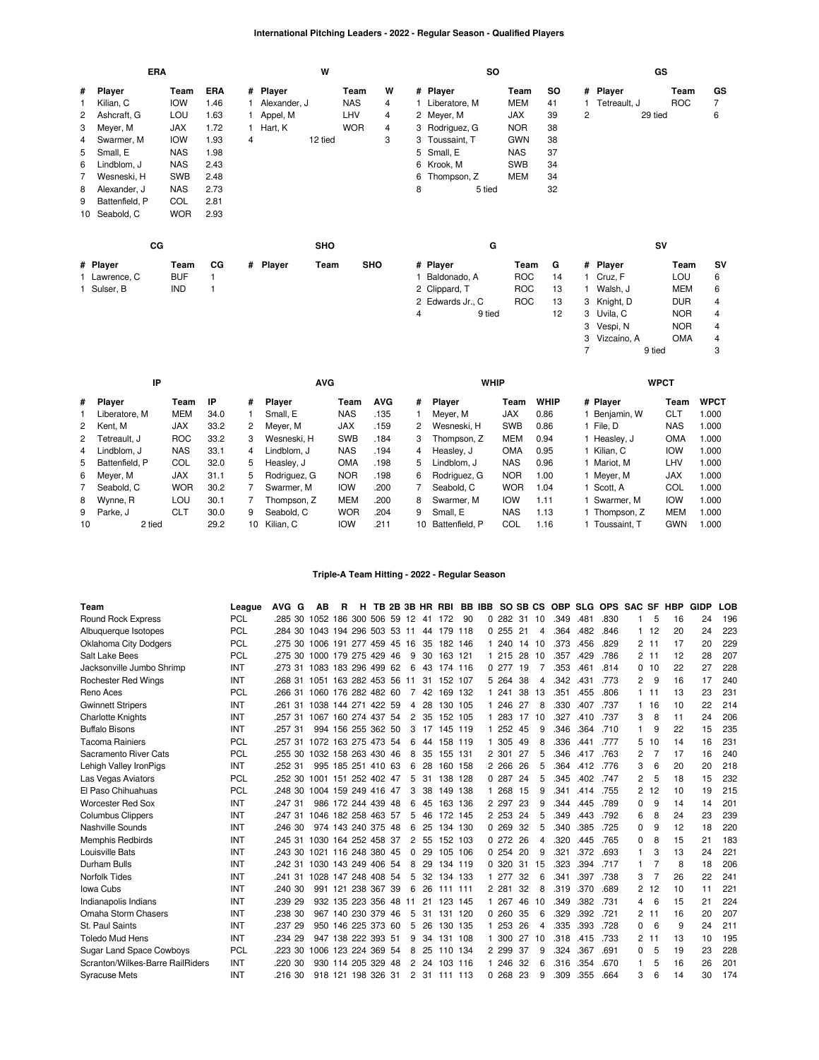## International Pitching Leaders - 2022 - Regular Season - Qualified Players

### ERA

| # | Player | Team | ERA |
|---|---|---|---|
| 1 | Kilian, C | IOW | 1.46 |
| 2 | Ashcraft, G | LOU | 1.63 |
| 3 | Meyer, M | JAX | 1.72 |
| 4 | Swarmer, M | IOW | 1.93 |
| 5 | Small, E | NAS | 1.98 |
| 6 | Lindblom, J | NAS | 2.43 |
| 7 | Wesneski, H | SWB | 2.48 |
| 8 | Alexander, J | NAS | 2.73 |
| 9 | Battenfield, P | COL | 2.81 |
| 10 | Seabold, C | WOR | 2.93 |

### W

| # | Player | Team | W |
|---|---|---|---|
| 1 | Alexander, J | NAS | 4 |
| 1 | Appel, M | LHV | 4 |
| 1 | Hart, K | WOR | 4 |
| 4 | 12 tied | | 3 |

### SO

| # | Player | Team | SO |
|---|---|---|---|
| 1 | Liberatore, M | MEM | 41 |
| 2 | Meyer, M | JAX | 39 |
| 3 | Rodriguez, G | NOR | 38 |
| 3 | Toussaint, T | GWN | 38 |
| 5 | Small, E | NAS | 37 |
| 6 | Krook, M | SWB | 34 |
| 6 | Thompson, Z | MEM | 34 |
| 8 | 5 tied | | 32 |

### GS

| # | Player | Team | GS |
|---|---|---|---|
| 1 | Tetreault, J | ROC | 7 |
| 2 | 29 tied | | 6 |

### CG

| # | Player | Team | CG |
|---|---|---|---|
| 1 | Lawrence, C | BUF | 1 |
| 1 | Sulser, B | IND | 1 |

### SHO

| # | Player | Team | SHO |
|---|---|---|---|

### G

| # | Player | Team | G |
|---|---|---|---|
| 1 | Baldonado, A | ROC | 14 |
| 2 | Clippard, T | ROC | 13 |
| 2 | Edwards Jr., C | ROC | 13 |
| 4 | 9 tied | | 12 |

### SV

| # | Player | Team | SV |
|---|---|---|---|
| 1 | Cruz, F | LOU | 6 |
| 1 | Walsh, J | MEM | 6 |
| 3 | Knight, D | DUR | 4 |
| 3 | Uvila, C | NOR | 4 |
| 3 | Vespi, N | NOR | 4 |
| 3 | Vizcaíno, A | OMA | 4 |
| 7 | 9 tied | | 3 |

### IP

| # | Player | Team | IP |
|---|---|---|---|
| 1 | Liberatore, M | MEM | 34.0 |
| 2 | Kent, M | JAX | 33.2 |
| 2 | Tetreault, J | ROC | 33.2 |
| 4 | Lindblom, J | NAS | 33.1 |
| 5 | Battenfield, P | COL | 32.0 |
| 6 | Meyer, M | JAX | 31.1 |
| 7 | Seabold, C | WOR | 30.2 |
| 8 | Wynne, R | LOU | 30.1 |
| 9 | Parke, J | CLT | 30.0 |
| 10 | 2 tied | | 29.2 |

### AVG

| # | Player | Team | AVG |
|---|---|---|---|
| 1 | Small, E | NAS | .135 |
| 2 | Meyer, M | JAX | .159 |
| 3 | Wesneski, H | SWB | .184 |
| 4 | Lindblom, J | NAS | .194 |
| 5 | Heasley, J | OMA | .198 |
| 5 | Rodriguez, G | NOR | .198 |
| 7 | Swarmer, M | IOW | .200 |
| 7 | Thompson, Z | MEM | .200 |
| 9 | Seabold, C | WOR | .204 |
| 10 | Kilian, C | IOW | .211 |

### WHIP

| # | Player | Team | WHIP |
|---|---|---|---|
| 1 | Meyer, M | JAX | 0.86 |
| 2 | Wesneski, H | SWB | 0.86 |
| 3 | Thompson, Z | MEM | 0.94 |
| 4 | Heasley, J | OMA | 0.95 |
| 5 | Lindblom, J | NAS | 0.96 |
| 6 | Rodriguez, G | NOR | 1.00 |
| 7 | Seabold, C | WOR | 1.04 |
| 8 | Swarmer, M | IOW | 1.11 |
| 9 | Small, E | NAS | 1.13 |
| 10 | Battenfield, P | COL | 1.16 |

### WPCT

| # | Player | Team | WPCT |
|---|---|---|---|
| 1 | Benjamin, W | CLT | 1.000 |
| 1 | File, D | NAS | 1.000 |
| 1 | Heasley, J | OMA | 1.000 |
| 1 | Kilian, C | IOW | 1.000 |
| 1 | Mariot, M | LHV | 1.000 |
| 1 | Meyer, M | JAX | 1.000 |
| 1 | Scott, A | COL | 1.000 |
| 1 | Swarmer, M | IOW | 1.000 |
| 1 | Thompson, Z | MEM | 1.000 |
| 1 | Toussaint, T | GWN | 1.000 |

## Triple-A Team Hitting - 2022 - Regular Season

| Team | League | AVG | G | AB | R | H | TB | 2B | 3B | HR | RBI | BB | IBB | SO | SB | CS | OBP | SLG | OPS | SAC | SF | HBP | GIDP | LOB |
|---|---|---|---|---|---|---|---|---|---|---|---|---|---|---|---|---|---|---|---|---|---|---|---|---|
| Round Rock Express | PCL | .285 | 30 | 1052 | 186 | 300 | 506 | 59 | 12 | 41 | 172 | 90 | 0 | 282 | 31 | 10 | .349 | .481 | .830 | 1 | 5 | 16 | 24 | 196 |
| Albuquerque Isotopes | PCL | .284 | 30 | 1043 | 194 | 296 | 503 | 53 | 11 | 44 | 179 | 118 | 0 | 255 | 21 | 4 | .364 | .482 | .846 | 1 | 12 | 20 | 24 | 223 |
| Oklahoma City Dodgers | PCL | .275 | 30 | 1006 | 191 | 277 | 459 | 45 | 16 | 35 | 182 | 146 | 1 | 240 | 14 | 10 | .373 | .456 | .829 | 2 | 11 | 17 | 20 | 229 |
| Salt Lake Bees | PCL | .275 | 30 | 1000 | 179 | 275 | 429 | 46 | 9 | 30 | 163 | 121 | 1 | 215 | 28 | 10 | .357 | .429 | .786 | 2 | 11 | 12 | 28 | 207 |
| Jacksonville Jumbo Shrimp | INT | .273 | 31 | 1083 | 183 | 296 | 499 | 62 | 6 | 43 | 174 | 116 | 0 | 277 | 19 | 7 | .353 | .461 | .814 | 0 | 10 | 22 | 27 | 228 |
| Rochester Red Wings | INT | .268 | 31 | 1051 | 163 | 282 | 453 | 56 | 11 | 31 | 152 | 107 | 5 | 264 | 38 | 4 | .342 | .431 | .773 | 2 | 9 | 16 | 17 | 240 |
| Reno Aces | PCL | .266 | 31 | 1060 | 176 | 282 | 482 | 60 | 7 | 42 | 169 | 132 | 1 | 241 | 38 | 13 | .351 | .455 | .806 | 1 | 11 | 13 | 23 | 231 |
| Gwinnett Stripers | INT | .261 | 31 | 1038 | 144 | 271 | 422 | 59 | 4 | 28 | 130 | 105 | 1 | 246 | 27 | 8 | .330 | .407 | .737 | 1 | 16 | 10 | 22 | 214 |
| Charlotte Knights | INT | .257 | 31 | 1067 | 160 | 274 | 437 | 54 | 2 | 35 | 152 | 105 | 1 | 283 | 17 | 10 | .327 | .410 | .737 | 3 | 8 | 11 | 24 | 206 |
| Buffalo Bisons | INT | .257 | 31 | 994 | 156 | 255 | 362 | 50 | 3 | 17 | 145 | 119 | 1 | 252 | 45 | 9 | .346 | .364 | .710 | 1 | 9 | 22 | 15 | 235 |
| Tacoma Rainiers | PCL | .257 | 31 | 1072 | 163 | 275 | 473 | 54 | 6 | 44 | 158 | 119 | 1 | 305 | 49 | 8 | .336 | .441 | .777 | 5 | 10 | 14 | 16 | 231 |
| Sacramento River Cats | PCL | .255 | 30 | 1032 | 158 | 263 | 430 | 46 | 8 | 35 | 155 | 131 | 2 | 301 | 27 | 5 | .346 | .417 | .763 | 2 | 7 | 17 | 16 | 240 |
| Lehigh Valley IronPigs | INT | .252 | 31 | 995 | 185 | 251 | 410 | 63 | 6 | 28 | 160 | 158 | 2 | 266 | 26 | 5 | .364 | .412 | .776 | 3 | 6 | 20 | 20 | 218 |
| Las Vegas Aviators | PCL | .252 | 30 | 1001 | 151 | 252 | 402 | 47 | 5 | 31 | 138 | 128 | 0 | 287 | 24 | 5 | .345 | .402 | .747 | 2 | 5 | 18 | 15 | 232 |
| El Paso Chihuahuas | PCL | .248 | 30 | 1004 | 159 | 249 | 416 | 47 | 3 | 38 | 149 | 138 | 1 | 268 | 15 | 9 | .341 | .414 | .755 | 2 | 12 | 10 | 19 | 215 |
| Worcester Red Sox | INT | .247 | 31 | 986 | 172 | 244 | 439 | 48 | 6 | 45 | 163 | 136 | 2 | 297 | 23 | 9 | .344 | .445 | .789 | 0 | 9 | 14 | 14 | 201 |
| Columbus Clippers | INT | .247 | 31 | 1046 | 182 | 258 | 463 | 57 | 5 | 46 | 172 | 145 | 2 | 253 | 24 | 5 | .349 | .443 | .792 | 6 | 8 | 24 | 23 | 239 |
| Nashville Sounds | INT | .246 | 30 | 974 | 143 | 240 | 375 | 48 | 6 | 25 | 134 | 130 | 0 | 269 | 32 | 5 | .340 | .385 | .725 | 0 | 9 | 12 | 18 | 220 |
| Memphis Redbirds | INT | .245 | 31 | 1030 | 164 | 252 | 458 | 37 | 2 | 55 | 152 | 103 | 0 | 272 | 26 | 4 | .320 | .445 | .765 | 0 | 8 | 15 | 21 | 183 |
| Louisville Bats | INT | .243 | 30 | 1021 | 116 | 248 | 380 | 45 | 0 | 29 | 105 | 106 | 0 | 254 | 20 | 9 | .321 | .372 | .693 | 1 | 3 | 13 | 24 | 221 |
| Durham Bulls | INT | .242 | 31 | 1030 | 143 | 249 | 406 | 54 | 8 | 29 | 134 | 119 | 0 | 320 | 31 | 15 | .323 | .394 | .717 | 1 | 7 | 8 | 18 | 206 |
| Norfolk Tides | INT | .241 | 31 | 1028 | 147 | 248 | 408 | 54 | 5 | 32 | 134 | 133 | 1 | 277 | 32 | 6 | .341 | .397 | .738 | 3 | 7 | 26 | 22 | 241 |
| Iowa Cubs | INT | .240 | 30 | 991 | 121 | 238 | 367 | 39 | 6 | 26 | 111 | 111 | 2 | 281 | 32 | 8 | .319 | .370 | .689 | 2 | 12 | 10 | 11 | 221 |
| Indianapolis Indians | INT | .239 | 29 | 932 | 135 | 223 | 356 | 48 | 11 | 21 | 123 | 145 | 1 | 267 | 46 | 10 | .349 | .382 | .731 | 4 | 6 | 15 | 21 | 224 |
| Omaha Storm Chasers | INT | .238 | 30 | 967 | 140 | 230 | 379 | 46 | 5 | 31 | 131 | 120 | 0 | 260 | 35 | 6 | .329 | .392 | .721 | 2 | 11 | 16 | 20 | 207 |
| St. Paul Saints | INT | .237 | 29 | 950 | 146 | 225 | 373 | 60 | 5 | 26 | 130 | 135 | 1 | 253 | 26 | 4 | .335 | .393 | .728 | 0 | 6 | 9 | 24 | 211 |
| Toledo Mud Hens | INT | .234 | 29 | 947 | 138 | 222 | 393 | 51 | 9 | 34 | 131 | 108 | 1 | 300 | 27 | 10 | .318 | .415 | .733 | 2 | 11 | 13 | 10 | 195 |
| Sugar Land Space Cowboys | PCL | .223 | 30 | 1006 | 123 | 224 | 369 | 54 | 8 | 25 | 110 | 134 | 2 | 299 | 37 | 9 | .324 | .367 | .691 | 0 | 5 | 19 | 23 | 228 |
| Scranton/Wilkes-Barre RailRiders | INT | .220 | 30 | 930 | 114 | 205 | 329 | 48 | 2 | 24 | 103 | 116 | 1 | 246 | 32 | 6 | .316 | .354 | .670 | 1 | 5 | 16 | 26 | 201 |
| Syracuse Mets | INT | .216 | 30 | 918 | 121 | 198 | 326 | 31 | 2 | 31 | 111 | 113 | 0 | 268 | 23 | 9 | .309 | .355 | .664 | 3 | 6 | 14 | 30 | 174 |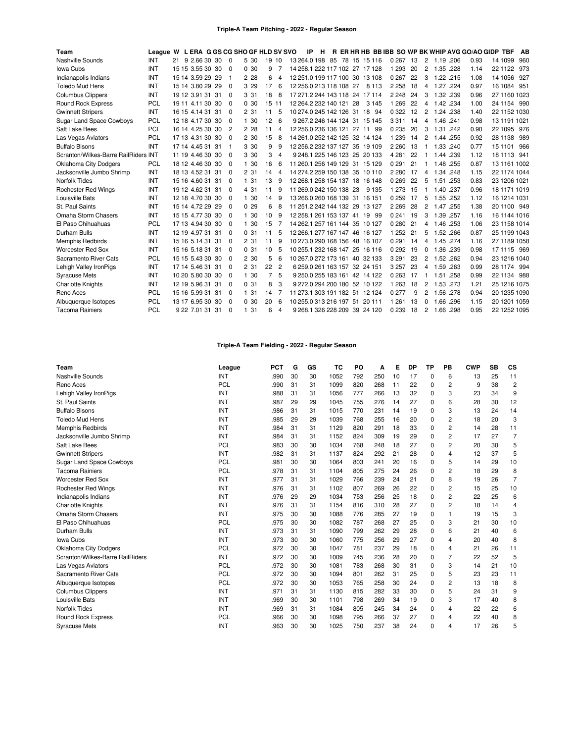## Triple-A Team Pitching - 2022 - Regular Season

| Team | League | W | L | ERA | G | GS | CG | SHO | GF | HLD | SV | SVO | IP | H | R | ER | HR | HB | BB | IBB | SO | WP | BK | WHIP | AVG | GO/AO | GIDP | TBF | AB |
|---|---|---|---|---|---|---|---|---|---|---|---|---|---|---|---|---|---|---|---|---|---|---|---|---|---|---|---|---|---|
| Nashville Sounds | INT | 21 | 9 | 2.66 | 30 | 30 | 0 | 5 | 30 | 19 | 10 | 13 | 264.0 | 198 | 85 | 78 | 15 | 15 | 116 | 0 | 267 | 13 | 2 | 1.19 | .206 | 0.93 | 14 | 1099 | 960 |
| Iowa Cubs | INT | 15 | 15 | 3.55 | 30 | 30 | 0 | 0 | 30 | 9 | 7 | 14 | 258.1 | 222 | 117 | 102 | 27 | 17 | 128 | 1 | 293 | 20 | 2 | 1.35 | .228 | 1.14 | 22 | 1122 | 973 |
| Indianapolis Indians | INT | 15 | 14 | 3.59 | 29 | 29 | 1 | 2 | 28 | 6 | 4 | 12 | 251.0 | 199 | 117 | 100 | 30 | 13 | 108 | 0 | 267 | 22 | 3 | 1.22 | .215 | 1.08 | 14 | 1056 | 927 |
| Toledo Mud Hens | INT | 15 | 14 | 3.80 | 29 | 29 | 0 | 3 | 29 | 17 | 6 | 12 | 256.0 | 213 | 118 | 108 | 27 | 8 | 113 | 2 | 258 | 18 | 4 | 1.27 | .224 | 0.97 | 16 | 1084 | 951 |
| Columbus Clippers | INT | 19 | 12 | 3.91 | 31 | 31 | 0 | 3 | 31 | 18 | 8 | 17 | 271.2 | 244 | 143 | 118 | 24 | 17 | 114 | 2 | 248 | 24 | 3 | 1.32 | .239 | 0.96 | 27 | 1160 | 1023 |
| Round Rock Express | PCL | 19 | 11 | 4.11 | 30 | 30 | 0 | 0 | 30 | 15 | 11 | 12 | 264.2 | 232 | 140 | 121 | 28 | 3 | 145 | 1 | 269 | 22 | 4 | 1.42 | .234 | 1.00 | 24 | 1154 | 990 |
| Gwinnett Stripers | INT | 16 | 15 | 4.14 | 31 | 31 | 0 | 2 | 31 | 11 | 5 | 10 | 274.0 | 245 | 142 | 126 | 31 | 18 | 94 | 0 | 322 | 12 | 2 | 1.24 | .238 | 1.40 | 22 | 1152 | 1030 |
| Sugar Land Space Cowboys | PCL | 12 | 18 | 4.17 | 30 | 30 | 0 | 1 | 30 | 12 | 6 | 9 | 267.2 | 246 | 144 | 124 | 31 | 15 | 145 | 3 | 311 | 14 | 4 | 1.46 | .241 | 0.98 | 13 | 1191 | 1021 |
| Salt Lake Bees | PCL | 16 | 14 | 4.25 | 30 | 30 | 2 | 2 | 28 | 11 | 4 | 12 | 256.0 | 236 | 136 | 121 | 27 | 11 | 99 | 0 | 235 | 20 | 3 | 1.31 | .242 | 0.90 | 22 | 1095 | 976 |
| Las Vegas Aviators | PCL | 17 | 13 | 4.31 | 30 | 30 | 0 | 2 | 30 | 15 | 8 | 14 | 261.0 | 252 | 142 | 125 | 32 | 14 | 124 | 1 | 239 | 14 | 2 | 1.44 | .255 | 0.92 | 28 | 1138 | 989 |
| Buffalo Bisons | INT | 17 | 14 | 4.45 | 31 | 31 | 1 | 3 | 30 | 9 | 9 | 12 | 256.2 | 232 | 137 | 127 | 35 | 19 | 109 | 2 | 260 | 13 | 1 | 1.33 | .240 | 0.77 | 15 | 1101 | 966 |
| Scranton/Wilkes-Barre RailRiders | INT | 11 | 19 | 4.46 | 30 | 30 | 0 | 3 | 30 | 3 | 4 | 9 | 248.1 | 225 | 146 | 123 | 25 | 20 | 133 | 4 | 281 | 22 | 1 | 1.44 | .239 | 1.12 | 18 | 1113 | 941 |
| Oklahoma City Dodgers | PCL | 18 | 12 | 4.46 | 30 | 30 | 0 | 1 | 30 | 16 | 6 | 11 | 260.1 | 256 | 149 | 129 | 31 | 15 | 129 | 0 | 291 | 21 | 1 | 1.48 | .255 | 0.87 | 13 | 1161 | 1002 |
| Jacksonville Jumbo Shrimp | INT | 18 | 13 | 4.52 | 31 | 31 | 0 | 2 | 31 | 14 | 4 | 14 | 274.2 | 259 | 150 | 138 | 35 | 10 | 110 | 2 | 280 | 17 | 4 | 1.34 | .248 | 1.15 | 22 | 1174 | 1044 |
| Norfolk Tides | INT | 15 | 16 | 4.60 | 31 | 31 | 0 | 1 | 31 | 13 | 9 | 12 | 268.1 | 258 | 154 | 137 | 18 | 16 | 148 | 0 | 269 | 22 | 5 | 1.51 | .253 | 0.83 | 23 | 1206 | 1021 |
| Rochester Red Wings | INT | 19 | 12 | 4.62 | 31 | 31 | 0 | 4 | 31 | 11 | 9 | 11 | 269.0 | 242 | 150 | 138 | 23 | 9 | 135 | 1 | 273 | 15 | 1 | 1.40 | .237 | 0.96 | 18 | 1171 | 1019 |
| Louisville Bats | INT | 12 | 18 | 4.70 | 30 | 30 | 0 | 1 | 30 | 14 | 9 | 13 | 266.0 | 260 | 168 | 139 | 31 | 16 | 151 | 0 | 259 | 17 | 5 | 1.55 | .252 | 1.12 | 16 | 1214 | 1031 |
| St. Paul Saints | INT | 15 | 14 | 4.72 | 29 | 29 | 0 | 0 | 29 | 6 | 8 | 11 | 251.2 | 242 | 144 | 132 | 29 | 13 | 127 | 2 | 269 | 28 | 2 | 1.47 | .255 | 1.38 | 20 | 1100 | 949 |
| Omaha Storm Chasers | INT | 15 | 15 | 4.77 | 30 | 30 | 0 | 1 | 30 | 10 | 9 | 12 | 258.1 | 261 | 153 | 137 | 41 | 19 | 99 | 0 | 241 | 19 | 3 | 1.39 | .257 | 1.16 | 16 | 1144 | 1016 |
| El Paso Chihuahuas | PCL | 17 | 13 | 4.94 | 30 | 30 | 0 | 1 | 30 | 15 | 7 | 14 | 262.1 | 257 | 161 | 144 | 35 | 10 | 127 | 0 | 280 | 21 | 4 | 1.46 | .253 | 1.06 | 23 | 1158 | 1014 |
| Durham Bulls | INT | 12 | 19 | 4.97 | 31 | 31 | 0 | 0 | 31 | 11 | 5 | 12 | 266.1 | 277 | 167 | 147 | 46 | 16 | 127 | 1 | 252 | 21 | 5 | 1.52 | .266 | 0.87 | 25 | 1199 | 1043 |
| Memphis Redbirds | INT | 15 | 16 | 5.14 | 31 | 31 | 0 | 2 | 31 | 11 | 9 | 10 | 273.0 | 290 | 168 | 156 | 48 | 16 | 107 | 0 | 291 | 14 | 4 | 1.45 | .274 | 1.16 | 27 | 1189 | 1058 |
| Worcester Red Sox | INT | 15 | 16 | 5.18 | 31 | 31 | 0 | 0 | 31 | 10 | 5 | 10 | 255.1 | 232 | 168 | 147 | 25 | 16 | 116 | 0 | 292 | 19 | 0 | 1.36 | .239 | 0.98 | 17 | 1115 | 969 |
| Sacramento River Cats | PCL | 15 | 15 | 5.43 | 30 | 30 | 0 | 2 | 30 | 5 | 6 | 10 | 267.0 | 272 | 173 | 161 | 40 | 32 | 133 | 3 | 291 | 23 | 2 | 1.52 | .262 | 0.94 | 23 | 1216 | 1040 |
| Lehigh Valley IronPigs | INT | 17 | 14 | 5.46 | 31 | 31 | 0 | 2 | 31 | 22 | 2 | 6 | 259.0 | 261 | 163 | 157 | 32 | 24 | 151 | 3 | 257 | 23 | 4 | 1.59 | .263 | 0.99 | 28 | 1174 | 994 |
| Syracuse Mets | INT | 10 | 20 | 5.80 | 30 | 30 | 0 | 1 | 30 | 7 | 5 | 9 | 250.0 | 255 | 183 | 161 | 42 | 14 | 122 | 0 | 263 | 17 | 1 | 1.51 | .258 | 0.99 | 22 | 1134 | 988 |
| Charlotte Knights | INT | 12 | 19 | 5.96 | 31 | 31 | 0 | 0 | 31 | 8 | 3 | 9 | 272.0 | 294 | 200 | 180 | 52 | 10 | 122 | 1 | 263 | 18 | 2 | 1.53 | .273 | 1.21 | 25 | 1216 | 1075 |
| Reno Aces | PCL | 15 | 16 | 5.99 | 31 | 31 | 0 | 1 | 31 | 14 | 7 | 11 | 273.1 | 303 | 191 | 182 | 51 | 12 | 124 | 0 | 277 | 9 | 2 | 1.56 | .278 | 0.94 | 20 | 1235 | 1090 |
| Albuquerque Isotopes | PCL | 13 | 17 | 6.95 | 30 | 30 | 0 | 0 | 30 | 20 | 6 | 10 | 255.0 | 313 | 216 | 197 | 51 | 20 | 111 | 1 | 261 | 13 | 0 | 1.66 | .296 | 1.15 | 20 | 1201 | 1059 |
| Tacoma Rainiers | PCL | 9 | 22 | 7.01 | 31 | 31 | 0 | 1 | 31 | 6 | 4 | 9 | 268.1 | 326 | 228 | 209 | 39 | 24 | 120 | 0 | 239 | 18 | 2 | 1.66 | .298 | 0.95 | 22 | 1252 | 1095 |

## Triple-A Team Fielding - 2022 - Regular Season

| Team | League | PCT | G | GS | TC | PO | A | E | DP | TP | PB | CWP | SB | CS |
|---|---|---|---|---|---|---|---|---|---|---|---|---|---|---|
| Nashville Sounds | INT | .990 | 30 | 30 | 1052 | 792 | 250 | 10 | 17 | 0 | 6 | 13 | 25 | 11 |
| Reno Aces | PCL | .990 | 31 | 31 | 1099 | 820 | 268 | 11 | 22 | 0 | 2 | 9 | 38 | 2 |
| Lehigh Valley IronPigs | INT | .988 | 31 | 31 | 1056 | 777 | 266 | 13 | 32 | 0 | 3 | 23 | 34 | 9 |
| St. Paul Saints | INT | .987 | 29 | 29 | 1045 | 755 | 276 | 14 | 27 | 0 | 6 | 28 | 30 | 12 |
| Buffalo Bisons | INT | .986 | 31 | 31 | 1015 | 770 | 231 | 14 | 19 | 0 | 3 | 13 | 24 | 14 |
| Toledo Mud Hens | INT | .985 | 29 | 29 | 1039 | 768 | 255 | 16 | 20 | 0 | 2 | 18 | 20 | 3 |
| Memphis Redbirds | INT | .984 | 31 | 31 | 1129 | 820 | 291 | 18 | 33 | 0 | 2 | 14 | 28 | 11 |
| Jacksonville Jumbo Shrimp | INT | .984 | 31 | 31 | 1152 | 824 | 309 | 19 | 29 | 0 | 2 | 17 | 27 | 7 |
| Salt Lake Bees | PCL | .983 | 30 | 30 | 1034 | 768 | 248 | 18 | 27 | 0 | 2 | 20 | 30 | 5 |
| Gwinnett Stripers | INT | .982 | 31 | 31 | 1137 | 824 | 292 | 21 | 28 | 0 | 4 | 12 | 37 | 5 |
| Sugar Land Space Cowboys | PCL | .981 | 30 | 30 | 1064 | 803 | 241 | 20 | 16 | 0 | 5 | 14 | 29 | 10 |
| Tacoma Rainiers | PCL | .978 | 31 | 31 | 1104 | 805 | 275 | 24 | 26 | 0 | 2 | 18 | 29 | 8 |
| Worcester Red Sox | INT | .977 | 31 | 31 | 1029 | 766 | 239 | 24 | 21 | 0 | 8 | 19 | 26 | 7 |
| Rochester Red Wings | INT | .976 | 31 | 31 | 1102 | 807 | 269 | 26 | 22 | 0 | 2 | 15 | 25 | 10 |
| Indianapolis Indians | INT | .976 | 29 | 29 | 1034 | 753 | 256 | 25 | 18 | 0 | 2 | 22 | 25 | 6 |
| Charlotte Knights | INT | .976 | 31 | 31 | 1154 | 816 | 310 | 28 | 27 | 0 | 2 | 18 | 14 | 4 |
| Omaha Storm Chasers | INT | .975 | 30 | 30 | 1088 | 776 | 285 | 27 | 19 | 0 | 1 | 19 | 15 | 3 |
| El Paso Chihuahuas | PCL | .975 | 30 | 30 | 1082 | 787 | 268 | 27 | 25 | 0 | 3 | 21 | 30 | 10 |
| Durham Bulls | INT | .973 | 31 | 31 | 1090 | 799 | 262 | 29 | 28 | 0 | 6 | 21 | 40 | 6 |
| Iowa Cubs | INT | .973 | 30 | 30 | 1060 | 775 | 256 | 29 | 27 | 0 | 4 | 20 | 40 | 8 |
| Oklahoma City Dodgers | PCL | .972 | 30 | 30 | 1047 | 781 | 237 | 29 | 18 | 0 | 4 | 21 | 26 | 11 |
| Scranton/Wilkes-Barre RailRiders | INT | .972 | 30 | 30 | 1009 | 745 | 236 | 28 | 20 | 0 | 7 | 22 | 52 | 5 |
| Las Vegas Aviators | PCL | .972 | 30 | 30 | 1081 | 783 | 268 | 30 | 31 | 0 | 3 | 14 | 21 | 10 |
| Sacramento River Cats | PCL | .972 | 30 | 30 | 1094 | 801 | 262 | 31 | 25 | 0 | 5 | 23 | 23 | 11 |
| Albuquerque Isotopes | PCL | .972 | 30 | 30 | 1053 | 765 | 258 | 30 | 24 | 0 | 2 | 13 | 18 | 8 |
| Columbus Clippers | INT | .971 | 31 | 31 | 1130 | 815 | 282 | 33 | 30 | 0 | 5 | 24 | 31 | 9 |
| Louisville Bats | INT | .969 | 30 | 30 | 1101 | 798 | 269 | 34 | 19 | 0 | 3 | 17 | 40 | 8 |
| Norfolk Tides | INT | .969 | 31 | 31 | 1084 | 805 | 245 | 34 | 24 | 0 | 4 | 22 | 22 | 6 |
| Round Rock Express | PCL | .966 | 30 | 30 | 1098 | 795 | 266 | 37 | 27 | 0 | 4 | 22 | 40 | 8 |
| Syracuse Mets | INT | .963 | 30 | 30 | 1025 | 750 | 237 | 38 | 24 | 0 | 4 | 17 | 26 | 5 |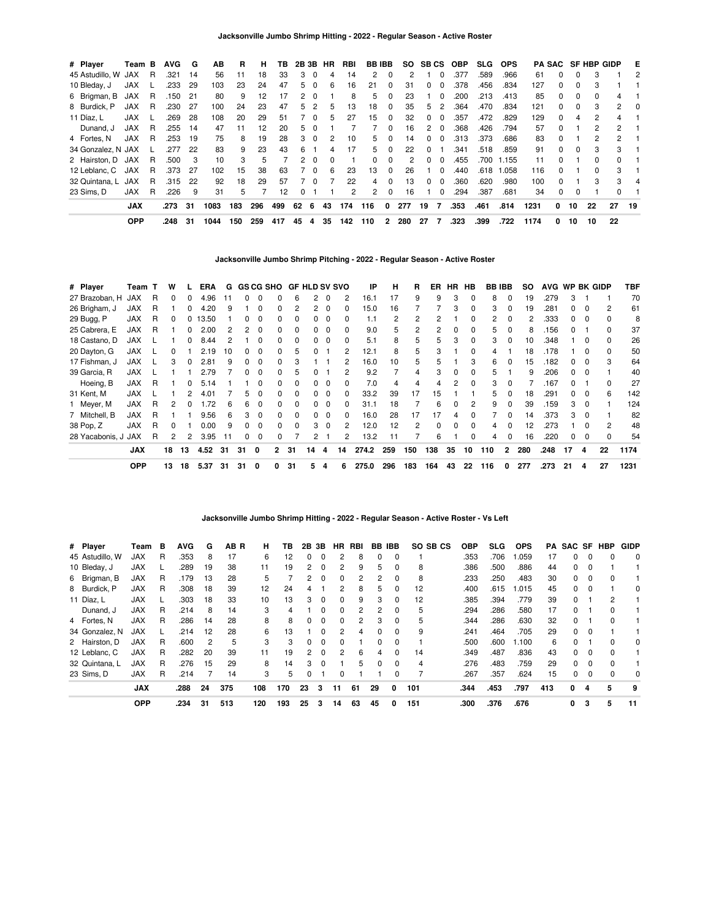### Jacksonville Jumbo Shrimp Hitting - 2022 - Regular Season - Active Roster

| # | Player | Team | B | AVG | G | AB | R | H | TB | 2B | 3B | HR | RBI | BB | IBB | SO | SB | CS | OBP | SLG | OPS | PA | SAC | SF | HBP | GIDP | E |
|---|---|---|---|---|---|---|---|---|---|---|---|---|---|---|---|---|---|---|---|---|---|---|---|---|---|---|---|
| 45 | Astudillo, W | JAX | R | .321 | 14 | 56 | 11 | 18 | 33 | 3 | 0 | 4 | 14 | 2 | 0 | 2 | 1 | 0 | .377 | .589 | .966 | 61 | 0 | 0 | 3 | 1 | 2 |
| 10 | Bleday, J | JAX | L | .233 | 29 | 103 | 23 | 24 | 47 | 5 | 0 | 6 | 16 | 21 | 0 | 31 | 0 | 0 | .378 | .456 | .834 | 127 | 0 | 0 | 3 | 1 | 1 |
| 6 | Brigman, B | JAX | R | .150 | 21 | 80 | 9 | 12 | 17 | 2 | 0 | 1 | 8 | 5 | 0 | 23 | 1 | 0 | .200 | .213 | .413 | 85 | 0 | 0 | 0 | 4 | 1 |
| 8 | Burdick, P | JAX | R | .230 | 27 | 100 | 24 | 23 | 47 | 5 | 2 | 5 | 13 | 18 | 0 | 35 | 5 | 2 | .364 | .470 | .834 | 121 | 0 | 0 | 3 | 2 | 0 |
| 11 | Díaz, L | JAX | L | .269 | 28 | 108 | 20 | 29 | 51 | 7 | 0 | 5 | 27 | 15 | 0 | 32 | 0 | 0 | .357 | .472 | .829 | 129 | 0 | 4 | 2 | 4 | 1 |
| | Dunand, J | JAX | R | .255 | 14 | 47 | 11 | 12 | 20 | 5 | 0 | 1 | 7 | 7 | 0 | 16 | 2 | 0 | .368 | .426 | .794 | 57 | 0 | 1 | 2 | 2 | 1 |
| 4 | Fortes, N | JAX | R | .253 | 19 | 75 | 8 | 19 | 28 | 3 | 0 | 2 | 10 | 5 | 0 | 14 | 0 | 0 | .313 | .373 | .686 | 83 | 0 | 1 | 2 | 2 | 1 |
| 34 | Gonzalez, N | JAX | L | .277 | 22 | 83 | 9 | 23 | 43 | 6 | 1 | 4 | 17 | 5 | 0 | 22 | 0 | 1 | .341 | .518 | .859 | 91 | 0 | 0 | 3 | 3 | 1 |
| 2 | Hairston, D | JAX | R | .500 | 3 | 10 | 3 | 5 | 7 | 2 | 0 | 0 | 1 | 0 | 0 | 2 | 0 | 0 | .455 | .700 | 1.155 | 11 | 0 | 1 | 0 | 0 | 1 |
| 12 | Leblanc, C | JAX | R | .373 | 27 | 102 | 15 | 38 | 63 | 7 | 0 | 6 | 23 | 13 | 0 | 26 | 1 | 0 | .440 | .618 | 1.058 | 116 | 0 | 1 | 0 | 3 | 1 |
| 32 | Quintana, L | JAX | R | .315 | 22 | 92 | 18 | 29 | 57 | 7 | 0 | 7 | 22 | 4 | 0 | 13 | 0 | 0 | .360 | .620 | .980 | 100 | 0 | 1 | 3 | 3 | 4 |
| 23 | Sims, D | JAX | R | .226 | 9 | 31 | 5 | 7 | 12 | 0 | 1 | 1 | 2 | 2 | 0 | 16 | 1 | 0 | .294 | .387 | .681 | 34 | 0 | 0 | 1 | 0 | 1 |
| | JAX | | | .273 | 31 | 1083 | 183 | 296 | 499 | 62 | 6 | 43 | 174 | 116 | 0 | 277 | 19 | 7 | .353 | .461 | .814 | 1231 | 0 | 10 | 22 | 27 | 19 |
| | OPP | | | .248 | 31 | 1044 | 150 | 259 | 417 | 45 | 4 | 35 | 142 | 110 | 2 | 280 | 27 | 7 | .323 | .399 | .722 | 1174 | 0 | 10 | 10 | 22 | |

### Jacksonville Jumbo Shrimp Pitching - 2022 - Regular Season - Active Roster

| # | Player | Team | T | W | L | ERA | G | GS | CG | SHO | GF | HLD | SV | SVO | IP | H | R | ER | HR | HB | BB | IBB | SO | AVG | WP | BK | GIDP | TBF |
|---|---|---|---|---|---|---|---|---|---|---|---|---|---|---|---|---|---|---|---|---|---|---|---|---|---|---|---|---|
| 27 | Brazoban, H | JAX | R | 0 | 0 | 4.96 | 11 | 0 | 0 | 0 | 6 | 2 | 0 | 2 | 16.1 | 17 | 9 | 9 | 3 | 0 | 8 | 0 | 19 | .279 | 3 | 1 | 1 | 70 |
| 26 | Brigham, J | JAX | R | 1 | 0 | 4.20 | 9 | 1 | 0 | 0 | 2 | 2 | 0 | 2 | 15.0 | 16 | 7 | 7 | 3 | 0 | 3 | 0 | 19 | .281 | 0 | 0 | 2 | 61 |
| 29 | Bugg, P | JAX | R | 0 | 0 | 13.50 | 1 | 0 | 0 | 0 | 0 | 0 | 0 | 0 | 1.1 | 2 | 2 | 2 | 1 | 0 | 2 | 0 | 2 | .333 | 0 | 0 | 0 | 8 |
| 25 | Cabrera, E | JAX | R | 1 | 0 | 2.00 | 2 | 2 | 0 | 0 | 0 | 0 | 0 | 0 | 9.0 | 5 | 2 | 2 | 0 | 0 | 5 | 0 | 8 | .156 | 0 | 1 | 0 | 37 |
| 18 | Castano, D | JAX | L | 1 | 0 | 8.44 | 2 | 1 | 0 | 0 | 0 | 0 | 0 | 0 | 5.1 | 8 | 5 | 5 | 3 | 0 | 3 | 0 | 10 | .348 | 1 | 0 | 0 | 26 |
| 20 | Dayton, G | JAX | L | 0 | 1 | 2.19 | 10 | 0 | 0 | 0 | 5 | 0 | 1 | 2 | 12.1 | 8 | 5 | 3 | 1 | 0 | 4 | 1 | 18 | .178 | 1 | 0 | 0 | 50 |
| 17 | Fishman, J | JAX | L | 3 | 0 | 2.81 | 9 | 0 | 0 | 0 | 3 | 1 | 1 | 2 | 16.0 | 10 | 5 | 5 | 1 | 3 | 6 | 0 | 15 | .182 | 0 | 0 | 3 | 64 |
| 39 | Garcia, R | JAX | L | 1 | 1 | 2.79 | 7 | 0 | 0 | 0 | 5 | 0 | 1 | 2 | 9.2 | 7 | 4 | 3 | 0 | 0 | 5 | 1 | 9 | .206 | 0 | 0 | 1 | 40 |
| | Hoeing, B | JAX | R | 1 | 0 | 5.14 | 1 | 1 | 0 | 0 | 0 | 0 | 0 | 0 | 7.0 | 4 | 4 | 4 | 2 | 0 | 3 | 0 | 7 | .167 | 0 | 1 | 0 | 27 |
| 31 | Kent, M | JAX | L | 1 | 2 | 4.01 | 7 | 5 | 0 | 0 | 0 | 0 | 0 | 0 | 33.2 | 39 | 17 | 15 | 1 | 1 | 5 | 0 | 18 | .291 | 0 | 0 | 6 | 142 |
| 1 | Meyer, M | JAX | R | 2 | 0 | 1.72 | 6 | 6 | 0 | 0 | 0 | 0 | 0 | 0 | 31.1 | 18 | 7 | 6 | 0 | 2 | 9 | 0 | 39 | .159 | 3 | 0 | 1 | 124 |
| 7 | Mitchell, B | JAX | R | 1 | 1 | 9.56 | 6 | 3 | 0 | 0 | 0 | 0 | 0 | 0 | 16.0 | 28 | 17 | 17 | 4 | 0 | 7 | 0 | 14 | .373 | 3 | 0 | 1 | 82 |
| 38 | Pop, Z | JAX | R | 0 | 1 | 0.00 | 9 | 0 | 0 | 0 | 0 | 3 | 0 | 2 | 12.0 | 12 | 2 | 0 | 0 | 0 | 4 | 0 | 12 | .273 | 1 | 0 | 2 | 48 |
| 28 | Yacabonis, J | JAX | R | 2 | 2 | 3.95 | 11 | 0 | 0 | 0 | 7 | 2 | 1 | 2 | 13.2 | 11 | 7 | 6 | 1 | 0 | 4 | 0 | 16 | .220 | 0 | 0 | 0 | 54 |
| | JAX | | | 18 | 13 | 4.52 | 31 | 31 | 0 | 2 | 31 | 14 | 4 | 14 | 274.2 | 259 | 150 | 138 | 35 | 10 | 110 | 2 | 280 | .248 | 17 | 4 | 22 | 1174 |
| | OPP | | | 13 | 18 | 5.37 | 31 | 31 | 0 | 0 | 31 | 5 | 4 | 6 | 275.0 | 296 | 183 | 164 | 43 | 22 | 116 | 0 | 277 | .273 | 21 | 4 | 27 | 1231 |

### Jacksonville Jumbo Shrimp Hitting - 2022 - Regular Season - Active Roster - Vs Left

| # | Player | Team | B | AVG | G | AB | R | H | TB | 2B | 3B | HR | RBI | BB | IBB | SO | SB | CS | OBP | SLG | OPS | PA | SAC | SF | HBP | GIDP |
|---|---|---|---|---|---|---|---|---|---|---|---|---|---|---|---|---|---|---|---|---|---|---|---|---|---|---|
| 45 | Astudillo, W | JAX | R | .353 | 8 | 17 | | 6 | 12 | 0 | 0 | 2 | 8 | 0 | 0 | 1 | | | .353 | .706 | 1.059 | 17 | 0 | 0 | 0 | 0 |
| 10 | Bleday, J | JAX | L | .289 | 19 | 38 | | 11 | 19 | 2 | 0 | 2 | 9 | 5 | 0 | 8 | | | .386 | .500 | .886 | 44 | 0 | 0 | 1 | 1 |
| 6 | Brigman, B | JAX | R | .179 | 13 | 28 | | 5 | 7 | 2 | 0 | 0 | 2 | 2 | 0 | 8 | | | .233 | .250 | .483 | 30 | 0 | 0 | 0 | 1 |
| 8 | Burdick, P | JAX | R | .308 | 18 | 39 | | 12 | 24 | 4 | 1 | 2 | 8 | 5 | 0 | 12 | | | .400 | .615 | 1.015 | 45 | 0 | 0 | 1 | 0 |
| 11 | Díaz, L | JAX | L | .303 | 18 | 33 | | 10 | 13 | 3 | 0 | 0 | 9 | 3 | 0 | 12 | | | .385 | .394 | .779 | 39 | 0 | 1 | 2 | 1 |
| | Dunand, J | JAX | R | .214 | 8 | 14 | | 3 | 4 | 1 | 0 | 0 | 2 | 2 | 0 | 5 | | | .294 | .286 | .580 | 17 | 0 | 1 | 0 | 1 |
| 4 | Fortes, N | JAX | R | .286 | 14 | 28 | | 8 | 8 | 0 | 0 | 0 | 2 | 3 | 0 | 5 | | | .344 | .286 | .630 | 32 | 0 | 1 | 0 | 1 |
| 34 | Gonzalez, N | JAX | L | .214 | 12 | 28 | | 6 | 13 | 1 | 0 | 2 | 4 | 0 | 0 | 9 | | | .241 | .464 | .705 | 29 | 0 | 0 | 1 | 1 |
| 2 | Hairston, D | JAX | R | .600 | 2 | 5 | | 3 | 3 | 0 | 0 | 0 | 1 | 0 | 0 | 1 | | | .500 | .600 | 1.100 | 6 | 0 | 1 | 0 | 0 |
| 12 | Leblanc, C | JAX | R | .282 | 20 | 39 | | 11 | 19 | 2 | 0 | 2 | 6 | 4 | 0 | 14 | | | .349 | .487 | .836 | 43 | 0 | 0 | 0 | 1 |
| 32 | Quintana, L | JAX | R | .276 | 15 | 29 | | 8 | 14 | 3 | 0 | 1 | 5 | 0 | 0 | 4 | | | .276 | .483 | .759 | 29 | 0 | 0 | 0 | 1 |
| 23 | Sims, D | JAX | R | .214 | 7 | 14 | | 3 | 5 | 0 | 1 | 0 | 1 | 1 | 0 | 7 | | | .267 | .357 | .624 | 15 | 0 | 0 | 0 | 0 |
| | JAX | | | .288 | 24 | 375 | | 108 | 170 | 23 | 3 | 11 | 61 | 29 | 0 | 101 | | | .344 | .453 | .797 | 413 | 0 | 4 | 5 | 9 |
| | OPP | | | .234 | 31 | 513 | | 120 | 193 | 25 | 3 | 14 | 63 | 45 | 0 | 151 | | | .300 | .376 | .676 | | 0 | 3 | 5 | 11 |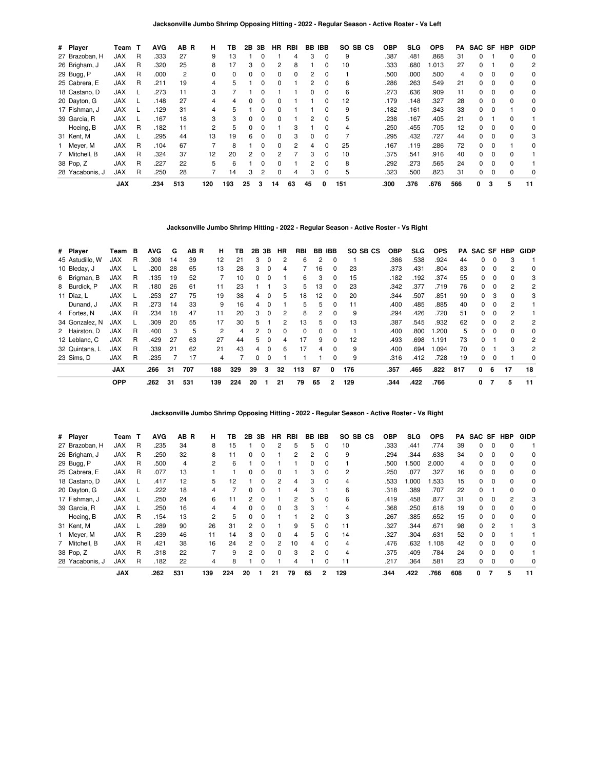### Jacksonville Jumbo Shrimp Opposing Hitting - 2022 - Regular Season - Active Roster - Vs Left

| # | Player | Team | T | AVG | AB | R | H | TB | 2B | 3B | HR | RBI | BB | IBB | SO | SB | CS | OBP | SLG | OPS | PA | SAC | SF | HBP | GIDP |
|---|---|---|---|---|---|---|---|---|---|---|---|---|---|---|---|---|---|---|---|---|---|---|---|---|---|
| 27 | Brazoban, H | JAX | R | .333 | 27 | | 9 | 13 | 1 | 0 | 1 | 4 | 3 | 0 | 9 | | | .387 | .481 | .868 | 31 | 0 | 1 | 0 | 0 |
| 26 | Brigham, J | JAX | R | .320 | 25 | | 8 | 17 | 3 | 0 | 2 | 8 | 1 | 0 | 10 | | | .333 | .680 | 1.013 | 27 | 0 | 1 | 0 | 2 |
| 29 | Bugg, P | JAX | R | .000 | 2 | | 0 | 0 | 0 | 0 | 0 | 0 | 2 | 0 | 1 | | | .500 | .000 | .500 | 4 | 0 | 0 | 0 | 0 |
| 25 | Cabrera, E | JAX | R | .211 | 19 | | 4 | 5 | 1 | 0 | 0 | 1 | 2 | 0 | 6 | | | .286 | .263 | .549 | 21 | 0 | 0 | 0 | 0 |
| 18 | Castano, D | JAX | L | .273 | 11 | | 3 | 7 | 1 | 0 | 1 | 1 | 0 | 0 | 6 | | | .273 | .636 | .909 | 11 | 0 | 0 | 0 | 0 |
| 20 | Dayton, G | JAX | L | .148 | 27 | | 4 | 4 | 0 | 0 | 0 | 1 | 1 | 0 | 12 | | | .179 | .148 | .327 | 28 | 0 | 0 | 0 | 0 |
| 17 | Fishman, J | JAX | L | .129 | 31 | | 4 | 5 | 1 | 0 | 0 | 1 | 1 | 0 | 9 | | | .182 | .161 | .343 | 33 | 0 | 0 | 1 | 0 |
| 39 | Garcia, R | JAX | L | .167 | 18 | | 3 | 3 | 0 | 0 | 0 | 1 | 2 | 0 | 5 | | | .238 | .167 | .405 | 21 | 0 | 1 | 0 | 1 |
| | Hoeing, B | JAX | R | .182 | 11 | | 2 | 5 | 0 | 0 | 1 | 3 | 1 | 0 | 4 | | | .250 | .455 | .705 | 12 | 0 | 0 | 0 | 0 |
| 31 | Kent, M | JAX | L | .295 | 44 | | 13 | 19 | 6 | 0 | 0 | 3 | 0 | 0 | 7 | | | .295 | .432 | .727 | 44 | 0 | 0 | 0 | 3 |
| 1 | Meyer, M | JAX | R | .104 | 67 | | 7 | 8 | 1 | 0 | 0 | 2 | 4 | 0 | 25 | | | .167 | .119 | .286 | 72 | 0 | 0 | 1 | 0 |
| 7 | Mitchell, B | JAX | R | .324 | 37 | | 12 | 20 | 2 | 0 | 2 | 7 | 3 | 0 | 10 | | | .375 | .541 | .916 | 40 | 0 | 0 | 0 | 1 |
| 38 | Pop, Z | JAX | R | .227 | 22 | | 5 | 6 | 1 | 0 | 0 | 1 | 2 | 0 | 8 | | | .292 | .273 | .565 | 24 | 0 | 0 | 0 | 1 |
| 28 | Yacabonis, J | JAX | R | .250 | 28 | | 7 | 14 | 3 | 2 | 0 | 4 | 3 | 0 | 5 | | | .323 | .500 | .823 | 31 | 0 | 0 | 0 | 0 |
| | | **JAX** | | **.234** | **513** | | **120** | **193** | **25** | **3** | **14** | **63** | **45** | **0** | **151** | | | **.300** | **.376** | **.676** | **566** | **0** | **3** | **5** | **11** |

### Jacksonville Jumbo Shrimp Hitting - 2022 - Regular Season - Active Roster - Vs Right

| # | Player | Team | B | AVG | G | AB | R | H | TB | 2B | 3B | HR | RBI | BB | IBB | SO | SB | CS | OBP | SLG | OPS | PA | SAC | SF | HBP | GIDP |
|---|---|---|---|---|---|---|---|---|---|---|---|---|---|---|---|---|---|---|---|---|---|---|---|---|---|---|
| 45 | Astudillo, W | JAX | R | .308 | 14 | 39 | | 12 | 21 | 3 | 0 | 2 | 6 | 2 | 0 | 1 | | | .386 | .538 | .924 | 44 | 0 | 0 | 3 | 1 |
| 10 | Bleday, J | JAX | L | .200 | 28 | 65 | | 13 | 28 | 3 | 0 | 4 | 7 | 16 | 0 | 23 | | | .373 | .431 | .804 | 83 | 0 | 0 | 2 | 0 |
| 6 | Brigman, B | JAX | R | .135 | 19 | 52 | | 7 | 10 | 0 | 0 | 1 | 6 | 3 | 0 | 15 | | | .182 | .192 | .374 | 55 | 0 | 0 | 0 | 3 |
| 8 | Burdick, P | JAX | R | .180 | 26 | 61 | | 11 | 23 | 1 | 1 | 3 | 5 | 13 | 0 | 23 | | | .342 | .377 | .719 | 76 | 0 | 0 | 2 | 2 |
| 11 | Díaz, L | JAX | L | .253 | 27 | 75 | | 19 | 38 | 4 | 0 | 5 | 18 | 12 | 0 | 20 | | | .344 | .507 | .851 | 90 | 0 | 3 | 0 | 3 |
| | Dunand, J | JAX | R | .273 | 14 | 33 | | 9 | 16 | 4 | 0 | 1 | 5 | 5 | 0 | 11 | | | .400 | .485 | .885 | 40 | 0 | 0 | 2 | 1 |
| 4 | Fortes, N | JAX | R | .234 | 18 | 47 | | 11 | 20 | 3 | 0 | 2 | 8 | 2 | 0 | 9 | | | .294 | .426 | .720 | 51 | 0 | 0 | 2 | 1 |
| 34 | Gonzalez, N | JAX | L | .309 | 20 | 55 | | 17 | 30 | 5 | 1 | 2 | 13 | 5 | 0 | 13 | | | .387 | .545 | .932 | 62 | 0 | 0 | 2 | 2 |
| 2 | Hairston, D | JAX | R | .400 | 3 | 5 | | 2 | 4 | 2 | 0 | 0 | 0 | 0 | 0 | 1 | | | .400 | .800 | 1.200 | 5 | 0 | 0 | 0 | 0 |
| 12 | Leblanc, C | JAX | R | .429 | 27 | 63 | | 27 | 44 | 5 | 0 | 4 | 17 | 9 | 0 | 12 | | | .493 | .698 | 1.191 | 73 | 0 | 1 | 0 | 2 |
| 32 | Quintana, L | JAX | R | .339 | 21 | 62 | | 21 | 43 | 4 | 0 | 6 | 17 | 4 | 0 | 9 | | | .400 | .694 | 1.094 | 70 | 0 | 1 | 3 | 2 |
| 23 | Sims, D | JAX | R | .235 | 7 | 17 | | 4 | 7 | 0 | 0 | 1 | 1 | 1 | 0 | 9 | | | .316 | .412 | .728 | 19 | 0 | 0 | 1 | 0 |
| | | **JAX** | | **.266** | **31** | **707** | | **188** | **329** | **39** | **3** | **32** | **113** | **87** | **0** | **176** | | | **.357** | **.465** | **.822** | **817** | **0** | **6** | **17** | **18** |
| | | **OPP** | | **.262** | **31** | **531** | | **139** | **224** | **20** | **1** | **21** | **79** | **65** | **2** | **129** | | | **.344** | **.422** | **.766** | | **0** | **7** | **5** | **11** |

### Jacksonville Jumbo Shrimp Opposing Hitting - 2022 - Regular Season - Active Roster - Vs Right

| # | Player | Team | T | AVG | AB | R | H | TB | 2B | 3B | HR | RBI | BB | IBB | SO | SB | CS | OBP | SLG | OPS | PA | SAC | SF | HBP | GIDP |
|---|---|---|---|---|---|---|---|---|---|---|---|---|---|---|---|---|---|---|---|---|---|---|---|---|---|
| 27 | Brazoban, H | JAX | R | .235 | 34 | | 8 | 15 | 1 | 0 | 2 | 5 | 5 | 0 | 10 | | | .333 | .441 | .774 | 39 | 0 | 0 | 0 | 1 |
| 26 | Brigham, J | JAX | R | .250 | 32 | | 8 | 11 | 0 | 0 | 1 | 2 | 2 | 0 | 9 | | | .294 | .344 | .638 | 34 | 0 | 0 | 0 | 0 |
| 29 | Bugg, P | JAX | R | .500 | 4 | | 2 | 6 | 1 | 0 | 1 | 1 | 0 | 0 | 1 | | | .500 | 1.500 | 2.000 | 4 | 0 | 0 | 0 | 0 |
| 25 | Cabrera, E | JAX | R | .077 | 13 | | 1 | 1 | 0 | 0 | 0 | 1 | 3 | 0 | 2 | | | .250 | .077 | .327 | 16 | 0 | 0 | 0 | 0 |
| 18 | Castano, D | JAX | L | .417 | 12 | | 5 | 12 | 1 | 0 | 2 | 4 | 3 | 0 | 4 | | | .533 | 1.000 | 1.533 | 15 | 0 | 0 | 0 | 0 |
| 20 | Dayton, G | JAX | L | .222 | 18 | | 4 | 7 | 0 | 0 | 1 | 4 | 3 | 1 | 6 | | | .318 | .389 | .707 | 22 | 0 | 1 | 0 | 0 |
| 17 | Fishman, J | JAX | L | .250 | 24 | | 6 | 11 | 2 | 0 | 1 | 2 | 5 | 0 | 6 | | | .419 | .458 | .877 | 31 | 0 | 0 | 2 | 3 |
| 39 | Garcia, R | JAX | L | .250 | 16 | | 4 | 4 | 0 | 0 | 0 | 3 | 3 | 1 | 4 | | | .368 | .250 | .618 | 19 | 0 | 0 | 0 | 0 |
| | Hoeing, B | JAX | R | .154 | 13 | | 2 | 5 | 0 | 0 | 1 | 1 | 2 | 0 | 3 | | | .267 | .385 | .652 | 15 | 0 | 0 | 0 | 0 |
| 31 | Kent, M | JAX | L | .289 | 90 | | 26 | 31 | 2 | 0 | 1 | 9 | 5 | 0 | 11 | | | .327 | .344 | .671 | 98 | 0 | 2 | 1 | 3 |
| 1 | Meyer, M | JAX | R | .239 | 46 | | 11 | 14 | 3 | 0 | 0 | 4 | 5 | 0 | 14 | | | .327 | .304 | .631 | 52 | 0 | 0 | 1 | 1 |
| 7 | Mitchell, B | JAX | R | .421 | 38 | | 16 | 24 | 2 | 0 | 2 | 10 | 4 | 0 | 4 | | | .476 | .632 | 1.108 | 42 | 0 | 0 | 0 | 0 |
| 38 | Pop, Z | JAX | R | .318 | 22 | | 7 | 9 | 2 | 0 | 0 | 3 | 2 | 0 | 4 | | | .375 | .409 | .784 | 24 | 0 | 0 | 0 | 1 |
| 28 | Yacabonis, J | JAX | R | .182 | 22 | | 4 | 8 | 1 | 0 | 1 | 4 | 1 | 0 | 11 | | | .217 | .364 | .581 | 23 | 0 | 0 | 0 | 0 |
| | | **JAX** | | **.262** | **531** | | **139** | **224** | **20** | **1** | **21** | **79** | **65** | **2** | **129** | | | **.344** | **.422** | **.766** | **608** | **0** | **7** | **5** | **11** |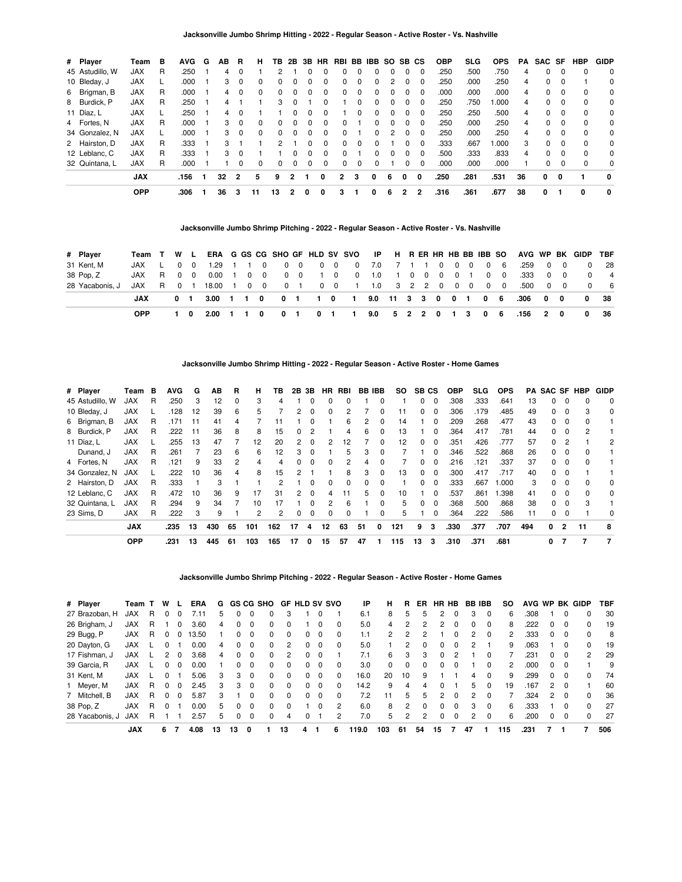### Jacksonville Jumbo Shrimp Hitting - 2022 - Regular Season - Active Roster - Vs. Nashville

| # | Player | Team | B | AVG | G | AB | R | H | TB | 2B | 3B | HR | RBI | BB | IBB | SO | SB | CS | OBP | SLG | OPS | PA | SAC | SF | HBP | GIDP |
|---|---|---|---|---|---|---|---|---|---|---|---|---|---|---|---|---|---|---|---|---|---|---|---|---|---|---|
| 45 | Astudillo, W | JAX | R | .250 | 1 | 4 | 0 | 1 | 2 | 1 | 0 | 0 | 0 | 0 | 0 | 0 | 0 | 0 | .250 | .500 | .750 | 4 | 0 | 0 | 0 | 0 |
| 10 | Bleday, J | JAX | L | .000 | 1 | 3 | 0 | 0 | 0 | 0 | 0 | 0 | 0 | 0 | 0 | 2 | 0 | 0 | .250 | .000 | .250 | 4 | 0 | 0 | 1 | 0 |
| 6 | Brigman, B | JAX | R | .000 | 1 | 4 | 0 | 0 | 0 | 0 | 0 | 0 | 0 | 0 | 0 | 0 | 0 | 0 | .000 | .000 | .000 | 4 | 0 | 0 | 0 | 0 |
| 8 | Burdick, P | JAX | R | .250 | 1 | 4 | 1 | 1 | 3 | 0 | 1 | 0 | 1 | 0 | 0 | 0 | 0 | 0 | .250 | .750 | 1.000 | 4 | 0 | 0 | 0 | 0 |
| 11 | Diaz, L | JAX | L | .250 | 1 | 4 | 0 | 1 | 1 | 0 | 0 | 0 | 1 | 0 | 0 | 0 | 0 | 0 | .250 | .250 | .500 | 4 | 0 | 0 | 0 | 0 |
| 4 | Fortes, N | JAX | R | .000 | 1 | 3 | 0 | 0 | 0 | 0 | 0 | 0 | 0 | 1 | 0 | 0 | 0 | 0 | .250 | .000 | .250 | 4 | 0 | 0 | 0 | 0 |
| 34 | Gonzalez, N | JAX | L | .000 | 1 | 3 | 0 | 0 | 0 | 0 | 0 | 0 | 0 | 1 | 0 | 2 | 0 | 0 | .250 | .000 | .250 | 4 | 0 | 0 | 0 | 0 |
| 2 | Hairston, D | JAX | R | .333 | 1 | 3 | 1 | 1 | 2 | 1 | 0 | 0 | 0 | 0 | 0 | 1 | 0 | 0 | .333 | .667 | 1.000 | 3 | 0 | 0 | 0 | 0 |
| 12 | Leblanc, C | JAX | R | .333 | 1 | 3 | 0 | 1 | 1 | 0 | 0 | 0 | 0 | 1 | 0 | 0 | 0 | 0 | .500 | .333 | .833 | 4 | 0 | 0 | 0 | 0 |
| 32 | Quintana, L | JAX | R | .000 | 1 | 1 | 0 | 0 | 0 | 0 | 0 | 0 | 0 | 0 | 0 | 1 | 0 | 0 | .000 | .000 | .000 | 1 | 0 | 0 | 0 | 0 |
| | **JAX** | | | **.156** | **1** | **32** | **2** | **5** | **9** | **2** | **1** | **0** | **2** | **3** | **0** | **6** | **0** | **0** | **.250** | **.281** | **.531** | **36** | **0** | **0** | **1** | **0** |
| | **OPP** | | | **.306** | **1** | **36** | **3** | **11** | **13** | **2** | **0** | **0** | **3** | **1** | **0** | **6** | **2** | **2** | **.316** | **.361** | **.677** | **38** | **0** | **1** | **0** | **0** |

### Jacksonville Jumbo Shrimp Pitching - 2022 - Regular Season - Active Roster - Vs. Nashville

| # | Player | Team | T | W | L | ERA | G | GS | CG | SHO | GF | HLD | SV | SVO | IP | H | R | ER | HR | HB | BB | IBB | SO | AVG | WP | BK | GIDP | TBF |
|---|---|---|---|---|---|---|---|---|---|---|---|---|---|---|---|---|---|---|---|---|---|---|---|---|---|---|---|---|
| 31 | Kent, M | JAX | L | 0 | 0 | 1.29 | 1 | 1 | 0 | 0 | 0 | 0 | 0 | 0 | 7.0 | 7 | 1 | 1 | 0 | 0 | 0 | 0 | 6 | .259 | 0 | 0 | 0 | 28 |
| 38 | Pop, Z | JAX | R | 0 | 0 | 0.00 | 1 | 0 | 0 | 0 | 0 | 1 | 0 | 0 | 1.0 | 1 | 0 | 0 | 0 | 0 | 1 | 0 | 0 | .333 | 0 | 0 | 0 | 4 |
| 28 | Yacabonis, J | JAX | R | 0 | 1 | 18.00 | 1 | 0 | 0 | 0 | 1 | 0 | 0 | 1 | 1.0 | 3 | 2 | 2 | 0 | 0 | 0 | 0 | 0 | .500 | 0 | 0 | 0 | 6 |
| | **JAX** | | | **0** | **1** | **3.00** | **1** | **1** | **0** | **0** | **1** | **1** | **0** | **1** | **9.0** | **11** | **3** | **3** | **0** | **0** | **1** | **0** | **6** | **.306** | **0** | **0** | **0** | **38** |
| | **OPP** | | | **1** | **0** | **2.00** | **1** | **1** | **0** | **0** | **1** | **0** | **1** | **1** | **9.0** | **5** | **2** | **2** | **0** | **1** | **3** | **0** | **6** | **.156** | **2** | **0** | **0** | **36** |

### Jacksonville Jumbo Shrimp Hitting - 2022 - Regular Season - Active Roster - Home Games

| # | Player | Team | B | AVG | G | AB | R | H | TB | 2B | 3B | HR | RBI | BB | IBB | SO | SB | CS | OBP | SLG | OPS | PA | SAC | SF | HBP | GIDP |
|---|---|---|---|---|---|---|---|---|---|---|---|---|---|---|---|---|---|---|---|---|---|---|---|---|---|---|
| 45 | Astudillo, W | JAX | R | .250 | 3 | 12 | 0 | 3 | 4 | 1 | 0 | 0 | 0 | 1 | 0 | 1 | 0 | 0 | .308 | .333 | .641 | 13 | 0 | 0 | 0 | 0 |
| 10 | Bleday, J | JAX | L | .128 | 12 | 39 | 6 | 5 | 7 | 2 | 0 | 0 | 2 | 7 | 0 | 11 | 0 | 0 | .306 | .179 | .485 | 49 | 0 | 0 | 3 | 0 |
| 6 | Brigman, B | JAX | R | .171 | 11 | 41 | 4 | 7 | 11 | 1 | 0 | 1 | 6 | 2 | 0 | 14 | 1 | 0 | .209 | .268 | .477 | 43 | 0 | 0 | 0 | 1 |
| 8 | Burdick, P | JAX | R | .222 | 11 | 36 | 8 | 8 | 15 | 0 | 2 | 1 | 4 | 6 | 0 | 13 | 1 | 0 | .364 | .417 | .781 | 44 | 0 | 0 | 2 | 1 |
| 11 | Diaz, L | JAX | L | .255 | 13 | 47 | 7 | 12 | 20 | 2 | 0 | 2 | 12 | 7 | 0 | 12 | 0 | 0 | .351 | .426 | .777 | 57 | 0 | 2 | 1 | 2 |
| | Dunand, J | JAX | R | .261 | 7 | 23 | 6 | 6 | 12 | 3 | 0 | 1 | 5 | 3 | 0 | 7 | 1 | 0 | .346 | .522 | .868 | 26 | 0 | 0 | 0 | 1 |
| 4 | Fortes, N | JAX | R | .121 | 9 | 33 | 2 | 4 | 4 | 0 | 0 | 0 | 2 | 4 | 0 | 7 | 0 | 0 | .216 | .121 | .337 | 37 | 0 | 0 | 0 | 1 |
| 34 | Gonzalez, N | JAX | L | .222 | 10 | 36 | 4 | 8 | 15 | 2 | 1 | 1 | 8 | 3 | 0 | 13 | 0 | 0 | .300 | .417 | .717 | 40 | 0 | 0 | 1 | 1 |
| 2 | Hairston, D | JAX | R | .333 | 1 | 3 | 1 | 1 | 2 | 1 | 0 | 0 | 0 | 0 | 0 | 1 | 0 | 0 | .333 | .667 | 1.000 | 3 | 0 | 0 | 0 | 0 |
| 12 | Leblanc, C | JAX | R | .472 | 10 | 36 | 9 | 17 | 31 | 2 | 0 | 4 | 11 | 5 | 0 | 10 | 1 | 0 | .537 | .861 | 1.398 | 41 | 0 | 0 | 0 | 0 |
| 32 | Quintana, L | JAX | R | .294 | 9 | 34 | 7 | 10 | 17 | 1 | 0 | 2 | 6 | 1 | 0 | 5 | 0 | 0 | .368 | .500 | .868 | 38 | 0 | 0 | 3 | 1 |
| 23 | Sims, D | JAX | R | .222 | 3 | 9 | 1 | 2 | 2 | 0 | 0 | 0 | 0 | 1 | 0 | 5 | 1 | 0 | .364 | .222 | .586 | 11 | 0 | 0 | 1 | 0 |
| | **JAX** | | | **.235** | **13** | **430** | **65** | **101** | **162** | **17** | **4** | **12** | **63** | **51** | **0** | **121** | **9** | **3** | **.330** | **.377** | **.707** | **494** | **0** | **2** | **11** | **8** |
| | **OPP** | | | **.231** | **13** | **445** | **61** | **103** | **165** | **17** | **0** | **15** | **57** | **47** | **1** | **115** | **13** | **3** | **.310** | **.371** | **.681** | | **0** | **7** | **7** | **7** |

### Jacksonville Jumbo Shrimp Pitching - 2022 - Regular Season - Active Roster - Home Games

| # | Player | Team | T | W | L | ERA | G | GS | CG | SHO | GF | HLD | SV | SVO | IP | H | R | ER | HR | HB | BB | IBB | SO | AVG | WP | BK | GIDP | TBF |
|---|---|---|---|---|---|---|---|---|---|---|---|---|---|---|---|---|---|---|---|---|---|---|---|---|---|---|---|---|
| 27 | Brazoban, H | JAX | R | 0 | 0 | 7.11 | 5 | 0 | 0 | 0 | 3 | 1 | 0 | 1 | 6.1 | 8 | 5 | 5 | 2 | 0 | 3 | 0 | 6 | .308 | 1 | 0 | 0 | 30 |
| 26 | Brigham, J | JAX | R | 1 | 0 | 3.60 | 4 | 0 | 0 | 0 | 0 | 1 | 0 | 0 | 5.0 | 4 | 2 | 2 | 2 | 0 | 0 | 0 | 8 | .222 | 0 | 0 | 0 | 19 |
| 29 | Bugg, P | JAX | R | 0 | 0 | 13.50 | 1 | 0 | 0 | 0 | 0 | 0 | 0 | 0 | 1.1 | 2 | 2 | 2 | 1 | 0 | 2 | 0 | 2 | .333 | 0 | 0 | 0 | 8 |
| 20 | Dayton, G | JAX | L | 0 | 1 | 0.00 | 4 | 0 | 0 | 0 | 2 | 0 | 0 | 0 | 5.0 | 1 | 2 | 0 | 0 | 0 | 2 | 1 | 9 | .063 | 1 | 0 | 0 | 19 |
| 17 | Fishman, J | JAX | L | 2 | 0 | 3.68 | 4 | 0 | 0 | 0 | 2 | 0 | 0 | 1 | 7.1 | 6 | 3 | 3 | 0 | 2 | 1 | 0 | 7 | .231 | 0 | 0 | 2 | 29 |
| 39 | Garcia, R | JAX | L | 0 | 0 | 0.00 | 1 | 0 | 0 | 0 | 0 | 0 | 0 | 0 | 3.0 | 0 | 0 | 0 | 0 | 0 | 1 | 0 | 2 | .000 | 0 | 0 | 1 | 9 |
| 31 | Kent, M | JAX | L | 0 | 1 | 5.06 | 3 | 3 | 0 | 0 | 0 | 0 | 0 | 0 | 16.0 | 20 | 10 | 9 | 1 | 1 | 4 | 0 | 9 | .299 | 0 | 0 | 0 | 74 |
| 1 | Meyer, M | JAX | R | 0 | 0 | 2.45 | 3 | 3 | 0 | 0 | 0 | 0 | 0 | 0 | 14.2 | 9 | 4 | 4 | 0 | 1 | 5 | 0 | 19 | .167 | 2 | 0 | 1 | 60 |
| 7 | Mitchell, B | JAX | R | 0 | 0 | 5.87 | 3 | 1 | 0 | 0 | 0 | 0 | 0 | 0 | 7.2 | 11 | 5 | 5 | 2 | 0 | 2 | 0 | 7 | .324 | 2 | 0 | 0 | 36 |
| 38 | Pop, Z | JAX | R | 0 | 1 | 0.00 | 5 | 0 | 0 | 0 | 0 | 1 | 0 | 2 | 6.0 | 8 | 2 | 0 | 0 | 0 | 3 | 0 | 6 | .333 | 1 | 0 | 0 | 27 |
| 28 | Yacabonis, J | JAX | R | 1 | 1 | 2.57 | 5 | 0 | 0 | 0 | 4 | 0 | 1 | 2 | 7.0 | 5 | 2 | 2 | 0 | 0 | 2 | 0 | 6 | .200 | 0 | 0 | 0 | 27 |
| | **JAX** | | | **6** | **7** | **4.08** | **13** | **13** | **0** | **1** | **13** | **4** | **1** | **6** | **119.0** | **103** | **61** | **54** | **15** | **7** | **47** | **1** | **115** | **.231** | **7** | **1** | **7** | **506** |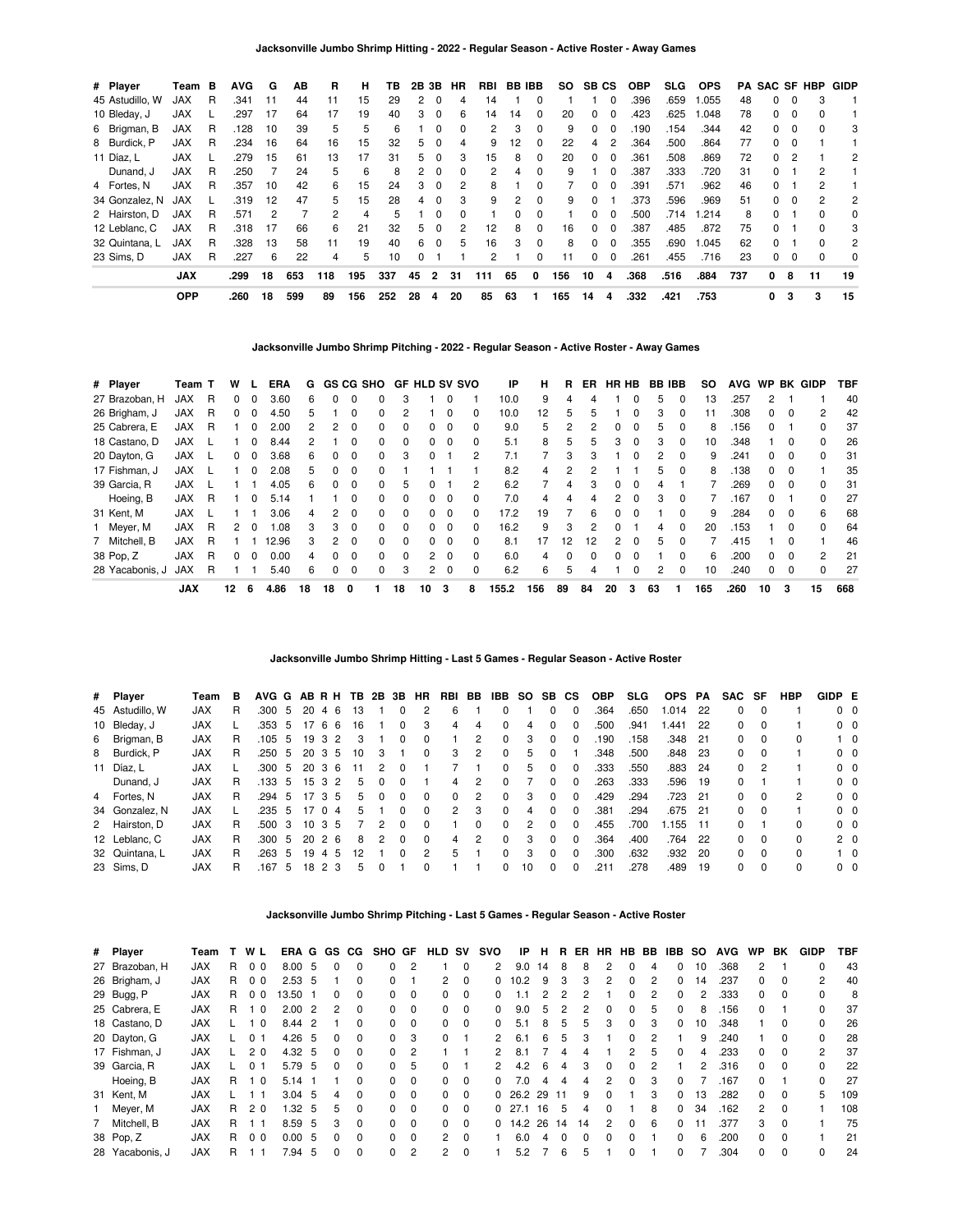### Jacksonville Jumbo Shrimp Hitting - 2022 - Regular Season - Active Roster - Away Games

| # | Player | Team | B | AVG | G | AB | R | H | TB | 2B | 3B | HR | RBI | BB | IBB | SO | SB | CS | OBP | SLG | OPS | PA | SAC | SF | HBP | GIDP |
|---|---|---|---|---|---|---|---|---|---|---|---|---|---|---|---|---|---|---|---|---|---|---|---|---|---|---|
| 45 | Astudillo, W | JAX | R | .341 | 11 | 44 | 11 | 15 | 29 | 2 | 0 | 4 | 14 | 1 | 0 | 1 | 1 | 0 | .396 | .659 | 1.055 | 48 | 0 | 0 | 3 | 1 |
| 10 | Bleday, J | JAX | L | .297 | 17 | 64 | 17 | 19 | 40 | 3 | 0 | 6 | 14 | 14 | 0 | 20 | 0 | 0 | .423 | .625 | 1.048 | 78 | 0 | 0 | 0 | 1 |
| 6 | Brigman, B | JAX | R | .128 | 10 | 39 | 5 | 5 | 6 | 1 | 0 | 0 | 2 | 3 | 0 | 9 | 0 | 0 | .190 | .154 | .344 | 42 | 0 | 0 | 0 | 3 |
| 8 | Burdick, P | JAX | R | .234 | 16 | 64 | 16 | 15 | 32 | 5 | 0 | 4 | 9 | 12 | 0 | 22 | 4 | 2 | .364 | .500 | .864 | 77 | 0 | 0 | 1 | 1 |
| 11 | Díaz, L | JAX | L | .279 | 15 | 61 | 13 | 17 | 31 | 5 | 0 | 3 | 15 | 8 | 0 | 20 | 0 | 0 | .361 | .508 | .869 | 72 | 0 | 2 | 1 | 2 |
| | Dunand, J | JAX | R | .250 | 7 | 24 | 5 | 6 | 8 | 2 | 0 | 0 | 2 | 4 | 0 | 9 | 1 | 0 | .387 | .333 | .720 | 31 | 0 | 1 | 2 | 1 |
| 4 | Fortes, N | JAX | R | .357 | 10 | 42 | 6 | 15 | 24 | 3 | 0 | 2 | 8 | 1 | 0 | 7 | 0 | 0 | .391 | .571 | .962 | 46 | 0 | 1 | 2 | 1 |
| 34 | Gonzalez, N | JAX | L | .319 | 12 | 47 | 5 | 15 | 28 | 4 | 0 | 3 | 9 | 2 | 0 | 9 | 0 | 1 | .373 | .596 | .969 | 51 | 0 | 0 | 2 | 2 |
| 2 | Hairston, D | JAX | R | .571 | 2 | 7 | 2 | 4 | 5 | 1 | 0 | 0 | 1 | 0 | 0 | 1 | 0 | 0 | .500 | .714 | 1.214 | 8 | 0 | 1 | 0 | 0 |
| 12 | Leblanc, C | JAX | R | .318 | 17 | 66 | 6 | 21 | 32 | 5 | 0 | 2 | 12 | 8 | 0 | 16 | 0 | 0 | .387 | .485 | .872 | 75 | 0 | 1 | 0 | 3 |
| 32 | Quintana, L | JAX | R | .328 | 13 | 58 | 11 | 19 | 40 | 6 | 0 | 5 | 16 | 3 | 0 | 8 | 0 | 0 | .355 | .690 | 1.045 | 62 | 0 | 1 | 0 | 2 |
| 23 | Sims, D | JAX | R | .227 | 6 | 22 | 4 | 5 | 10 | 0 | 1 | 1 | 2 | 1 | 0 | 11 | 0 | 0 | .261 | .455 | .716 | 23 | 0 | 0 | 0 | 0 |
| | | **JAX** | | **.299** | **18** | **653** | **118** | **195** | **337** | **45** | **2** | **31** | **111** | **65** | **0** | **156** | **10** | **4** | **.368** | **.516** | **.884** | **737** | **0** | **8** | **11** | **19** |
| | | **OPP** | | **.260** | **18** | **599** | **89** | **156** | **252** | **28** | **4** | **20** | **85** | **63** | **1** | **165** | **14** | **4** | **.332** | **.421** | **.753** | | **0** | **3** | **3** | **15** |

### Jacksonville Jumbo Shrimp Pitching - 2022 - Regular Season - Active Roster - Away Games

| # | Player | Team | T | W | L | ERA | G | GS | CG | SHO | GF | HLD | SV | SVO | IP | H | R | ER | HR | HB | BB | IBB | SO | AVG | WP | BK | GIDP | TBF |
|---|---|---|---|---|---|---|---|---|---|---|---|---|---|---|---|---|---|---|---|---|---|---|---|---|---|---|---|---|
| 27 | Brazoban, H | JAX | R | 0 | 0 | 3.60 | 6 | 0 | 0 | 0 | 3 | 1 | 0 | 1 | 10.0 | 9 | 4 | 4 | 1 | 0 | 5 | 0 | 13 | .257 | 2 | 1 | 1 | 40 |
| 26 | Brigham, J | JAX | R | 0 | 0 | 4.50 | 5 | 1 | 0 | 0 | 2 | 1 | 0 | 0 | 10.0 | 12 | 5 | 5 | 1 | 0 | 3 | 0 | 11 | .308 | 0 | 0 | 2 | 42 |
| 25 | Cabrera, E | JAX | R | 1 | 0 | 2.00 | 2 | 2 | 0 | 0 | 0 | 0 | 0 | 0 | 9.0 | 5 | 2 | 2 | 0 | 0 | 5 | 0 | 8 | .156 | 0 | 1 | 0 | 37 |
| 18 | Castano, D | JAX | L | 1 | 0 | 8.44 | 2 | 1 | 0 | 0 | 0 | 0 | 0 | 0 | 5.1 | 8 | 5 | 5 | 3 | 0 | 3 | 0 | 10 | .348 | 1 | 0 | 0 | 26 |
| 20 | Dayton, G | JAX | L | 0 | 0 | 3.68 | 6 | 0 | 0 | 0 | 3 | 0 | 1 | 2 | 7.1 | 7 | 3 | 3 | 1 | 0 | 2 | 0 | 9 | .241 | 0 | 0 | 0 | 31 |
| 17 | Fishman, J | JAX | L | 1 | 0 | 2.08 | 5 | 0 | 0 | 0 | 1 | 1 | 1 | 1 | 8.2 | 4 | 2 | 2 | 1 | 1 | 5 | 0 | 8 | .138 | 0 | 0 | 1 | 35 |
| 39 | Garcia, R | JAX | L | 1 | 1 | 4.05 | 6 | 0 | 0 | 0 | 5 | 0 | 1 | 2 | 6.2 | 7 | 4 | 3 | 0 | 0 | 4 | 1 | 7 | .269 | 0 | 0 | 0 | 31 |
| | Hoeing, B | JAX | R | 1 | 0 | 5.14 | 1 | 1 | 0 | 0 | 0 | 0 | 0 | 0 | 7.0 | 4 | 4 | 4 | 2 | 0 | 3 | 0 | 7 | .167 | 0 | 1 | 0 | 27 |
| 31 | Kent, M | JAX | L | 1 | 1 | 3.06 | 4 | 2 | 0 | 0 | 0 | 0 | 0 | 0 | 17.2 | 19 | 7 | 6 | 0 | 0 | 1 | 0 | 9 | .284 | 0 | 0 | 6 | 68 |
| 1 | Meyer, M | JAX | R | 2 | 0 | 1.08 | 3 | 3 | 0 | 0 | 0 | 0 | 0 | 0 | 16.2 | 9 | 3 | 2 | 0 | 1 | 4 | 0 | 20 | .153 | 1 | 0 | 0 | 64 |
| 7 | Mitchell, B | JAX | R | 1 | 1 | 12.96 | 3 | 2 | 0 | 0 | 0 | 0 | 0 | 0 | 8.1 | 17 | 12 | 12 | 2 | 0 | 5 | 0 | 7 | .415 | 1 | 0 | 1 | 46 |
| 38 | Pop, Z | JAX | R | 0 | 0 | 0.00 | 4 | 0 | 0 | 0 | 0 | 2 | 0 | 0 | 6.0 | 4 | 0 | 0 | 0 | 0 | 1 | 0 | 6 | .200 | 0 | 0 | 2 | 21 |
| 28 | Yacabonis, J | JAX | R | 1 | 1 | 5.40 | 6 | 0 | 0 | 0 | 3 | 2 | 0 | 0 | 6.2 | 6 | 5 | 4 | 1 | 0 | 2 | 0 | 10 | .240 | 0 | 0 | 0 | 27 |
| | | **JAX** | | **12** | **6** | **4.86** | **18** | **18** | **0** | **1** | **18** | **10** | **3** | **8** | **155.2** | **156** | **89** | **84** | **20** | **3** | **63** | **1** | **165** | **.260** | **10** | **3** | **15** | **668** |

### Jacksonville Jumbo Shrimp Hitting - Last 5 Games - Regular Season - Active Roster

| # | Player | Team | B | AVG | G | AB | R | H | TB | 2B | 3B | HR | RBI | BB | IBB | SO | SB | CS | OBP | SLG | OPS | PA | SAC | SF | HBP | GIDP | E |
|---|---|---|---|---|---|---|---|---|---|---|---|---|---|---|---|---|---|---|---|---|---|---|---|---|---|---|---|
| 45 | Astudillo, W | JAX | R | .300 | 5 | 20 | 4 | 6 | 13 | 1 | 0 | 2 | 6 | 1 | 0 | 1 | 0 | 0 | .364 | .650 | 1.014 | 22 | 0 | 0 | 1 | 0 | 0 |
| 10 | Bleday, J | JAX | L | .353 | 5 | 17 | 6 | 6 | 16 | 1 | 0 | 3 | 4 | 4 | 0 | 4 | 0 | 0 | .500 | .941 | 1.441 | 22 | 0 | 0 | 1 | 0 | 0 |
| 6 | Brigman, B | JAX | R | .105 | 5 | 19 | 3 | 2 | 3 | 1 | 0 | 0 | 1 | 2 | 0 | 3 | 0 | 0 | .190 | .158 | .348 | 21 | 0 | 0 | 0 | 1 | 0 |
| 8 | Burdick, P | JAX | R | .250 | 5 | 20 | 3 | 5 | 10 | 3 | 1 | 0 | 3 | 2 | 0 | 5 | 0 | 1 | .348 | .500 | .848 | 23 | 0 | 0 | 1 | 0 | 0 |
| 11 | Díaz, L | JAX | L | .300 | 5 | 20 | 3 | 6 | 11 | 2 | 0 | 1 | 7 | 1 | 0 | 5 | 0 | 0 | .333 | .550 | .883 | 24 | 0 | 2 | 1 | 0 | 0 |
| | Dunand, J | JAX | R | .133 | 5 | 15 | 3 | 2 | 5 | 0 | 0 | 1 | 4 | 2 | 0 | 7 | 0 | 0 | .263 | .333 | .596 | 19 | 0 | 1 | 1 | 0 | 0 |
| 4 | Fortes, N | JAX | R | .294 | 5 | 17 | 3 | 5 | 5 | 0 | 0 | 0 | 0 | 2 | 0 | 3 | 0 | 0 | .429 | .294 | .723 | 21 | 0 | 0 | 2 | 0 | 0 |
| 34 | Gonzalez, N | JAX | L | .235 | 5 | 17 | 0 | 4 | 5 | 1 | 0 | 0 | 2 | 3 | 0 | 4 | 0 | 0 | .381 | .294 | .675 | 21 | 0 | 0 | 1 | 0 | 0 |
| 2 | Hairston, D | JAX | R | .500 | 3 | 10 | 3 | 5 | 7 | 2 | 0 | 0 | 1 | 0 | 0 | 2 | 0 | 0 | .455 | .700 | 1.155 | 11 | 0 | 1 | 0 | 0 | 0 |
| 12 | Leblanc, C | JAX | R | .300 | 5 | 20 | 2 | 6 | 8 | 2 | 0 | 0 | 4 | 2 | 0 | 3 | 0 | 0 | .364 | .400 | .764 | 22 | 0 | 0 | 0 | 2 | 0 |
| 32 | Quintana, L | JAX | R | .263 | 5 | 19 | 4 | 5 | 12 | 1 | 0 | 2 | 5 | 1 | 0 | 3 | 0 | 0 | .300 | .632 | .932 | 20 | 0 | 0 | 0 | 1 | 0 |
| 23 | Sims, D | JAX | R | .167 | 5 | 18 | 2 | 3 | 5 | 0 | 1 | 0 | 1 | 1 | 0 | 10 | 0 | 0 | .211 | .278 | .489 | 19 | 0 | 0 | 0 | 0 | 0 |

### Jacksonville Jumbo Shrimp Pitching - Last 5 Games - Regular Season - Active Roster

| # | Player | Team | T | W | L | ERA | G | GS | CG | SHO | GF | HLD | SV | SVO | IP | H | R | ER | HR | HB | BB | IBB | SO | AVG | WP | BK | GIDP | TBF |
|---|---|---|---|---|---|---|---|---|---|---|---|---|---|---|---|---|---|---|---|---|---|---|---|---|---|---|---|---|
| 27 | Brazoban, H | JAX | R | 0 | 0 | 8.00 | 5 | 0 | 0 | 0 | 2 | 1 | 0 | 2 | 9.0 | 14 | 8 | 8 | 2 | 0 | 4 | 0 | 10 | .368 | 2 | 1 | 0 | 43 |
| 26 | Brigham, J | JAX | R | 0 | 0 | 2.53 | 5 | 1 | 0 | 0 | 1 | 2 | 0 | 0 | 10.2 | 9 | 3 | 3 | 2 | 0 | 2 | 0 | 14 | .237 | 0 | 0 | 2 | 40 |
| 29 | Bugg, P | JAX | R | 0 | 0 | 13.50 | 1 | 0 | 0 | 0 | 0 | 0 | 0 | 0 | 1.1 | 2 | 2 | 2 | 1 | 0 | 2 | 0 | 2 | .333 | 0 | 0 | 0 | 8 |
| 25 | Cabrera, E | JAX | R | 1 | 0 | 2.00 | 2 | 2 | 0 | 0 | 0 | 0 | 0 | 0 | 9.0 | 5 | 2 | 2 | 0 | 0 | 5 | 0 | 8 | .156 | 0 | 1 | 0 | 37 |
| 18 | Castano, D | JAX | L | 1 | 0 | 8.44 | 2 | 1 | 0 | 0 | 0 | 0 | 0 | 0 | 5.1 | 8 | 5 | 5 | 3 | 0 | 3 | 0 | 10 | .348 | 1 | 0 | 0 | 26 |
| 20 | Dayton, G | JAX | L | 0 | 1 | 4.26 | 5 | 0 | 0 | 0 | 3 | 0 | 1 | 2 | 6.1 | 6 | 5 | 3 | 1 | 0 | 2 | 1 | 9 | .240 | 1 | 0 | 0 | 28 |
| 17 | Fishman, J | JAX | L | 2 | 0 | 4.32 | 5 | 0 | 0 | 0 | 2 | 1 | 1 | 2 | 8.1 | 7 | 4 | 4 | 1 | 2 | 5 | 0 | 4 | .233 | 0 | 0 | 2 | 37 |
| 39 | Garcia, R | JAX | L | 0 | 1 | 5.79 | 5 | 0 | 0 | 0 | 5 | 0 | 1 | 2 | 4.2 | 6 | 4 | 3 | 0 | 0 | 2 | 1 | 2 | .316 | 0 | 0 | 0 | 22 |
| | Hoeing, B | JAX | R | 1 | 0 | 5.14 | 1 | 1 | 0 | 0 | 0 | 0 | 0 | 0 | 7.0 | 4 | 4 | 4 | 2 | 0 | 3 | 0 | 7 | .167 | 0 | 1 | 0 | 27 |
| 31 | Kent, M | JAX | L | 1 | 1 | 3.04 | 5 | 4 | 0 | 0 | 0 | 0 | 0 | 0 | 26.2 | 29 | 11 | 9 | 0 | 1 | 3 | 0 | 13 | .282 | 0 | 0 | 5 | 109 |
| 1 | Meyer, M | JAX | R | 2 | 0 | 1.32 | 5 | 5 | 0 | 0 | 0 | 0 | 0 | 0 | 27.1 | 16 | 5 | 4 | 0 | 1 | 8 | 0 | 34 | .162 | 2 | 0 | 1 | 108 |
| 7 | Mitchell, B | JAX | R | 1 | 1 | 8.59 | 5 | 3 | 0 | 0 | 0 | 0 | 0 | 0 | 14.2 | 26 | 14 | 14 | 2 | 0 | 6 | 0 | 11 | .377 | 3 | 0 | 1 | 75 |
| 38 | Pop, Z | JAX | R | 0 | 0 | 0.00 | 5 | 0 | 0 | 0 | 0 | 2 | 0 | 1 | 6.0 | 4 | 0 | 0 | 0 | 0 | 1 | 0 | 6 | .200 | 0 | 0 | 1 | 21 |
| 28 | Yacabonis, J | JAX | R | 1 | 1 | 7.94 | 5 | 0 | 0 | 0 | 2 | 2 | 0 | 1 | 5.2 | 7 | 6 | 5 | 1 | 0 | 1 | 0 | 7 | .304 | 0 | 0 | 0 | 24 |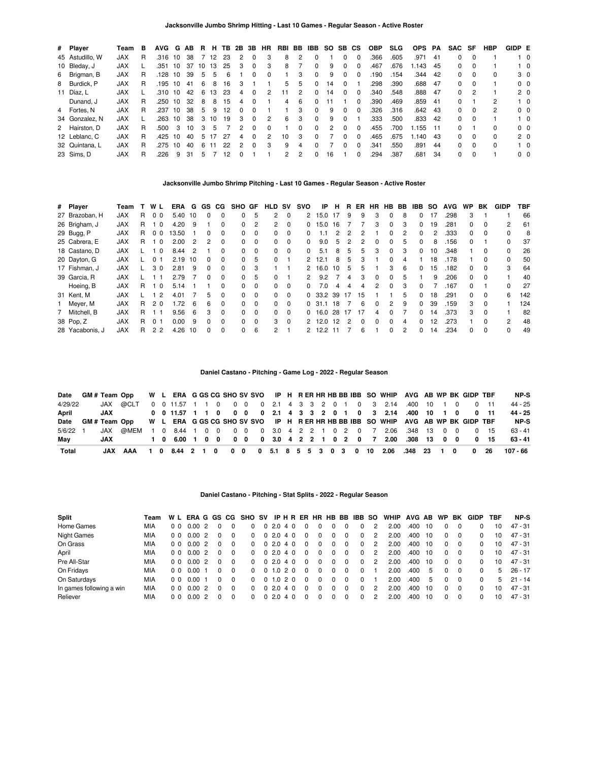### Jacksonville Jumbo Shrimp Hitting - Last 10 Games - Regular Season - Active Roster

| # | Player | Team | B | AVG | G | AB | R | H | TB | 2B | 3B | HR | RBI | BB | IBB | SO | SB | CS | OBP | SLG | OPS | PA | SAC | SF | HBP | GIDP | E |
|---|---|---|---|---|---|---|---|---|---|---|---|---|---|---|---|---|---|---|---|---|---|---|---|---|---|---|---|
| 45 | Astudillo, W | JAX | R | .316 | 10 | 38 | 7 | 12 | 23 | 2 | 0 | 3 | 8 | 2 | 0 | 1 | 0 | 0 | .366 | .605 | .971 | 41 | 0 | 0 | 1 | 1 | 0 |
| 10 | Bleday, J | JAX | L | .351 | 10 | 37 | 10 | 13 | 25 | 3 | 0 | 3 | 8 | 7 | 0 | 9 | 0 | 0 | .467 | .676 | 1.143 | 45 | 0 | 0 | 1 | 1 | 0 |
| 6 | Brigman, B | JAX | R | .128 | 10 | 39 | 5 | 5 | 6 | 1 | 0 | 0 | 1 | 3 | 0 | 9 | 0 | 0 | .190 | .154 | .344 | 42 | 0 | 0 | 0 | 3 | 0 |
| 8 | Burdick, P | JAX | R | .195 | 10 | 41 | 6 | 8 | 16 | 3 | 1 | 1 | 5 | 5 | 0 | 14 | 0 | 1 | .298 | .390 | .688 | 47 | 0 | 0 | 1 | 0 | 0 |
| 11 | Díaz, L | JAX | L | .310 | 10 | 42 | 6 | 13 | 23 | 4 | 0 | 2 | 11 | 2 | 0 | 14 | 0 | 0 | .340 | .548 | .888 | 47 | 0 | 2 | 1 | 2 | 0 |
| | Dunand, J | JAX | R | .250 | 10 | 32 | 8 | 8 | 15 | 4 | 0 | 1 | 4 | 6 | 0 | 11 | 1 | 0 | .390 | .469 | .859 | 41 | 0 | 1 | 2 | 1 | 0 |
| 4 | Fortes, N | JAX | R | .237 | 10 | 38 | 5 | 9 | 12 | 0 | 0 | 1 | 1 | 3 | 0 | 9 | 0 | 0 | .326 | .316 | .642 | 43 | 0 | 0 | 2 | 0 | 0 |
| 34 | Gonzalez, N | JAX | L | .263 | 10 | 38 | 3 | 10 | 19 | 3 | 0 | 2 | 6 | 3 | 0 | 9 | 0 | 1 | .333 | .500 | .833 | 42 | 0 | 0 | 1 | 1 | 0 |
| 2 | Hairston, D | JAX | R | .500 | 3 | 10 | 3 | 5 | 7 | 2 | 0 | 0 | 1 | 0 | 0 | 2 | 0 | 0 | .455 | .700 | 1.155 | 11 | 0 | 1 | 0 | 0 | 0 |
| 12 | Leblanc, C | JAX | R | .425 | 10 | 40 | 5 | 17 | 27 | 4 | 0 | 2 | 10 | 3 | 0 | 7 | 0 | 0 | .465 | .675 | 1.140 | 43 | 0 | 0 | 0 | 2 | 0 |
| 32 | Quintana, L | JAX | R | .275 | 10 | 40 | 6 | 11 | 22 | 2 | 0 | 3 | 9 | 4 | 0 | 7 | 0 | 0 | .341 | .550 | .891 | 44 | 0 | 0 | 0 | 1 | 0 |
| 23 | Sims, D | JAX | R | .226 | 9 | 31 | 5 | 7 | 12 | 0 | 1 | 1 | 2 | 2 | 0 | 16 | 1 | 0 | .294 | .387 | .681 | 34 | 0 | 0 | 1 | 0 | 0 |

### Jacksonville Jumbo Shrimp Pitching - Last 10 Games - Regular Season - Active Roster

| # | Player | Team | T | W | L | ERA | G | GS | CG | SHO | GF | HLD | SV | SVO | IP | H | R | ER | HR | HB | BB | IBB | SO | AVG | WP | BK | GIDP | TBF |
|---|---|---|---|---|---|---|---|---|---|---|---|---|---|---|---|---|---|---|---|---|---|---|---|---|---|---|---|---|
| 27 | Brazoban, H | JAX | R | 0 | 0 | 5.40 | 10 | 0 | 0 | 0 | 5 | 2 | 0 | 2 | 15.0 | 17 | 9 | 9 | 3 | 0 | 8 | 0 | 17 | .298 | 3 | 1 | 1 | 66 |
| 26 | Brigham, J | JAX | R | 1 | 0 | 4.20 | 9 | 1 | 0 | 0 | 2 | 2 | 0 | 0 | 15.0 | 16 | 7 | 7 | 3 | 0 | 3 | 0 | 19 | .281 | 0 | 0 | 2 | 61 |
| 29 | Bugg, P | JAX | R | 0 | 0 | 13.50 | 1 | 0 | 0 | 0 | 0 | 0 | 0 | 0 | 1.1 | 2 | 2 | 2 | 1 | 0 | 2 | 0 | 2 | .333 | 0 | 0 | 0 | 8 |
| 25 | Cabrera, E | JAX | R | 1 | 0 | 2.00 | 2 | 2 | 0 | 0 | 0 | 0 | 0 | 0 | 9.0 | 5 | 2 | 2 | 0 | 0 | 5 | 0 | 8 | .156 | 0 | 1 | 0 | 37 |
| 18 | Castano, D | JAX | L | 1 | 0 | 8.44 | 2 | 1 | 0 | 0 | 0 | 0 | 0 | 0 | 5.1 | 8 | 5 | 5 | 3 | 0 | 3 | 0 | 10 | .348 | 1 | 0 | 0 | 26 |
| 20 | Dayton, G | JAX | L | 0 | 1 | 2.19 | 10 | 0 | 0 | 0 | 5 | 0 | 1 | 2 | 12.1 | 8 | 5 | 3 | 1 | 0 | 4 | 1 | 18 | .178 | 1 | 0 | 0 | 50 |
| 17 | Fishman, J | JAX | L | 3 | 0 | 2.81 | 9 | 0 | 0 | 0 | 3 | 1 | 1 | 2 | 16.0 | 10 | 5 | 5 | 1 | 3 | 6 | 0 | 15 | .182 | 0 | 0 | 3 | 64 |
| 39 | Garcia, R | JAX | L | 1 | 1 | 2.79 | 7 | 0 | 0 | 0 | 5 | 0 | 1 | 2 | 9.2 | 7 | 4 | 3 | 0 | 0 | 5 | 1 | 9 | .206 | 0 | 0 | 1 | 40 |
| | Hoeing, B | JAX | R | 1 | 0 | 5.14 | 1 | 1 | 0 | 0 | 0 | 0 | 0 | 0 | 7.0 | 4 | 4 | 4 | 2 | 0 | 3 | 0 | 7 | .167 | 0 | 1 | 0 | 27 |
| 31 | Kent, M | JAX | L | 1 | 2 | 4.01 | 7 | 5 | 0 | 0 | 0 | 0 | 0 | 0 | 33.2 | 39 | 17 | 15 | 1 | 1 | 5 | 0 | 18 | .291 | 0 | 0 | 6 | 142 |
| 1 | Meyer, M | JAX | R | 2 | 0 | 1.72 | 6 | 6 | 0 | 0 | 0 | 0 | 0 | 0 | 31.1 | 18 | 7 | 6 | 0 | 2 | 9 | 0 | 39 | .159 | 3 | 0 | 1 | 124 |
| 7 | Mitchell, B | JAX | R | 1 | 1 | 9.56 | 6 | 3 | 0 | 0 | 0 | 0 | 0 | 0 | 16.0 | 28 | 17 | 17 | 4 | 0 | 7 | 0 | 14 | .373 | 3 | 0 | 1 | 82 |
| 38 | Pop, Z | JAX | R | 0 | 1 | 0.00 | 9 | 0 | 0 | 0 | 0 | 3 | 0 | 2 | 12.0 | 12 | 2 | 0 | 0 | 0 | 4 | 0 | 12 | .273 | 1 | 0 | 2 | 48 |
| 28 | Yacabonis, J | JAX | R | 2 | 2 | 4.26 | 10 | 0 | 0 | 0 | 6 | 2 | 1 | 2 | 12.2 | 11 | 7 | 6 | 1 | 0 | 2 | 0 | 14 | .234 | 0 | 0 | 0 | 49 |

### Daniel Castano - Pitching - Game Log - 2022 - Regular Season

| Date | GM # | Team | Opp | W | L | ERA | G | GS | CG | SHO | SV | SVO | IP | H | R | ER | HR | HB | BB | IBB | SO | WHIP | AVG | AB | WP | BK | GIDP | TBF | NP-S |
|---|---|---|---|---|---|---|---|---|---|---|---|---|---|---|---|---|---|---|---|---|---|---|---|---|---|---|---|---|---|
| 4/29/22 | | JAX | @CLT | 0 | 0 | 11.57 | 1 | 1 | 0 | 0 | 0 | 0 | 2.1 | 4 | 3 | 3 | 2 | 0 | 1 | 0 | 3 | 2.14 | .400 | 10 | 1 | 0 | 0 | 11 | 44 - 25 |
| **April** | | **JAX** | | **0** | **0** | **11.57** | **1** | **1** | **0** | **0** | **0** | **0** | **2.1** | **4** | **3** | **3** | **2** | **0** | **1** | **0** | **3** | **2.14** | **.400** | **10** | **1** | **0** | **0** | **11** | **44 - 25** |
| **Date** | **GM #** | **Team** | **Opp** | **W** | **L** | **ERA** | **G** | **GS** | **CG** | **SHO** | **SV** | **SVO** | **IP** | **H** | **R** | **ER** | **HR** | **HB** | **BB** | **IBB** | **SO** | **WHIP** | **AVG** | **AB** | **WP** | **BK** | **GIDP** | **TBF** | **NP-S** |
| 5/6/22 | 1 | JAX | @MEM | 1 | 0 | 8.44 | 1 | 0 | 0 | 0 | 0 | 0 | 3.0 | 4 | 2 | 2 | 1 | 0 | 2 | 0 | 7 | 2.06 | .348 | 13 | 0 | 0 | 0 | 15 | 63 - 41 |
| **May** | | **JAX** | | **1** | **0** | **6.00** | **1** | **0** | **0** | **0** | **0** | **0** | **3.0** | **4** | **2** | **2** | **1** | **0** | **2** | **0** | **7** | **2.00** | **.308** | **13** | **0** | **0** | **0** | **15** | **63 - 41** |
| **Total** | | **JAX** | **AAA** | **1** | **0** | **8.44** | **2** | **1** | **0** | **0** | **0** | **0** | **5.1** | **8** | **5** | **5** | **3** | **0** | **3** | **0** | **10** | **2.06** | **.348** | **23** | **1** | **0** | **0** | **26** | **107 - 66** |

### Daniel Castano - Pitching - Stat Splits - 2022 - Regular Season

| Split | Team | W | L | ERA | G | GS | CG | SHO | SV | IP | H | R | ER | HR | HB | BB | IBB | SO | WHIP | AVG | AB | WP | BK | GIDP | TBF | NP-S |
|---|---|---|---|---|---|---|---|---|---|---|---|---|---|---|---|---|---|---|---|---|---|---|---|---|---|---|
| Home Games | MIA | 0 | 0 | 0.00 | 2 | 0 | 0 | 0 | 0 | 2.0 | 4 | 0 | 0 | 0 | 0 | 0 | 0 | 2 | 2.00 | .400 | 10 | 0 | 0 | 0 | 10 | 47 - 31 |
| Night Games | MIA | 0 | 0 | 0.00 | 2 | 0 | 0 | 0 | 0 | 2.0 | 4 | 0 | 0 | 0 | 0 | 0 | 0 | 2 | 2.00 | .400 | 10 | 0 | 0 | 0 | 10 | 47 - 31 |
| On Grass | MIA | 0 | 0 | 0.00 | 2 | 0 | 0 | 0 | 0 | 2.0 | 4 | 0 | 0 | 0 | 0 | 0 | 0 | 2 | 2.00 | .400 | 10 | 0 | 0 | 0 | 10 | 47 - 31 |
| April | MIA | 0 | 0 | 0.00 | 2 | 0 | 0 | 0 | 0 | 2.0 | 4 | 0 | 0 | 0 | 0 | 0 | 0 | 2 | 2.00 | .400 | 10 | 0 | 0 | 0 | 10 | 47 - 31 |
| Pre All-Star | MIA | 0 | 0 | 0.00 | 2 | 0 | 0 | 0 | 0 | 2.0 | 4 | 0 | 0 | 0 | 0 | 0 | 0 | 2 | 2.00 | .400 | 10 | 0 | 0 | 0 | 10 | 47 - 31 |
| On Fridays | MIA | 0 | 0 | 0.00 | 1 | 0 | 0 | 0 | 0 | 1.0 | 2 | 0 | 0 | 0 | 0 | 0 | 0 | 1 | 2.00 | .400 | 5 | 0 | 0 | 0 | 5 | 26 - 17 |
| On Saturdays | MIA | 0 | 0 | 0.00 | 1 | 0 | 0 | 0 | 0 | 1.0 | 2 | 0 | 0 | 0 | 0 | 0 | 0 | 1 | 2.00 | .400 | 5 | 0 | 0 | 0 | 5 | 21 - 14 |
| In games following a win | MIA | 0 | 0 | 0.00 | 2 | 0 | 0 | 0 | 0 | 2.0 | 4 | 0 | 0 | 0 | 0 | 0 | 0 | 2 | 2.00 | .400 | 10 | 0 | 0 | 0 | 10 | 47 - 31 |
| Reliever | MIA | 0 | 0 | 0.00 | 2 | 0 | 0 | 0 | 0 | 2.0 | 4 | 0 | 0 | 0 | 0 | 0 | 0 | 2 | 2.00 | .400 | 10 | 0 | 0 | 0 | 10 | 47 - 31 |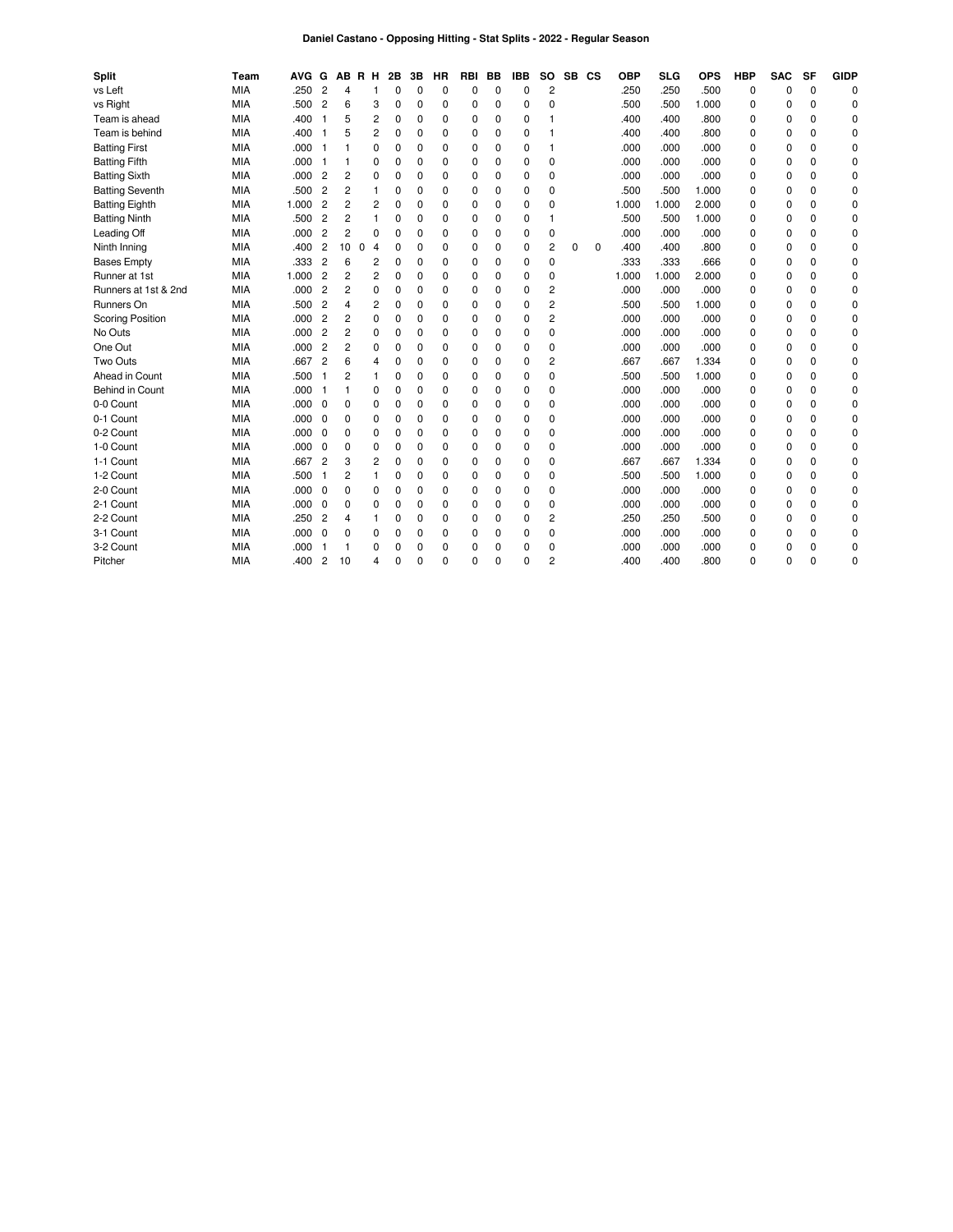**Daniel Castano - Opposing Hitting - Stat Splits - 2022 - Regular Season**

| Split | Team | AVG | G | AB | R | H | 2B | 3B | HR | RBI | BB | IBB | SO | SB | CS | OBP | SLG | OPS | HBP | SAC | SF | GIDP |
|---|---|---|---|---|---|---|---|---|---|---|---|---|---|---|---|---|---|---|---|---|---|---|
| vs Left | MIA | .250 | 2 | 4 | | 1 | 0 | 0 | 0 | 0 | 0 | 0 | 2 | | | .250 | .250 | .500 | 0 | 0 | 0 | 0 |
| vs Right | MIA | .500 | 2 | 6 | | 3 | 0 | 0 | 0 | 0 | 0 | 0 | 0 | | | .500 | .500 | 1.000 | 0 | 0 | 0 | 0 |
| Team is ahead | MIA | .400 | 1 | 5 | | 2 | 0 | 0 | 0 | 0 | 0 | 0 | 1 | | | .400 | .400 | .800 | 0 | 0 | 0 | 0 |
| Team is behind | MIA | .400 | 1 | 5 | | 2 | 0 | 0 | 0 | 0 | 0 | 0 | 1 | | | .400 | .400 | .800 | 0 | 0 | 0 | 0 |
| Batting First | MIA | .000 | 1 | 1 | | 0 | 0 | 0 | 0 | 0 | 0 | 0 | 1 | | | .000 | .000 | .000 | 0 | 0 | 0 | 0 |
| Batting Fifth | MIA | .000 | 1 | 1 | | 0 | 0 | 0 | 0 | 0 | 0 | 0 | 0 | | | .000 | .000 | .000 | 0 | 0 | 0 | 0 |
| Batting Sixth | MIA | .000 | 2 | 2 | | 0 | 0 | 0 | 0 | 0 | 0 | 0 | 0 | | | .000 | .000 | .000 | 0 | 0 | 0 | 0 |
| Batting Seventh | MIA | .500 | 2 | 2 | | 1 | 0 | 0 | 0 | 0 | 0 | 0 | 0 | | | .500 | .500 | 1.000 | 0 | 0 | 0 | 0 |
| Batting Eighth | MIA | 1.000 | 2 | 2 | | 2 | 0 | 0 | 0 | 0 | 0 | 0 | 0 | | | 1.000 | 1.000 | 2.000 | 0 | 0 | 0 | 0 |
| Batting Ninth | MIA | .500 | 2 | 2 | | 1 | 0 | 0 | 0 | 0 | 0 | 0 | 1 | | | .500 | .500 | 1.000 | 0 | 0 | 0 | 0 |
| Leading Off | MIA | .000 | 2 | 2 | | 0 | 0 | 0 | 0 | 0 | 0 | 0 | 0 | | | .000 | .000 | .000 | 0 | 0 | 0 | 0 |
| Ninth Inning | MIA | .400 | 2 | 10 | 0 | 4 | 0 | 0 | 0 | 0 | 0 | 0 | 2 | 0 | 0 | .400 | .400 | .800 | 0 | 0 | 0 | 0 |
| Bases Empty | MIA | .333 | 2 | 6 | | 2 | 0 | 0 | 0 | 0 | 0 | 0 | 0 | | | .333 | .333 | .666 | 0 | 0 | 0 | 0 |
| Runner at 1st | MIA | 1.000 | 2 | 2 | | 2 | 0 | 0 | 0 | 0 | 0 | 0 | 0 | | | 1.000 | 1.000 | 2.000 | 0 | 0 | 0 | 0 |
| Runners at 1st & 2nd | MIA | .000 | 2 | 2 | | 0 | 0 | 0 | 0 | 0 | 0 | 0 | 2 | | | .000 | .000 | .000 | 0 | 0 | 0 | 0 |
| Runners On | MIA | .500 | 2 | 4 | | 2 | 0 | 0 | 0 | 0 | 0 | 0 | 2 | | | .500 | .500 | 1.000 | 0 | 0 | 0 | 0 |
| Scoring Position | MIA | .000 | 2 | 2 | | 0 | 0 | 0 | 0 | 0 | 0 | 0 | 2 | | | .000 | .000 | .000 | 0 | 0 | 0 | 0 |
| No Outs | MIA | .000 | 2 | 2 | | 0 | 0 | 0 | 0 | 0 | 0 | 0 | 0 | | | .000 | .000 | .000 | 0 | 0 | 0 | 0 |
| One Out | MIA | .000 | 2 | 2 | | 0 | 0 | 0 | 0 | 0 | 0 | 0 | 0 | | | .000 | .000 | .000 | 0 | 0 | 0 | 0 |
| Two Outs | MIA | .667 | 2 | 6 | | 4 | 0 | 0 | 0 | 0 | 0 | 0 | 2 | | | .667 | .667 | 1.334 | 0 | 0 | 0 | 0 |
| Ahead in Count | MIA | .500 | 1 | 2 | | 1 | 0 | 0 | 0 | 0 | 0 | 0 | 0 | | | .500 | .500 | 1.000 | 0 | 0 | 0 | 0 |
| Behind in Count | MIA | .000 | 1 | 1 | | 0 | 0 | 0 | 0 | 0 | 0 | 0 | 0 | | | .000 | .000 | .000 | 0 | 0 | 0 | 0 |
| 0-0 Count | MIA | .000 | 0 | 0 | | 0 | 0 | 0 | 0 | 0 | 0 | 0 | 0 | | | .000 | .000 | .000 | 0 | 0 | 0 | 0 |
| 0-1 Count | MIA | .000 | 0 | 0 | | 0 | 0 | 0 | 0 | 0 | 0 | 0 | 0 | | | .000 | .000 | .000 | 0 | 0 | 0 | 0 |
| 0-2 Count | MIA | .000 | 0 | 0 | | 0 | 0 | 0 | 0 | 0 | 0 | 0 | 0 | | | .000 | .000 | .000 | 0 | 0 | 0 | 0 |
| 1-0 Count | MIA | .000 | 0 | 0 | | 0 | 0 | 0 | 0 | 0 | 0 | 0 | 0 | | | .000 | .000 | .000 | 0 | 0 | 0 | 0 |
| 1-1 Count | MIA | .667 | 2 | 3 | | 2 | 0 | 0 | 0 | 0 | 0 | 0 | 0 | | | .667 | .667 | 1.334 | 0 | 0 | 0 | 0 |
| 1-2 Count | MIA | .500 | 1 | 2 | | 1 | 0 | 0 | 0 | 0 | 0 | 0 | 0 | | | .500 | .500 | 1.000 | 0 | 0 | 0 | 0 |
| 2-0 Count | MIA | .000 | 0 | 0 | | 0 | 0 | 0 | 0 | 0 | 0 | 0 | 0 | | | .000 | .000 | .000 | 0 | 0 | 0 | 0 |
| 2-1 Count | MIA | .000 | 0 | 0 | | 0 | 0 | 0 | 0 | 0 | 0 | 0 | 0 | | | .000 | .000 | .000 | 0 | 0 | 0 | 0 |
| 2-2 Count | MIA | .250 | 2 | 4 | | 1 | 0 | 0 | 0 | 0 | 0 | 0 | 2 | | | .250 | .250 | .500 | 0 | 0 | 0 | 0 |
| 3-1 Count | MIA | .000 | 0 | 0 | | 0 | 0 | 0 | 0 | 0 | 0 | 0 | 0 | | | .000 | .000 | .000 | 0 | 0 | 0 | 0 |
| 3-2 Count | MIA | .000 | 1 | 1 | | 0 | 0 | 0 | 0 | 0 | 0 | 0 | 0 | | | .000 | .000 | .000 | 0 | 0 | 0 | 0 |
| Pitcher | MIA | .400 | 2 | 10 | | 4 | 0 | 0 | 0 | 0 | 0 | 0 | 2 | | | .400 | .400 | .800 | 0 | 0 | 0 | 0 |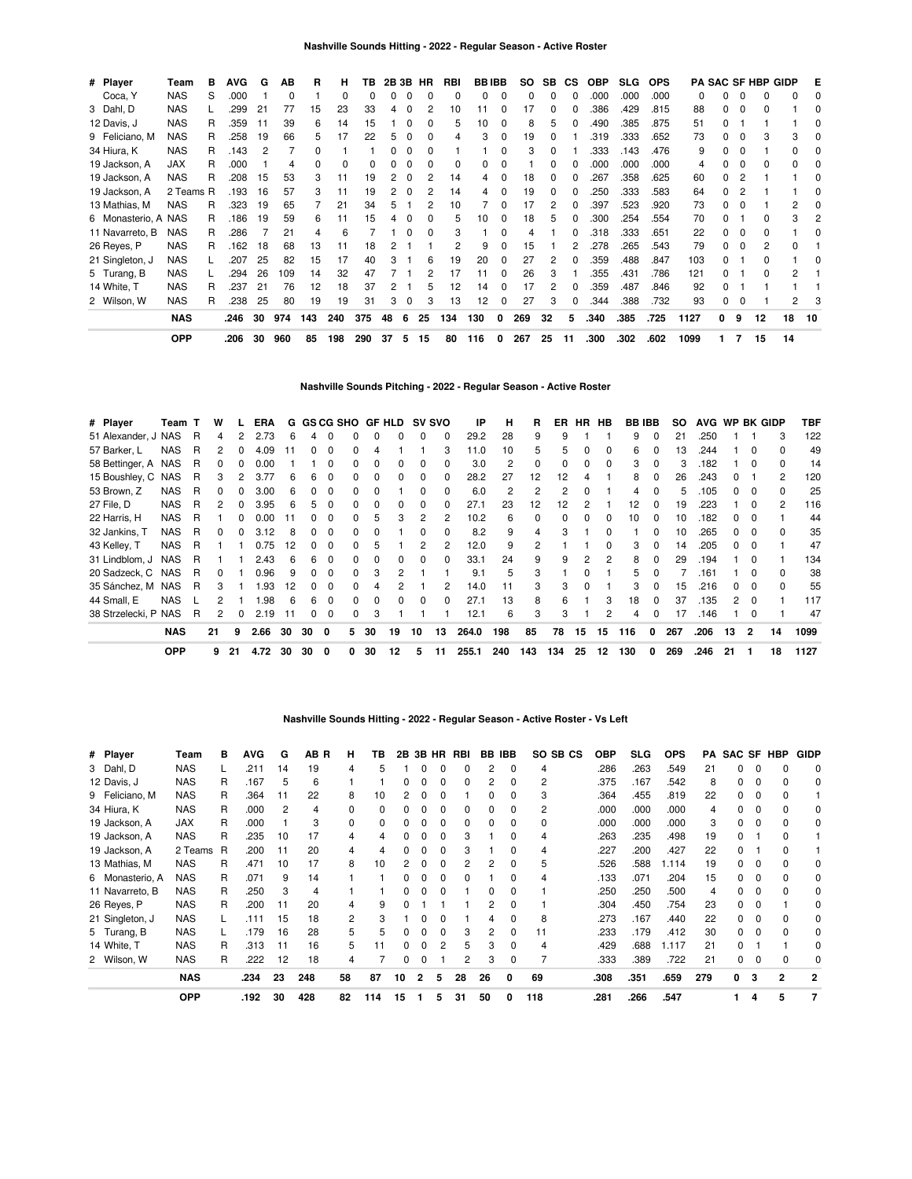### Nashville Sounds Hitting - 2022 - Regular Season - Active Roster

| # | Player | Team | B | AVG | G | AB | R | H | TB | 2B | 3B | HR | RBI | BB | IBB | SO | SB | CS | OBP | SLG | OPS | PA | SAC | SF | HBP | GIDP | E |
|---|---|---|---|---|---|---|---|---|---|---|---|---|---|---|---|---|---|---|---|---|---|---|---|---|---|---|---|
| | Coca, Y | NAS | S | .000 | 1 | 0 | 1 | 0 | 0 | 0 | 0 | 0 | 0 | 0 | 0 | 0 | 0 | 0 | .000 | .000 | .000 | 0 | 0 | 0 | 0 | 0 | 0 |
| 3 | Dahl, D | NAS | L | .299 | 21 | 77 | 15 | 23 | 33 | 4 | 0 | 2 | 10 | 11 | 0 | 17 | 0 | 0 | .386 | .429 | .815 | 88 | 0 | 0 | 0 | 1 | 0 |
| 12 | Davis, J | NAS | R | .359 | 11 | 39 | 6 | 14 | 15 | 1 | 0 | 0 | 5 | 10 | 0 | 8 | 5 | 0 | .490 | .385 | .875 | 51 | 0 | 1 | 1 | 1 | 0 |
| 9 | Feliciano, M | NAS | R | .258 | 19 | 66 | 5 | 17 | 22 | 5 | 0 | 0 | 4 | 3 | 0 | 19 | 0 | 1 | .319 | .333 | .652 | 73 | 0 | 0 | 3 | 3 | 0 |
| 34 | Hiura, K | NAS | R | .143 | 2 | 7 | 0 | 1 | 1 | 0 | 0 | 0 | 1 | 1 | 0 | 3 | 0 | 1 | .333 | .143 | .476 | 9 | 0 | 0 | 1 | 0 | 0 |
| 19 | Jackson, A | JAX | R | .000 | 1 | 4 | 0 | 0 | 0 | 0 | 0 | 0 | 0 | 0 | 0 | 1 | 0 | 0 | .000 | .000 | .000 | 4 | 0 | 0 | 0 | 0 | 0 |
| 19 | Jackson, A | NAS | R | .208 | 15 | 53 | 3 | 11 | 19 | 2 | 0 | 2 | 14 | 4 | 0 | 18 | 0 | 0 | .267 | .358 | .625 | 60 | 0 | 2 | 1 | 1 | 0 |
| 19 | Jackson, A | 2 Teams | R | .193 | 16 | 57 | 3 | 11 | 19 | 2 | 0 | 2 | 14 | 4 | 0 | 19 | 0 | 0 | .250 | .333 | .583 | 64 | 0 | 2 | 1 | 1 | 0 |
| 13 | Mathias, M | NAS | R | .323 | 19 | 65 | 7 | 21 | 34 | 5 | 1 | 2 | 10 | 7 | 0 | 17 | 2 | 0 | .397 | .523 | .920 | 73 | 0 | 0 | 1 | 2 | 0 |
| 6 | Monasterio, A | NAS | R | .186 | 19 | 59 | 6 | 11 | 15 | 4 | 0 | 0 | 5 | 10 | 0 | 18 | 5 | 0 | .300 | .254 | .554 | 70 | 0 | 1 | 0 | 3 | 2 |
| 11 | Navarreto, B | NAS | R | .286 | 7 | 21 | 4 | 6 | 7 | 1 | 0 | 0 | 3 | 1 | 0 | 4 | 1 | 0 | .318 | .333 | .651 | 22 | 0 | 0 | 0 | 1 | 0 |
| 26 | Reyes, P | NAS | R | .162 | 18 | 68 | 13 | 11 | 18 | 2 | 1 | 1 | 2 | 9 | 0 | 15 | 1 | 2 | .278 | .265 | .543 | 79 | 0 | 0 | 2 | 0 | 1 |
| 21 | Singleton, J | NAS | L | .207 | 25 | 82 | 15 | 17 | 40 | 3 | 1 | 6 | 19 | 20 | 0 | 27 | 2 | 0 | .359 | .488 | .847 | 103 | 0 | 1 | 0 | 1 | 0 |
| 5 | Turang, B | NAS | L | .294 | 26 | 109 | 14 | 32 | 47 | 7 | 1 | 2 | 17 | 11 | 0 | 26 | 3 | 1 | .355 | .431 | .786 | 121 | 0 | 1 | 0 | 2 | 1 |
| 14 | White, T | NAS | R | .237 | 21 | 76 | 12 | 18 | 37 | 2 | 1 | 5 | 12 | 14 | 0 | 17 | 2 | 0 | .359 | .487 | .846 | 92 | 0 | 1 | 1 | 1 | 1 |
| 2 | Wilson, W | NAS | R | .238 | 25 | 80 | 19 | 19 | 31 | 3 | 0 | 3 | 13 | 12 | 0 | 27 | 3 | 0 | .344 | .388 | .732 | 93 | 0 | 0 | 1 | 2 | 3 |
| | | **NAS** | | **.246** | **30** | **974** | **143** | **240** | **375** | **48** | **6** | **25** | **134** | **130** | **0** | **269** | **32** | **5** | **.340** | **.385** | **.725** | **1127** | **0** | **9** | **12** | **18** | **10** |
| | | **OPP** | | **.206** | **30** | **960** | **85** | **198** | **290** | **37** | **5** | **15** | **80** | **116** | **0** | **267** | **25** | **11** | **.300** | **.302** | **.602** | **1099** | **1** | **7** | **15** | **14** | |

### Nashville Sounds Pitching - 2022 - Regular Season - Active Roster

| # | Player | Team | T | W | L | ERA | G | GS | CG | SHO | GF | HLD | SV | SVO | IP | H | R | ER | HR | HB | BB | IBB | SO | AVG | WP | BK | GIDP | TBF |
|---|---|---|---|---|---|---|---|---|---|---|---|---|---|---|---|---|---|---|---|---|---|---|---|---|---|---|---|---|
| 51 | Alexander, J | NAS | R | 4 | 2 | 2.73 | 6 | 4 | 0 | 0 | 0 | 0 | 0 | 0 | 29.2 | 28 | 9 | 9 | 1 | 1 | 9 | 0 | 21 | .250 | 1 | 1 | 3 | 122 |
| 57 | Barker, L | NAS | R | 2 | 0 | 4.09 | 11 | 0 | 0 | 0 | 4 | 1 | 1 | 3 | 11.0 | 10 | 5 | 5 | 0 | 0 | 6 | 0 | 13 | .244 | 1 | 0 | 0 | 49 |
| 58 | Bettinger, A | NAS | R | 0 | 0 | 0.00 | 1 | 1 | 0 | 0 | 0 | 0 | 0 | 0 | 3.0 | 2 | 0 | 0 | 0 | 0 | 3 | 0 | 3 | .182 | 1 | 0 | 0 | 14 |
| 15 | Boushley, C | NAS | R | 3 | 2 | 3.77 | 6 | 6 | 0 | 0 | 0 | 0 | 0 | 0 | 28.2 | 27 | 12 | 12 | 4 | 1 | 8 | 0 | 26 | .243 | 0 | 1 | 2 | 120 |
| 53 | Brown, Z | NAS | R | 0 | 0 | 3.00 | 6 | 0 | 0 | 0 | 0 | 1 | 0 | 0 | 6.0 | 2 | 2 | 2 | 0 | 1 | 4 | 0 | 5 | .105 | 0 | 0 | 0 | 25 |
| 27 | File, D | NAS | R | 2 | 0 | 3.95 | 6 | 5 | 0 | 0 | 0 | 0 | 0 | 0 | 27.1 | 23 | 12 | 12 | 2 | 1 | 12 | 0 | 19 | .223 | 1 | 0 | 2 | 116 |
| 22 | Harris, H | NAS | R | 1 | 0 | 0.00 | 11 | 0 | 0 | 0 | 5 | 3 | 2 | 2 | 10.2 | 6 | 0 | 0 | 0 | 0 | 10 | 0 | 10 | .182 | 0 | 0 | 1 | 44 |
| 32 | Jankins, T | NAS | R | 0 | 0 | 3.12 | 8 | 0 | 0 | 0 | 0 | 1 | 0 | 0 | 8.2 | 9 | 4 | 3 | 1 | 0 | 1 | 0 | 10 | .265 | 0 | 0 | 0 | 35 |
| 43 | Kelley, T | NAS | R | 1 | 1 | 0.75 | 12 | 0 | 0 | 0 | 5 | 1 | 2 | 2 | 12.0 | 9 | 2 | 1 | 1 | 0 | 3 | 0 | 14 | .205 | 0 | 0 | 1 | 47 |
| 31 | Lindblom, J | NAS | R | 1 | 1 | 2.43 | 6 | 6 | 0 | 0 | 0 | 0 | 0 | 0 | 33.1 | 24 | 9 | 9 | 2 | 2 | 8 | 0 | 29 | .194 | 1 | 0 | 1 | 134 |
| 20 | Sadzeck, C | NAS | R | 0 | 1 | 0.96 | 9 | 0 | 0 | 0 | 3 | 2 | 1 | 1 | 9.1 | 5 | 3 | 1 | 0 | 1 | 5 | 0 | 7 | .161 | 1 | 0 | 0 | 38 |
| 35 | Sánchez, M | NAS | R | 3 | 1 | 1.93 | 12 | 0 | 0 | 0 | 4 | 2 | 1 | 2 | 14.0 | 11 | 3 | 3 | 0 | 1 | 3 | 0 | 15 | .216 | 0 | 0 | 0 | 55 |
| 44 | Small, E | NAS | L | 2 | 1 | 1.98 | 6 | 6 | 0 | 0 | 0 | 0 | 0 | 0 | 27.1 | 13 | 8 | 6 | 1 | 3 | 18 | 0 | 37 | .135 | 2 | 0 | 1 | 117 |
| 38 | Strzelecki, P | NAS | R | 2 | 0 | 2.19 | 11 | 0 | 0 | 0 | 3 | 1 | 1 | 1 | 12.1 | 6 | 3 | 3 | 1 | 2 | 4 | 0 | 17 | .146 | 1 | 0 | 1 | 47 |
| | | **NAS** | | **21** | **9** | **2.66** | **30** | **30** | **0** | **5** | **30** | **19** | **10** | **13** | **264.0** | **198** | **85** | **78** | **15** | **15** | **116** | **0** | **267** | **.206** | **13** | **2** | **14** | **1099** |
| | | **OPP** | | **9** | **21** | **4.72** | **30** | **30** | **0** | **0** | **30** | **12** | **5** | **11** | **255.1** | **240** | **143** | **134** | **25** | **12** | **130** | **0** | **269** | **.246** | **21** | **1** | **18** | **1127** |

### Nashville Sounds Hitting - 2022 - Regular Season - Active Roster - Vs Left

| # | Player | Team | B | AVG | G | AB | R | H | TB | 2B | 3B | HR | RBI | BB | IBB | SO | SB | CS | OBP | SLG | OPS | PA | SAC | SF | HBP | GIDP |
|---|---|---|---|---|---|---|---|---|---|---|---|---|---|---|---|---|---|---|---|---|---|---|---|---|---|---|
| 3 | Dahl, D | NAS | L | .211 | 14 | 19 | | 4 | 5 | 1 | 0 | 0 | 0 | 2 | 0 | 4 | | | .286 | .263 | .549 | 21 | 0 | 0 | 0 | 0 |
| 12 | Davis, J | NAS | R | .167 | 5 | 6 | | 1 | 1 | 0 | 0 | 0 | 0 | 2 | 0 | 2 | | | .375 | .167 | .542 | 8 | 0 | 0 | 0 | 0 |
| 9 | Feliciano, M | NAS | R | .364 | 11 | 22 | | 8 | 10 | 2 | 0 | 0 | 1 | 0 | 0 | 3 | | | .364 | .455 | .819 | 22 | 0 | 0 | 0 | 1 |
| 34 | Hiura, K | NAS | R | .000 | 2 | 4 | | 0 | 0 | 0 | 0 | 0 | 0 | 0 | 0 | 2 | | | .000 | .000 | .000 | 4 | 0 | 0 | 0 | 0 |
| 19 | Jackson, A | JAX | R | .000 | 1 | 3 | | 0 | 0 | 0 | 0 | 0 | 0 | 0 | 0 | 0 | | | .000 | .000 | .000 | 3 | 0 | 0 | 0 | 0 |
| 19 | Jackson, A | NAS | R | .235 | 10 | 17 | | 4 | 4 | 0 | 0 | 0 | 3 | 1 | 0 | 4 | | | .263 | .235 | .498 | 19 | 0 | 1 | 0 | 1 |
| 19 | Jackson, A | 2 Teams | R | .200 | 11 | 20 | | 4 | 4 | 0 | 0 | 0 | 3 | 1 | 0 | 4 | | | .227 | .200 | .427 | 22 | 0 | 1 | 0 | 1 |
| 13 | Mathias, M | NAS | R | .471 | 10 | 17 | | 8 | 10 | 2 | 0 | 0 | 2 | 2 | 0 | 5 | | | .526 | .588 | 1.114 | 19 | 0 | 0 | 0 | 0 |
| 6 | Monasterio, A | NAS | R | .071 | 9 | 14 | | 1 | 1 | 0 | 0 | 0 | 0 | 1 | 0 | 4 | | | .133 | .071 | .204 | 15 | 0 | 0 | 0 | 0 |
| 11 | Navarreto, B | NAS | R | .250 | 3 | 4 | | 1 | 1 | 0 | 0 | 0 | 1 | 0 | 0 | 1 | | | .250 | .250 | .500 | 4 | 0 | 0 | 0 | 0 |
| 26 | Reyes, P | NAS | R | .200 | 11 | 20 | | 4 | 9 | 0 | 1 | 1 | 1 | 2 | 0 | 1 | | | .304 | .450 | .754 | 23 | 0 | 0 | 1 | 0 |
| 21 | Singleton, J | NAS | L | .111 | 15 | 18 | | 2 | 3 | 1 | 0 | 0 | 1 | 4 | 0 | 8 | | | .273 | .167 | .440 | 22 | 0 | 0 | 0 | 0 |
| 5 | Turang, B | NAS | L | .179 | 16 | 28 | | 5 | 5 | 0 | 0 | 0 | 3 | 2 | 0 | 11 | | | .233 | .179 | .412 | 30 | 0 | 0 | 0 | 0 |
| 14 | White, T | NAS | R | .313 | 11 | 16 | | 5 | 11 | 0 | 0 | 2 | 5 | 3 | 0 | 4 | | | .429 | .688 | 1.117 | 21 | 0 | 1 | 1 | 0 |
| 2 | Wilson, W | NAS | R | .222 | 12 | 18 | | 4 | 7 | 0 | 0 | 1 | 2 | 3 | 0 | 7 | | | .333 | .389 | .722 | 21 | 0 | 0 | 0 | 0 |
| | | **NAS** | | **.234** | **23** | **248** | | **58** | **87** | **10** | **2** | **5** | **28** | **26** | **0** | **69** | | | **.308** | **.351** | **.659** | **279** | **0** | **3** | **2** | **2** |
| | | **OPP** | | **.192** | **30** | **428** | | **82** | **114** | **15** | **1** | **5** | **31** | **50** | **0** | **118** | | | **.281** | **.266** | **.547** | | **1** | **4** | **5** | **7** |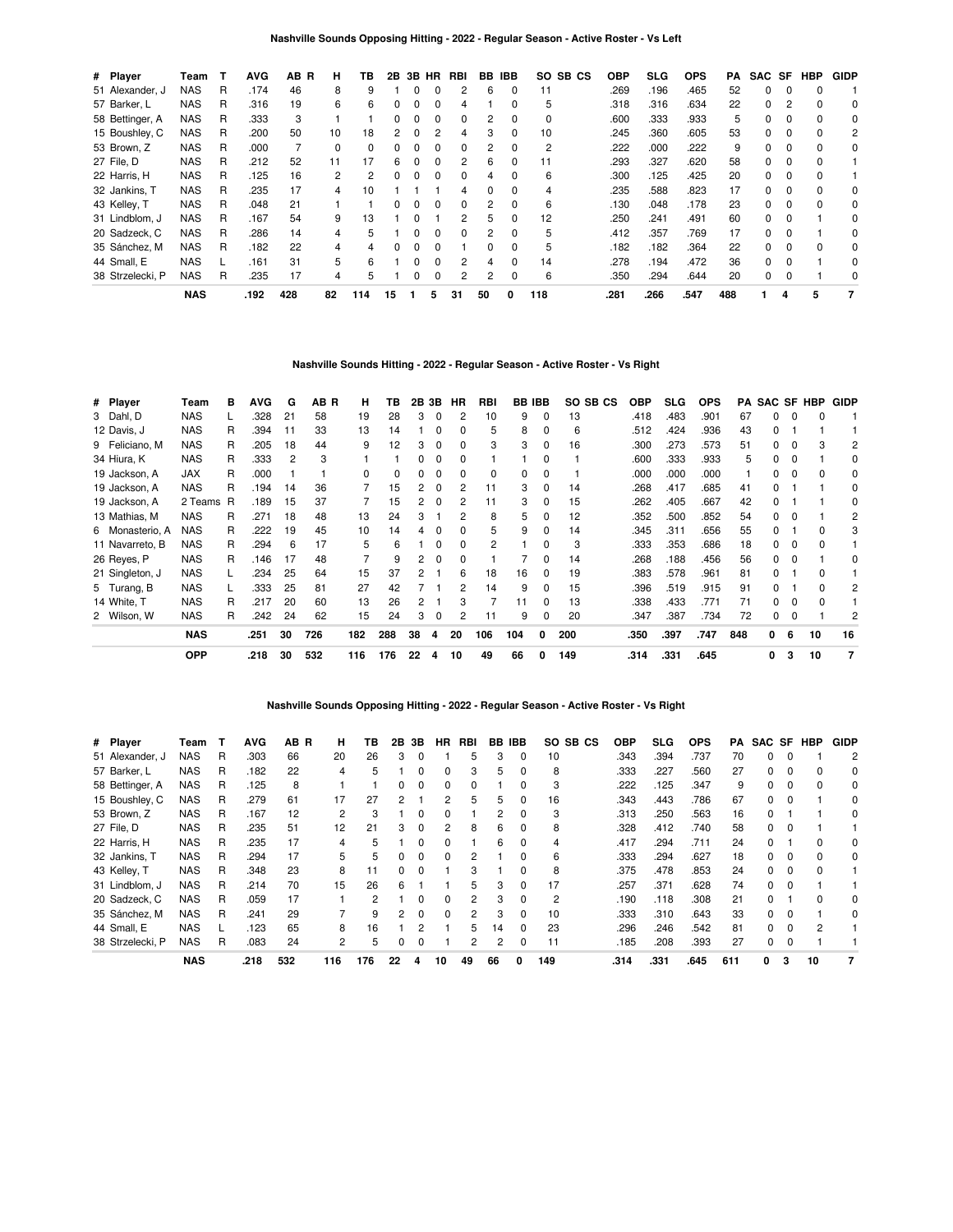## Nashville Sounds Opposing Hitting - 2022 - Regular Season - Active Roster - Vs Left

| # | Player | Team | T | AVG | AB | R | H | TB | 2B | 3B | HR | RBI | BB | IBB | SO | SB | CS | OBP | SLG | OPS | PA | SAC | SF | HBP | GIDP |
|---|---|---|---|---|---|---|---|---|---|---|---|---|---|---|---|---|---|---|---|---|---|---|---|---|---|
| 51 | Alexander, J | NAS | R | .174 | 46 | | 8 | 9 | 1 | 0 | 0 | 2 | 6 | 0 | 11 | | | .269 | .196 | .465 | 52 | 0 | 0 | 0 | 1 |
| 57 | Barker, L | NAS | R | .316 | 19 | | 6 | 6 | 0 | 0 | 0 | 4 | 1 | 0 | 5 | | | .318 | .316 | .634 | 22 | 0 | 2 | 0 | 0 |
| 58 | Bettinger, A | NAS | R | .333 | 3 | | 1 | 1 | 0 | 0 | 0 | 0 | 2 | 0 | 0 | | | .600 | .333 | .933 | 5 | 0 | 0 | 0 | 0 |
| 15 | Boushley, C | NAS | R | .200 | 50 | | 10 | 18 | 2 | 0 | 2 | 4 | 3 | 0 | 10 | | | .245 | .360 | .605 | 53 | 0 | 0 | 0 | 2 |
| 53 | Brown, Z | NAS | R | .000 | 7 | | 0 | 0 | 0 | 0 | 0 | 0 | 2 | 0 | 2 | | | .222 | .000 | .222 | 9 | 0 | 0 | 0 | 0 |
| 27 | File, D | NAS | R | .212 | 52 | | 11 | 17 | 6 | 0 | 0 | 2 | 6 | 0 | 11 | | | .293 | .327 | .620 | 58 | 0 | 0 | 0 | 1 |
| 22 | Harris, H | NAS | R | .125 | 16 | | 2 | 2 | 0 | 0 | 0 | 0 | 4 | 0 | 6 | | | .300 | .125 | .425 | 20 | 0 | 0 | 0 | 1 |
| 32 | Jankins, T | NAS | R | .235 | 17 | | 4 | 10 | 1 | 1 | 1 | 4 | 0 | 0 | 4 | | | .235 | .588 | .823 | 17 | 0 | 0 | 0 | 0 |
| 43 | Kelley, T | NAS | R | .048 | 21 | | 1 | 1 | 0 | 0 | 0 | 0 | 2 | 0 | 6 | | | .130 | .048 | .178 | 23 | 0 | 0 | 0 | 0 |
| 31 | Lindblom, J | NAS | R | .167 | 54 | | 9 | 13 | 1 | 0 | 1 | 2 | 5 | 0 | 12 | | | .250 | .241 | .491 | 60 | 0 | 0 | 1 | 0 |
| 20 | Sadzeck, C | NAS | R | .286 | 14 | | 4 | 5 | 1 | 0 | 0 | 0 | 2 | 0 | 5 | | | .412 | .357 | .769 | 17 | 0 | 0 | 1 | 0 |
| 35 | Sánchez, M | NAS | R | .182 | 22 | | 4 | 4 | 0 | 0 | 0 | 1 | 0 | 0 | 5 | | | .182 | .182 | .364 | 22 | 0 | 0 | 0 | 0 |
| 44 | Small, E | NAS | L | .161 | 31 | | 5 | 6 | 1 | 0 | 0 | 2 | 4 | 0 | 14 | | | .278 | .194 | .472 | 36 | 0 | 0 | 1 | 0 |
| 38 | Strzelecki, P | NAS | R | .235 | 17 | | 4 | 5 | 1 | 0 | 0 | 2 | 2 | 0 | 6 | | | .350 | .294 | .644 | 20 | 0 | 0 | 1 | 0 |
| | | NAS | | .192 | 428 | | 82 | 114 | 15 | 1 | 5 | 31 | 50 | 0 | 118 | | | .281 | .266 | .547 | 488 | 1 | 4 | 5 | 7 |

## Nashville Sounds Hitting - 2022 - Regular Season - Active Roster - Vs Right

| # | Player | Team | B | AVG | G | AB | R | H | TB | 2B | 3B | HR | RBI | BB | IBB | SO | SB | CS | OBP | SLG | OPS | PA | SAC | SF | HBP | GIDP |
|---|---|---|---|---|---|---|---|---|---|---|---|---|---|---|---|---|---|---|---|---|---|---|---|---|---|---|
| 3 | Dahl, D | NAS | L | .328 | 21 | 58 | | 19 | 28 | 3 | 0 | 2 | 10 | 9 | 0 | 13 | | | .418 | .483 | .901 | 67 | 0 | 0 | 0 | 1 |
| 12 | Davis, J | NAS | R | .394 | 11 | 33 | | 13 | 14 | 1 | 0 | 0 | 5 | 8 | 0 | 6 | | | .512 | .424 | .936 | 43 | 0 | 1 | 1 | 1 |
| 9 | Feliciano, M | NAS | R | .205 | 18 | 44 | | 9 | 12 | 3 | 0 | 0 | 3 | 3 | 0 | 16 | | | .300 | .273 | .573 | 51 | 0 | 0 | 3 | 2 |
| 34 | Hiura, K | NAS | R | .333 | 2 | 3 | | 1 | 1 | 0 | 0 | 0 | 1 | 1 | 0 | 1 | | | .600 | .333 | .933 | 5 | 0 | 0 | 1 | 0 |
| 19 | Jackson, A | JAX | R | .000 | 1 | 1 | | 0 | 0 | 0 | 0 | 0 | 0 | 0 | 0 | 1 | | | .000 | .000 | .000 | 1 | 0 | 0 | 0 | 0 |
| 19 | Jackson, A | NAS | R | .194 | 14 | 36 | | 7 | 15 | 2 | 0 | 2 | 11 | 3 | 0 | 14 | | | .268 | .417 | .685 | 41 | 0 | 1 | 1 | 0 |
| 19 | Jackson, A | 2 Teams | R | .189 | 15 | 37 | | 7 | 15 | 2 | 0 | 2 | 11 | 3 | 0 | 15 | | | .262 | .405 | .667 | 42 | 0 | 1 | 1 | 0 |
| 13 | Mathias, M | NAS | R | .271 | 18 | 48 | | 13 | 24 | 3 | 1 | 2 | 8 | 5 | 0 | 12 | | | .352 | .500 | .852 | 54 | 0 | 0 | 1 | 2 |
| 6 | Monasterio, A | NAS | R | .222 | 19 | 45 | | 10 | 14 | 4 | 0 | 0 | 5 | 9 | 0 | 14 | | | .345 | .311 | .656 | 55 | 0 | 1 | 0 | 3 |
| 11 | Navarreto, B | NAS | R | .294 | 6 | 17 | | 5 | 6 | 1 | 0 | 0 | 2 | 1 | 0 | 3 | | | .333 | .353 | .686 | 18 | 0 | 0 | 0 | 1 |
| 26 | Reyes, P | NAS | R | .146 | 17 | 48 | | 7 | 9 | 2 | 0 | 0 | 1 | 7 | 0 | 14 | | | .268 | .188 | .456 | 56 | 0 | 0 | 1 | 0 |
| 21 | Singleton, J | NAS | L | .234 | 25 | 64 | | 15 | 37 | 2 | 1 | 6 | 18 | 16 | 0 | 19 | | | .383 | .578 | .961 | 81 | 0 | 1 | 0 | 1 |
| 5 | Turang, B | NAS | L | .333 | 25 | 81 | | 27 | 42 | 7 | 1 | 2 | 14 | 9 | 0 | 15 | | | .396 | .519 | .915 | 91 | 0 | 1 | 0 | 2 |
| 14 | White, T | NAS | R | .217 | 20 | 60 | | 13 | 26 | 2 | 1 | 3 | 7 | 11 | 0 | 13 | | | .338 | .433 | .771 | 71 | 0 | 0 | 0 | 1 |
| 2 | Wilson, W | NAS | R | .242 | 24 | 62 | | 15 | 24 | 3 | 0 | 2 | 11 | 9 | 0 | 20 | | | .347 | .387 | .734 | 72 | 0 | 0 | 1 | 2 |
| | | NAS | | .251 | 30 | 726 | | 182 | 288 | 38 | 4 | 20 | 106 | 104 | 0 | 200 | | | .350 | .397 | .747 | 848 | 0 | 6 | 10 | 16 |
| | | OPP | | .218 | 30 | 532 | | 116 | 176 | 22 | 4 | 10 | 49 | 66 | 0 | 149 | | | .314 | .331 | .645 | | 0 | 3 | 10 | 7 |

## Nashville Sounds Opposing Hitting - 2022 - Regular Season - Active Roster - Vs Right

| # | Player | Team | T | AVG | AB | R | H | TB | 2B | 3B | HR | RBI | BB | IBB | SO | SB | CS | OBP | SLG | OPS | PA | SAC | SF | HBP | GIDP |
|---|---|---|---|---|---|---|---|---|---|---|---|---|---|---|---|---|---|---|---|---|---|---|---|---|---|
| 51 | Alexander, J | NAS | R | .303 | 66 | | 20 | 26 | 3 | 0 | 1 | 5 | 3 | 0 | 10 | | | .343 | .394 | .737 | 70 | 0 | 0 | 1 | 2 |
| 57 | Barker, L | NAS | R | .182 | 22 | | 4 | 5 | 1 | 0 | 0 | 3 | 5 | 0 | 8 | | | .333 | .227 | .560 | 27 | 0 | 0 | 0 | 0 |
| 58 | Bettinger, A | NAS | R | .125 | 8 | | 1 | 1 | 0 | 0 | 0 | 0 | 1 | 0 | 3 | | | .222 | .125 | .347 | 9 | 0 | 0 | 0 | 0 |
| 15 | Boushley, C | NAS | R | .279 | 61 | | 17 | 27 | 2 | 1 | 2 | 5 | 5 | 0 | 16 | | | .343 | .443 | .786 | 67 | 0 | 0 | 1 | 0 |
| 53 | Brown, Z | NAS | R | .167 | 12 | | 2 | 3 | 1 | 0 | 0 | 1 | 2 | 0 | 3 | | | .313 | .250 | .563 | 16 | 0 | 1 | 1 | 0 |
| 27 | File, D | NAS | R | .235 | 51 | | 12 | 21 | 3 | 0 | 2 | 8 | 6 | 0 | 8 | | | .328 | .412 | .740 | 58 | 0 | 0 | 1 | 1 |
| 22 | Harris, H | NAS | R | .235 | 17 | | 4 | 5 | 1 | 0 | 0 | 1 | 6 | 0 | 4 | | | .417 | .294 | .711 | 24 | 0 | 1 | 0 | 0 |
| 32 | Jankins, T | NAS | R | .294 | 17 | | 5 | 5 | 0 | 0 | 0 | 2 | 1 | 0 | 6 | | | .333 | .294 | .627 | 18 | 0 | 0 | 0 | 0 |
| 43 | Kelley, T | NAS | R | .348 | 23 | | 8 | 11 | 0 | 0 | 1 | 3 | 1 | 0 | 8 | | | .375 | .478 | .853 | 24 | 0 | 0 | 0 | 1 |
| 31 | Lindblom, J | NAS | R | .214 | 70 | | 15 | 26 | 6 | 1 | 1 | 5 | 3 | 0 | 17 | | | .257 | .371 | .628 | 74 | 0 | 0 | 1 | 1 |
| 20 | Sadzeck, C | NAS | R | .059 | 17 | | 1 | 2 | 1 | 0 | 0 | 2 | 3 | 0 | 2 | | | .190 | .118 | .308 | 21 | 0 | 1 | 0 | 0 |
| 35 | Sánchez, M | NAS | R | .241 | 29 | | 7 | 9 | 2 | 0 | 0 | 2 | 3 | 0 | 10 | | | .333 | .310 | .643 | 33 | 0 | 0 | 1 | 0 |
| 44 | Small, E | NAS | L | .123 | 65 | | 8 | 16 | 1 | 2 | 1 | 5 | 14 | 0 | 23 | | | .296 | .246 | .542 | 81 | 0 | 0 | 2 | 1 |
| 38 | Strzelecki, P | NAS | R | .083 | 24 | | 2 | 5 | 0 | 0 | 1 | 2 | 2 | 0 | 11 | | | .185 | .208 | .393 | 27 | 0 | 0 | 1 | 1 |
| | | NAS | | .218 | 532 | | 116 | 176 | 22 | 4 | 10 | 49 | 66 | 0 | 149 | | | .314 | .331 | .645 | 611 | 0 | 3 | 10 | 7 |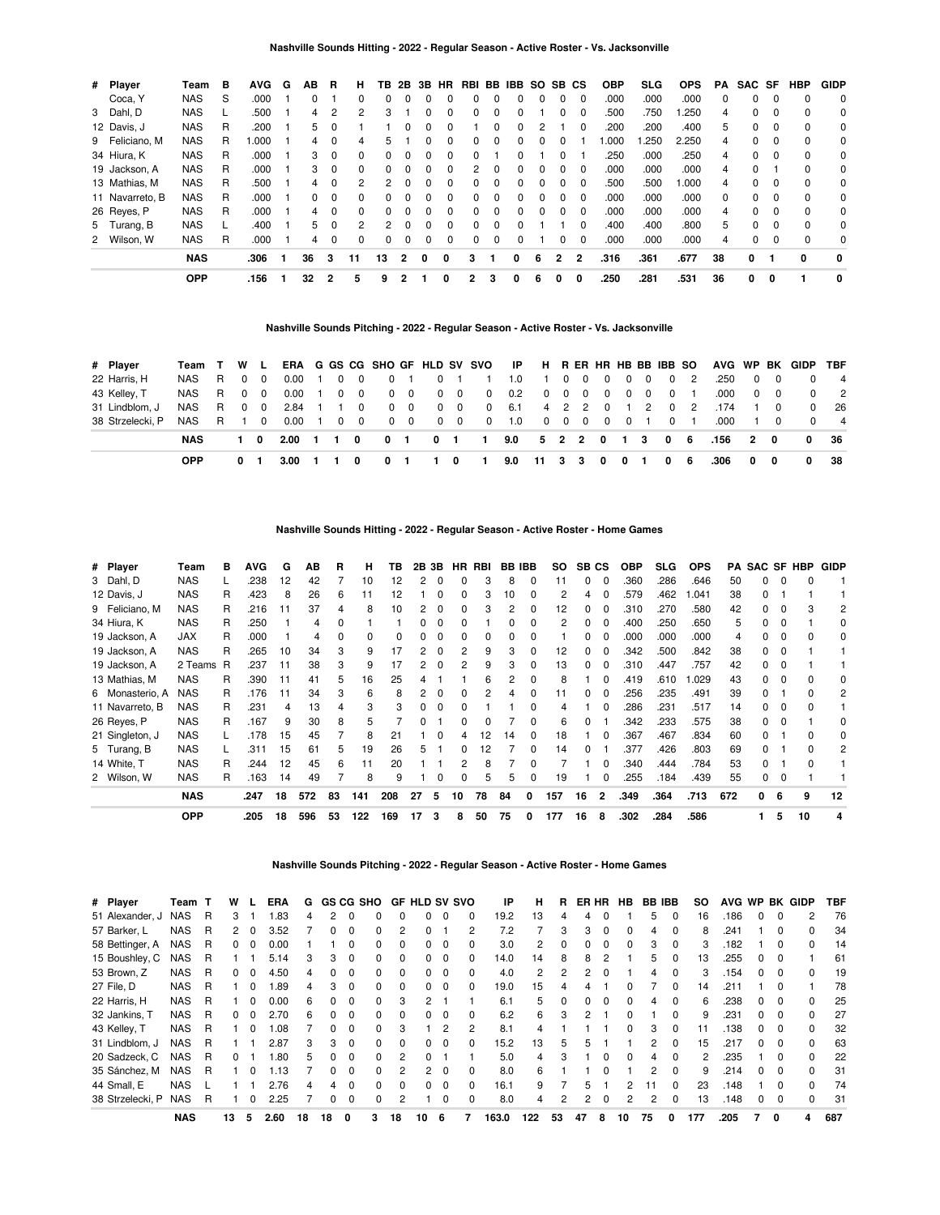### Nashville Sounds Hitting - 2022 - Regular Season - Active Roster - Vs. Jacksonville

| # | Player | Team | B | AVG | G | AB | R | H | TB | 2B | 3B | HR | RBI | BB | IBB | SO | SB | CS | OBP | SLG | OPS | PA | SAC | SF | HBP | GIDP |
|---|---|---|---|---|---|---|---|---|---|---|---|---|---|---|---|---|---|---|---|---|---|---|---|---|---|---|
| | Coca, Y | NAS | S | .000 | 1 | 0 | 1 | 0 | 0 | 0 | 0 | 0 | 0 | 0 | 0 | 0 | 0 | 0 | .000 | .000 | .000 | 0 | 0 | 0 | 0 | 0 |
| 3 | Dahl, D | NAS | L | .500 | 1 | 4 | 2 | 2 | 3 | 1 | 0 | 0 | 0 | 0 | 0 | 1 | 0 | 0 | .500 | .750 | 1.250 | 4 | 0 | 0 | 0 | 0 |
| 12 | Davis, J | NAS | R | .200 | 1 | 5 | 0 | 1 | 1 | 0 | 0 | 0 | 1 | 0 | 0 | 2 | 1 | 0 | .200 | .200 | .400 | 5 | 0 | 0 | 0 | 0 |
| 9 | Feliciano, M | NAS | R | 1.000 | 1 | 4 | 0 | 4 | 5 | 1 | 0 | 0 | 0 | 0 | 0 | 0 | 0 | 1 | 1.000 | 1.250 | 2.250 | 4 | 0 | 0 | 0 | 0 |
| 34 | Hiura, K | NAS | R | .000 | 1 | 3 | 0 | 0 | 0 | 0 | 0 | 0 | 0 | 1 | 0 | 1 | 0 | 1 | .250 | .000 | .250 | 4 | 0 | 0 | 0 | 0 |
| 19 | Jackson, A | NAS | R | .000 | 1 | 3 | 0 | 0 | 0 | 0 | 0 | 0 | 2 | 0 | 0 | 0 | 0 | 0 | .000 | .000 | .000 | 4 | 0 | 1 | 0 | 0 |
| 13 | Mathias, M | NAS | R | .500 | 1 | 4 | 0 | 2 | 2 | 0 | 0 | 0 | 0 | 0 | 0 | 0 | 0 | 0 | .500 | .500 | 1.000 | 4 | 0 | 0 | 0 | 0 |
| 11 | Navarreto, B | NAS | R | .000 | 1 | 0 | 0 | 0 | 0 | 0 | 0 | 0 | 0 | 0 | 0 | 0 | 0 | 0 | .000 | .000 | .000 | 0 | 0 | 0 | 0 | 0 |
| 26 | Reyes, P | NAS | R | .000 | 1 | 4 | 0 | 0 | 0 | 0 | 0 | 0 | 0 | 0 | 0 | 0 | 0 | 0 | .000 | .000 | .000 | 4 | 0 | 0 | 0 | 0 |
| 5 | Turang, B | NAS | L | .400 | 1 | 5 | 0 | 2 | 2 | 0 | 0 | 0 | 0 | 0 | 0 | 1 | 1 | 0 | .400 | .400 | .800 | 5 | 0 | 0 | 0 | 0 |
| 2 | Wilson, W | NAS | R | .000 | 1 | 4 | 0 | 0 | 0 | 0 | 0 | 0 | 0 | 0 | 0 | 1 | 0 | 0 | .000 | .000 | .000 | 4 | 0 | 0 | 0 | 0 |
| | | **NAS** | | **.306** | **1** | **36** | **3** | **11** | **13** | **2** | **0** | **0** | **3** | **1** | **0** | **6** | **2** | **2** | **.316** | **.361** | **.677** | **38** | **0** | **1** | **0** | **0** |
| | | **OPP** | | **.156** | **1** | **32** | **2** | **5** | **9** | **2** | **1** | **0** | **2** | **3** | **0** | **6** | **0** | **0** | **.250** | **.281** | **.531** | **36** | **0** | **0** | **1** | **0** |

### Nashville Sounds Pitching - 2022 - Regular Season - Active Roster - Vs. Jacksonville

| # | Player | Team | T | W | L | ERA | G | GS | CG | SHO | GF | HLD | SV | SVO | IP | H | R | ER | HR | HB | BB | IBB | SO | AVG | WP | BK | GIDP | TBF |
|---|---|---|---|---|---|---|---|---|---|---|---|---|---|---|---|---|---|---|---|---|---|---|---|---|---|---|---|---|
| 22 | Harris, H | NAS | R | 0 | 0 | 0.00 | 1 | 0 | 0 | 0 | 1 | 0 | 1 | 1 | 1.0 | 1 | 0 | 0 | 0 | 0 | 0 | 0 | 2 | .250 | 0 | 0 | 0 | 4 |
| 43 | Kelley, T | NAS | R | 0 | 0 | 0.00 | 1 | 0 | 0 | 0 | 0 | 0 | 0 | 0 | 0.2 | 0 | 0 | 0 | 0 | 0 | 0 | 0 | 1 | .000 | 0 | 0 | 0 | 2 |
| 31 | Lindblom, J | NAS | R | 0 | 0 | 2.84 | 1 | 1 | 0 | 0 | 0 | 0 | 0 | 0 | 6.1 | 4 | 2 | 2 | 0 | 1 | 2 | 0 | 2 | .174 | 1 | 0 | 0 | 26 |
| 38 | Strzelecki, P | NAS | R | 1 | 0 | 0.00 | 1 | 0 | 0 | 0 | 0 | 0 | 0 | 0 | 1.0 | 0 | 0 | 0 | 0 | 0 | 1 | 0 | 1 | .000 | 1 | 0 | 0 | 4 |
| | | **NAS** | | **1** | **0** | **2.00** | **1** | **1** | **0** | **0** | **1** | **0** | **1** | **1** | **9.0** | **5** | **2** | **2** | **0** | **1** | **3** | **0** | **6** | **.156** | **2** | **0** | **0** | **36** |
| | | **OPP** | | **0** | **1** | **3.00** | **1** | **1** | **0** | **0** | **1** | **1** | **0** | **1** | **9.0** | **11** | **3** | **3** | **0** | **0** | **1** | **0** | **6** | **.306** | **0** | **0** | **0** | **38** |

### Nashville Sounds Hitting - 2022 - Regular Season - Active Roster - Home Games

| # | Player | Team | B | AVG | G | AB | R | H | TB | 2B | 3B | HR | RBI | BB | IBB | SO | SB | CS | OBP | SLG | OPS | PA | SAC | SF | HBP | GIDP |
|---|---|---|---|---|---|---|---|---|---|---|---|---|---|---|---|---|---|---|---|---|---|---|---|---|---|---|
| 3 | Dahl, D | NAS | L | .238 | 12 | 42 | 7 | 10 | 12 | 2 | 0 | 0 | 3 | 8 | 0 | 11 | 0 | 0 | .360 | .286 | .646 | 50 | 0 | 0 | 0 | 1 |
| 12 | Davis, J | NAS | R | .423 | 8 | 26 | 6 | 11 | 12 | 1 | 0 | 0 | 3 | 10 | 0 | 2 | 4 | 0 | .579 | .462 | 1.041 | 38 | 0 | 1 | 1 | 1 |
| 9 | Feliciano, M | NAS | R | .216 | 11 | 37 | 4 | 8 | 10 | 2 | 0 | 0 | 3 | 2 | 0 | 12 | 0 | 0 | .310 | .270 | .580 | 42 | 0 | 0 | 3 | 2 |
| 34 | Hiura, K | NAS | R | .250 | 1 | 4 | 0 | 1 | 1 | 0 | 0 | 0 | 1 | 0 | 0 | 2 | 0 | 0 | .400 | .250 | .650 | 5 | 0 | 0 | 1 | 0 |
| 19 | Jackson, A | JAX | R | .000 | 1 | 4 | 0 | 0 | 0 | 0 | 0 | 0 | 0 | 0 | 0 | 1 | 0 | 0 | .000 | .000 | .000 | 4 | 0 | 0 | 0 | 0 |
| 19 | Jackson, A | NAS | R | .265 | 10 | 34 | 3 | 9 | 17 | 2 | 0 | 2 | 9 | 3 | 0 | 12 | 0 | 0 | .342 | .500 | .842 | 38 | 0 | 0 | 1 | 1 |
| 19 | Jackson, A | 2 Teams | R | .237 | 11 | 38 | 3 | 9 | 17 | 2 | 0 | 2 | 9 | 3 | 0 | 13 | 0 | 0 | .310 | .447 | .757 | 42 | 0 | 0 | 1 | 1 |
| 13 | Mathias, M | NAS | R | .390 | 11 | 41 | 5 | 16 | 25 | 4 | 1 | 1 | 6 | 2 | 0 | 8 | 1 | 0 | .419 | .610 | 1.029 | 43 | 0 | 0 | 0 | 0 |
| 6 | Monasterio, A | NAS | R | .176 | 11 | 34 | 3 | 6 | 8 | 2 | 0 | 0 | 2 | 4 | 0 | 11 | 0 | 0 | .256 | .235 | .491 | 39 | 0 | 1 | 0 | 2 |
| 11 | Navarreto, B | NAS | R | .231 | 4 | 13 | 4 | 3 | 3 | 0 | 0 | 0 | 1 | 1 | 0 | 4 | 1 | 0 | .286 | .231 | .517 | 14 | 0 | 0 | 0 | 1 |
| 26 | Reyes, P | NAS | R | .167 | 9 | 30 | 8 | 5 | 7 | 0 | 1 | 0 | 0 | 7 | 0 | 6 | 0 | 1 | .342 | .233 | .575 | 38 | 0 | 0 | 1 | 0 |
| 21 | Singleton, J | NAS | L | .178 | 15 | 45 | 7 | 8 | 21 | 1 | 0 | 4 | 12 | 14 | 0 | 18 | 1 | 0 | .367 | .467 | .834 | 60 | 0 | 1 | 0 | 0 |
| 5 | Turang, B | NAS | L | .311 | 15 | 61 | 5 | 19 | 26 | 5 | 1 | 0 | 12 | 7 | 0 | 14 | 0 | 1 | .377 | .426 | .803 | 69 | 0 | 1 | 0 | 2 |
| 14 | White, T | NAS | R | .244 | 12 | 45 | 6 | 11 | 20 | 1 | 1 | 2 | 8 | 7 | 0 | 7 | 1 | 0 | .340 | .444 | .784 | 53 | 0 | 1 | 0 | 1 |
| 2 | Wilson, W | NAS | R | .163 | 14 | 49 | 7 | 8 | 9 | 1 | 0 | 0 | 5 | 5 | 0 | 19 | 1 | 0 | .255 | .184 | .439 | 55 | 0 | 0 | 1 | 1 |
| | | **NAS** | | **.247** | **18** | **572** | **83** | **141** | **208** | **27** | **5** | **10** | **78** | **84** | **0** | **157** | **16** | **2** | **.349** | **.364** | **.713** | **672** | **0** | **6** | **9** | **12** |
| | | **OPP** | | **.205** | **18** | **596** | **53** | **122** | **169** | **17** | **3** | **8** | **50** | **75** | **0** | **177** | **16** | **8** | **.302** | **.284** | **.586** | | **1** | **5** | **10** | **4** |

### Nashville Sounds Pitching - 2022 - Regular Season - Active Roster - Home Games

| # | Player | Team | T | W | L | ERA | G | GS | CG | SHO | GF | HLD | SV | SVO | IP | H | R | ER | HR | HB | BB | IBB | SO | AVG | WP | BK | GIDP | TBF |
|---|---|---|---|---|---|---|---|---|---|---|---|---|---|---|---|---|---|---|---|---|---|---|---|---|---|---|---|---|
| 51 | Alexander, J | NAS | R | 3 | 1 | 1.83 | 4 | 2 | 0 | 0 | 0 | 0 | 0 | 0 | 19.2 | 13 | 4 | 4 | 0 | 1 | 5 | 0 | 16 | .186 | 0 | 0 | 2 | 76 |
| 57 | Barker, L | NAS | R | 2 | 0 | 3.52 | 7 | 0 | 0 | 0 | 2 | 0 | 1 | 2 | 7.2 | 7 | 3 | 3 | 0 | 0 | 4 | 0 | 8 | .241 | 1 | 0 | 0 | 34 |
| 58 | Bettinger, A | NAS | R | 0 | 0 | 0.00 | 1 | 1 | 0 | 0 | 0 | 0 | 0 | 0 | 3.0 | 2 | 0 | 0 | 0 | 0 | 3 | 0 | 3 | .182 | 1 | 0 | 0 | 14 |
| 15 | Boushley, C | NAS | R | 1 | 1 | 5.14 | 3 | 3 | 0 | 0 | 0 | 0 | 0 | 0 | 14.0 | 14 | 8 | 8 | 2 | 1 | 5 | 0 | 13 | .255 | 0 | 0 | 1 | 61 |
| 53 | Brown, Z | NAS | R | 0 | 0 | 4.50 | 4 | 0 | 0 | 0 | 0 | 0 | 0 | 0 | 4.0 | 2 | 2 | 2 | 0 | 1 | 4 | 0 | 3 | .154 | 0 | 0 | 0 | 19 |
| 27 | File, D | NAS | R | 1 | 0 | 1.89 | 4 | 3 | 0 | 0 | 0 | 0 | 0 | 0 | 19.0 | 15 | 4 | 4 | 1 | 0 | 7 | 0 | 14 | .211 | 1 | 0 | 1 | 78 |
| 22 | Harris, H | NAS | R | 1 | 0 | 0.00 | 6 | 0 | 0 | 0 | 3 | 2 | 1 | 1 | 6.1 | 5 | 0 | 0 | 0 | 0 | 4 | 0 | 6 | .238 | 0 | 0 | 0 | 25 |
| 32 | Jankins, T | NAS | R | 0 | 0 | 2.70 | 6 | 0 | 0 | 0 | 0 | 0 | 0 | 0 | 6.2 | 6 | 3 | 2 | 1 | 0 | 1 | 0 | 9 | .231 | 0 | 0 | 0 | 27 |
| 43 | Kelley, T | NAS | R | 1 | 0 | 1.08 | 7 | 0 | 0 | 0 | 3 | 1 | 2 | 2 | 8.1 | 4 | 1 | 1 | 1 | 0 | 3 | 0 | 11 | .138 | 0 | 0 | 0 | 32 |
| 31 | Lindblom, J | NAS | R | 1 | 1 | 2.87 | 3 | 3 | 0 | 0 | 0 | 0 | 0 | 0 | 15.2 | 13 | 5 | 5 | 1 | 1 | 2 | 0 | 15 | .217 | 0 | 0 | 0 | 63 |
| 20 | Sadzeck, C | NAS | R | 0 | 1 | 1.80 | 5 | 0 | 0 | 0 | 2 | 0 | 1 | 1 | 5.0 | 4 | 3 | 1 | 0 | 0 | 4 | 0 | 2 | .235 | 1 | 0 | 0 | 22 |
| 35 | Sánchez, M | NAS | R | 1 | 0 | 1.13 | 7 | 0 | 0 | 0 | 2 | 2 | 0 | 0 | 8.0 | 6 | 1 | 1 | 0 | 1 | 2 | 0 | 9 | .214 | 0 | 0 | 0 | 31 |
| 44 | Small, E | NAS | L | 1 | 1 | 2.76 | 4 | 4 | 0 | 0 | 0 | 0 | 0 | 0 | 16.1 | 9 | 7 | 5 | 1 | 2 | 11 | 0 | 23 | .148 | 1 | 0 | 0 | 74 |
| 38 | Strzelecki, P | NAS | R | 1 | 0 | 2.25 | 7 | 0 | 0 | 0 | 2 | 1 | 0 | 0 | 8.0 | 4 | 2 | 2 | 0 | 2 | 2 | 0 | 13 | .148 | 0 | 0 | 0 | 31 |
| | | **NAS** | | **13** | **5** | **2.60** | **18** | **18** | **0** | **3** | **18** | **10** | **6** | **7** | **163.0** | **122** | **53** | **47** | **8** | **10** | **75** | **0** | **177** | **.205** | **7** | **0** | **4** | **687** |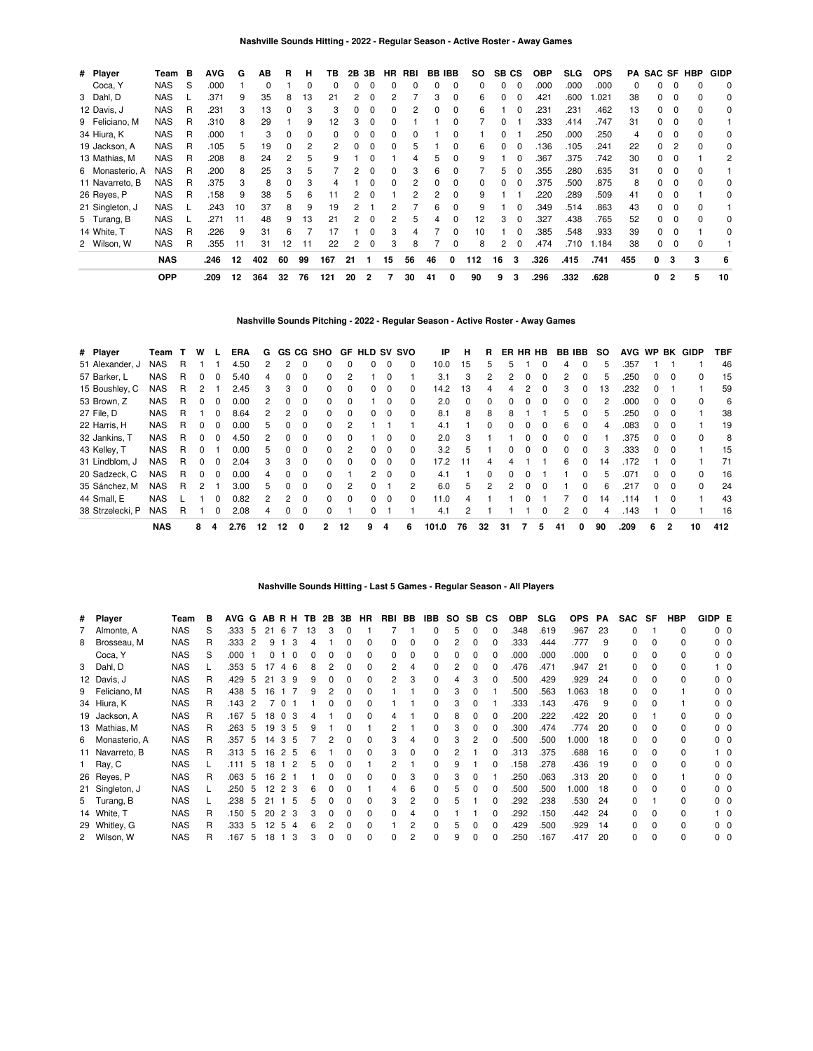### Nashville Sounds Hitting - 2022 - Regular Season - Active Roster - Away Games

| # | Player | Team | B | AVG | G | AB | R | H | TB | 2B | 3B | HR | RBI | BB | IBB | SO | SB | CS | OBP | SLG | OPS | PA | SAC | SF | HBP | GIDP |
|---|---|---|---|---|---|---|---|---|---|---|---|---|---|---|---|---|---|---|---|---|---|---|---|---|---|---|
| | Coca, Y | NAS | S | .000 | 1 | 0 | 1 | 0 | 0 | 0 | 0 | 0 | 0 | 0 | 0 | 0 | 0 | 0 | .000 | .000 | .000 | 0 | 0 | 0 | 0 | 0 |
| 3 | Dahl, D | NAS | L | .371 | 9 | 35 | 8 | 13 | 21 | 2 | 0 | 2 | 7 | 3 | 0 | 6 | 0 | 0 | .421 | .600 | 1.021 | 38 | 0 | 0 | 0 | 0 |
| 12 | Davis, J | NAS | R | .231 | 3 | 13 | 0 | 3 | 3 | 0 | 0 | 0 | 2 | 0 | 0 | 6 | 1 | 0 | .231 | .231 | .462 | 13 | 0 | 0 | 0 | 0 |
| 9 | Feliciano, M | NAS | R | .310 | 8 | 29 | 1 | 9 | 12 | 3 | 0 | 0 | 1 | 1 | 0 | 7 | 0 | 1 | .333 | .414 | .747 | 31 | 0 | 0 | 0 | 1 |
| 34 | Hiura, K | NAS | R | .000 | 1 | 3 | 0 | 0 | 0 | 0 | 0 | 0 | 0 | 1 | 0 | 1 | 0 | 1 | .250 | .000 | .250 | 4 | 0 | 0 | 0 | 0 |
| 19 | Jackson, A | NAS | R | .105 | 5 | 19 | 0 | 2 | 2 | 0 | 0 | 0 | 5 | 1 | 0 | 6 | 0 | 0 | .136 | .105 | .241 | 22 | 0 | 2 | 0 | 0 |
| 13 | Mathias, M | NAS | R | .208 | 8 | 24 | 2 | 5 | 9 | 1 | 0 | 1 | 4 | 5 | 0 | 9 | 1 | 0 | .367 | .375 | .742 | 30 | 0 | 0 | 1 | 2 |
| 6 | Monasterio, A | NAS | R | .200 | 8 | 25 | 3 | 5 | 7 | 2 | 0 | 0 | 3 | 6 | 0 | 7 | 5 | 0 | .355 | .280 | .635 | 31 | 0 | 0 | 0 | 1 |
| 11 | Navarreto, B | NAS | R | .375 | 3 | 8 | 0 | 3 | 4 | 1 | 0 | 0 | 2 | 0 | 0 | 0 | 0 | 0 | .375 | .500 | .875 | 8 | 0 | 0 | 0 | 0 |
| 26 | Reyes, P | NAS | R | .158 | 9 | 38 | 5 | 6 | 11 | 2 | 0 | 1 | 2 | 2 | 0 | 9 | 1 | 1 | .220 | .289 | .509 | 41 | 0 | 0 | 1 | 0 |
| 21 | Singleton, J | NAS | L | .243 | 10 | 37 | 8 | 9 | 19 | 2 | 1 | 2 | 7 | 6 | 0 | 9 | 1 | 0 | .349 | .514 | .863 | 43 | 0 | 0 | 0 | 1 |
| 5 | Turang, B | NAS | L | .271 | 11 | 48 | 9 | 13 | 21 | 2 | 0 | 2 | 5 | 4 | 0 | 12 | 3 | 0 | .327 | .438 | .765 | 52 | 0 | 0 | 0 | 0 |
| 14 | White, T | NAS | R | .226 | 9 | 31 | 6 | 7 | 17 | 1 | 0 | 3 | 4 | 7 | 0 | 10 | 1 | 0 | .385 | .548 | .933 | 39 | 0 | 0 | 1 | 0 |
| 2 | Wilson, W | NAS | R | .355 | 11 | 31 | 12 | 11 | 22 | 2 | 0 | 3 | 8 | 7 | 0 | 8 | 2 | 0 | .474 | .710 | 1.184 | 38 | 0 | 0 | 0 | 1 |
| | | **NAS** | | **.246** | **12** | **402** | **60** | **99** | **167** | **21** | **1** | **15** | **56** | **46** | **0** | **112** | **16** | **3** | **.326** | **.415** | **.741** | **455** | **0** | **3** | **3** | **6** |
| | | **OPP** | | **.209** | **12** | **364** | **32** | **76** | **121** | **20** | **2** | **7** | **30** | **41** | **0** | **90** | **9** | **3** | **.296** | **.332** | **.628** | | **0** | **2** | **5** | **10** |

### Nashville Sounds Pitching - 2022 - Regular Season - Active Roster - Away Games

| # | Player | Team | T | W | L | ERA | G | GS | CG | SHO | GF | HLD | SV | SVO | IP | H | R | ER | HR | HB | BB | IBB | SO | AVG | WP | BK | GIDP | TBF |
|---|---|---|---|---|---|---|---|---|---|---|---|---|---|---|---|---|---|---|---|---|---|---|---|---|---|---|---|---|
| 51 | Alexander, J | NAS | R | 1 | 1 | 4.50 | 2 | 2 | 0 | 0 | 0 | 0 | 0 | 0 | 10.0 | 15 | 5 | 5 | 1 | 0 | 4 | 0 | 5 | .357 | 1 | 1 | 1 | 46 |
| 57 | Barker, L | NAS | R | 0 | 0 | 5.40 | 4 | 0 | 0 | 0 | 2 | 1 | 0 | 1 | 3.1 | 3 | 2 | 2 | 0 | 0 | 2 | 0 | 5 | .250 | 0 | 0 | 0 | 15 |
| 15 | Boushley, C | NAS | R | 2 | 1 | 2.45 | 3 | 3 | 0 | 0 | 0 | 0 | 0 | 0 | 14.2 | 13 | 4 | 4 | 2 | 0 | 3 | 0 | 13 | .232 | 0 | 1 | 1 | 59 |
| 53 | Brown, Z | NAS | R | 0 | 0 | 0.00 | 2 | 0 | 0 | 0 | 0 | 1 | 0 | 0 | 2.0 | 0 | 0 | 0 | 0 | 0 | 0 | 0 | 2 | .000 | 0 | 0 | 0 | 6 |
| 27 | File, D | NAS | R | 1 | 0 | 8.64 | 2 | 2 | 0 | 0 | 0 | 0 | 0 | 0 | 8.1 | 8 | 8 | 8 | 1 | 1 | 5 | 0 | 5 | .250 | 0 | 0 | 1 | 38 |
| 22 | Harris, H | NAS | R | 0 | 0 | 0.00 | 5 | 0 | 0 | 0 | 2 | 1 | 1 | 1 | 4.1 | 1 | 0 | 0 | 0 | 0 | 6 | 0 | 4 | .083 | 0 | 0 | 1 | 19 |
| 32 | Jankins, T | NAS | R | 0 | 0 | 4.50 | 2 | 0 | 0 | 0 | 0 | 1 | 0 | 0 | 2.0 | 3 | 1 | 1 | 0 | 0 | 0 | 0 | 1 | .375 | 0 | 0 | 0 | 8 |
| 43 | Kelley, T | NAS | R | 0 | 1 | 0.00 | 5 | 0 | 0 | 0 | 2 | 0 | 0 | 0 | 3.2 | 5 | 1 | 0 | 0 | 0 | 0 | 0 | 3 | .333 | 0 | 0 | 1 | 15 |
| 31 | Lindblom, J | NAS | R | 0 | 0 | 2.04 | 3 | 3 | 0 | 0 | 0 | 0 | 0 | 0 | 17.2 | 11 | 4 | 4 | 1 | 1 | 6 | 0 | 14 | .172 | 1 | 0 | 1 | 71 |
| 20 | Sadzeck, C | NAS | R | 0 | 0 | 0.00 | 4 | 0 | 0 | 0 | 1 | 2 | 0 | 0 | 4.1 | 1 | 0 | 0 | 0 | 1 | 1 | 0 | 5 | .071 | 0 | 0 | 0 | 16 |
| 35 | Sánchez, M | NAS | R | 2 | 1 | 3.00 | 5 | 0 | 0 | 0 | 2 | 0 | 1 | 2 | 6.0 | 5 | 2 | 2 | 0 | 0 | 1 | 0 | 6 | .217 | 0 | 0 | 0 | 24 |
| 44 | Small, E | NAS | L | 1 | 0 | 0.82 | 2 | 2 | 0 | 0 | 0 | 0 | 0 | 0 | 11.0 | 4 | 1 | 1 | 0 | 1 | 7 | 0 | 14 | .114 | 1 | 0 | 1 | 43 |
| 38 | Strzelecki, P | NAS | R | 1 | 0 | 2.08 | 4 | 0 | 0 | 0 | 1 | 0 | 1 | 1 | 4.1 | 2 | 1 | 1 | 1 | 0 | 2 | 0 | 4 | .143 | 1 | 0 | 1 | 16 |
| | | **NAS** | | **8** | **4** | **2.76** | **12** | **12** | **0** | **2** | **12** | **9** | **4** | **6** | **101.0** | **76** | **32** | **31** | **7** | **5** | **41** | **0** | **90** | **.209** | **6** | **2** | **10** | **412** |

### Nashville Sounds Hitting - Last 5 Games - Regular Season - All Players

| # | Player | Team | B | AVG | G | AB | R | H | TB | 2B | 3B | HR | RBI | BB | IBB | SO | SB | CS | OBP | SLG | OPS | PA | SAC | SF | HBP | GIDP | E |
|---|---|---|---|---|---|---|---|---|---|---|---|---|---|---|---|---|---|---|---|---|---|---|---|---|---|---|---|
| 7 | Almonte, A | NAS | S | .333 | 5 | 21 | 6 | 7 | 13 | 3 | 0 | 1 | 7 | 1 | 0 | 5 | 0 | 0 | .348 | .619 | .967 | 23 | 0 | 1 | 0 | 0 | 0 |
| 8 | Brosseau, M | NAS | R | .333 | 2 | 9 | 1 | 3 | 4 | 1 | 0 | 0 | 0 | 0 | 0 | 2 | 0 | 0 | .333 | .444 | .777 | 9 | 0 | 0 | 0 | 0 | 0 |
| | Coca, Y | NAS | S | .000 | 1 | 0 | 1 | 0 | 0 | 0 | 0 | 0 | 0 | 0 | 0 | 0 | 0 | 0 | .000 | .000 | .000 | 0 | 0 | 0 | 0 | 0 | 0 |
| 3 | Dahl, D | NAS | L | .353 | 5 | 17 | 4 | 6 | 8 | 2 | 0 | 0 | 2 | 4 | 0 | 2 | 0 | 0 | .476 | .471 | .947 | 21 | 0 | 0 | 0 | 1 | 0 |
| 12 | Davis, J | NAS | R | .429 | 5 | 21 | 3 | 9 | 9 | 0 | 0 | 0 | 2 | 3 | 0 | 4 | 3 | 0 | .500 | .429 | .929 | 24 | 0 | 0 | 0 | 0 | 0 |
| 9 | Feliciano, M | NAS | R | .438 | 5 | 16 | 1 | 7 | 9 | 2 | 0 | 0 | 1 | 1 | 0 | 3 | 0 | 1 | .500 | .563 | 1.063 | 18 | 0 | 0 | 1 | 0 | 0 |
| 34 | Hiura, K | NAS | R | .143 | 2 | 7 | 0 | 1 | 1 | 0 | 0 | 0 | 1 | 1 | 0 | 3 | 0 | 1 | .333 | .143 | .476 | 9 | 0 | 0 | 1 | 0 | 0 |
| 19 | Jackson, A | NAS | R | .167 | 5 | 18 | 0 | 3 | 4 | 1 | 0 | 0 | 4 | 1 | 0 | 8 | 0 | 0 | .200 | .222 | .422 | 20 | 0 | 1 | 0 | 0 | 0 |
| 13 | Mathias, M | NAS | R | .263 | 5 | 19 | 3 | 5 | 9 | 1 | 0 | 1 | 2 | 1 | 0 | 3 | 0 | 0 | .300 | .474 | .774 | 20 | 0 | 0 | 0 | 0 | 0 |
| 6 | Monasterio, A | NAS | R | .357 | 5 | 14 | 3 | 5 | 7 | 2 | 0 | 0 | 3 | 4 | 0 | 3 | 2 | 0 | .500 | .500 | 1.000 | 18 | 0 | 0 | 0 | 0 | 0 |
| 11 | Navarreto, B | NAS | R | .313 | 5 | 16 | 2 | 5 | 6 | 1 | 0 | 0 | 3 | 0 | 0 | 2 | 1 | 0 | .313 | .375 | .688 | 16 | 0 | 0 | 0 | 1 | 0 |
| 1 | Ray, C | NAS | L | .111 | 5 | 18 | 1 | 2 | 5 | 0 | 0 | 1 | 2 | 1 | 0 | 9 | 1 | 0 | .158 | .278 | .436 | 19 | 0 | 0 | 0 | 0 | 0 |
| 26 | Reyes, P | NAS | R | .063 | 5 | 16 | 2 | 1 | 1 | 0 | 0 | 0 | 0 | 3 | 0 | 3 | 0 | 1 | .250 | .063 | .313 | 20 | 0 | 0 | 1 | 0 | 0 |
| 21 | Singleton, J | NAS | L | .250 | 5 | 12 | 2 | 3 | 6 | 0 | 0 | 1 | 4 | 6 | 0 | 5 | 0 | 0 | .500 | .500 | 1.000 | 18 | 0 | 0 | 0 | 0 | 0 |
| 5 | Turang, B | NAS | L | .238 | 5 | 21 | 1 | 5 | 5 | 0 | 0 | 0 | 3 | 2 | 0 | 5 | 1 | 0 | .292 | .238 | .530 | 24 | 0 | 1 | 0 | 0 | 0 |
| 14 | White, T | NAS | R | .150 | 5 | 20 | 2 | 3 | 3 | 0 | 0 | 0 | 0 | 4 | 0 | 1 | 1 | 0 | .292 | .150 | .442 | 24 | 0 | 0 | 0 | 1 | 0 |
| 29 | Whitley, G | NAS | R | .333 | 5 | 12 | 5 | 4 | 6 | 2 | 0 | 0 | 1 | 2 | 0 | 5 | 0 | 0 | .429 | .500 | .929 | 14 | 0 | 0 | 0 | 0 | 0 |
| 2 | Wilson, W | NAS | R | .167 | 5 | 18 | 1 | 3 | 3 | 0 | 0 | 0 | 0 | 2 | 0 | 9 | 0 | 0 | .250 | .167 | .417 | 20 | 0 | 0 | 0 | 0 | 0 |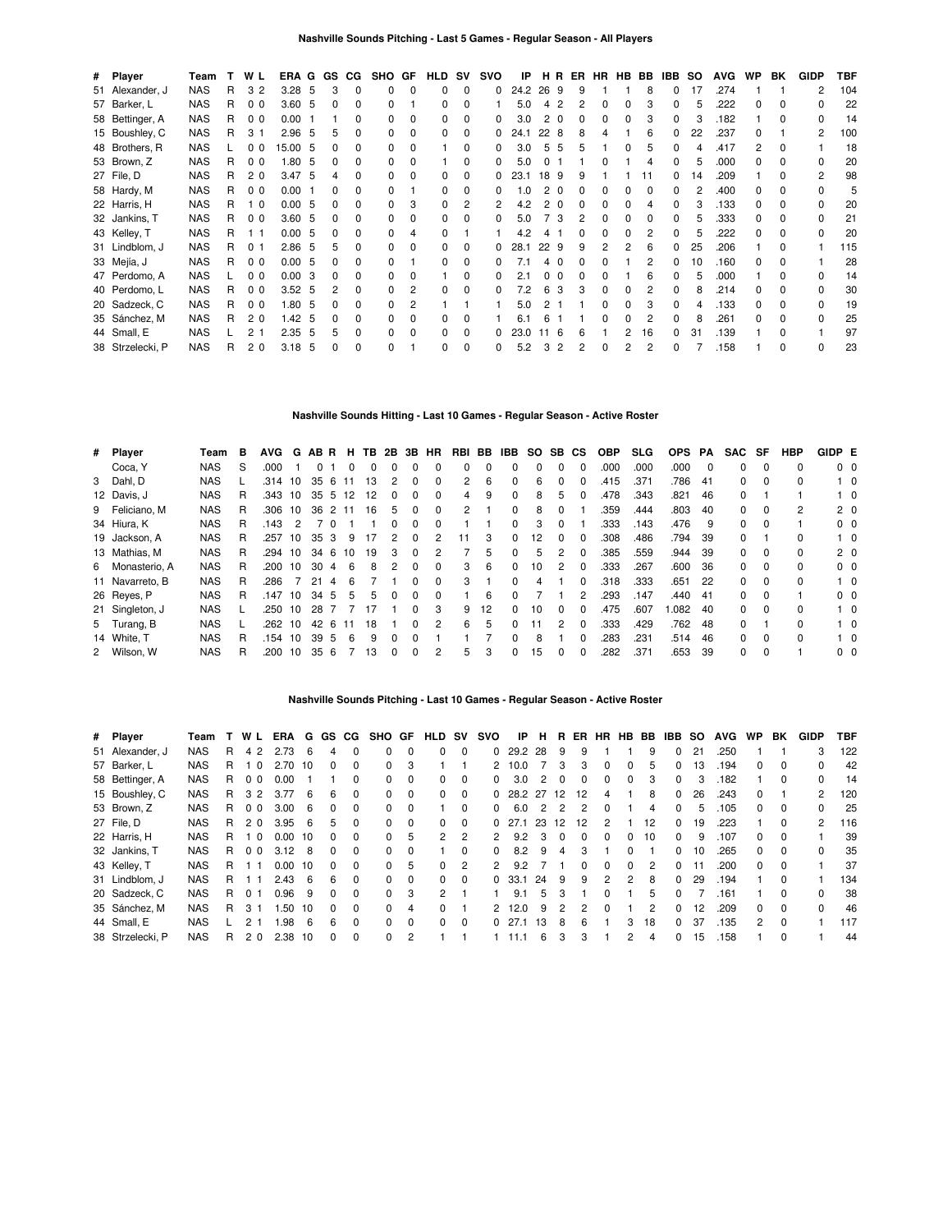### Nashville Sounds Pitching - Last 5 Games - Regular Season - All Players

| # | Player | Team | T | W | L | ERA | G | GS | CG | SHO | GF | HLD | SV | SVO | IP | H | R | ER | HR | HB | BB | IBB | SO | AVG | WP | BK | GIDP | TBF |
|---|---|---|---|---|---|---|---|---|---|---|---|---|---|---|---|---|---|---|---|---|---|---|---|---|---|---|---|---|
| 51 | Alexander, J | NAS | R | 3 | 2 | 3.28 | 5 | 3 | 0 | 0 | 0 | 0 | 0 | 0 | 24.2 | 26 | 9 | 9 | 1 | 1 | 8 | 0 | 17 | .274 | 1 | 1 | 2 | 104 |
| 57 | Barker, L | NAS | R | 0 | 0 | 3.60 | 5 | 0 | 0 | 0 | 1 | 0 | 0 | 1 | 5.0 | 4 | 2 | 2 | 0 | 0 | 3 | 0 | 5 | .222 | 0 | 0 | 0 | 22 |
| 58 | Bettinger, A | NAS | R | 0 | 0 | 0.00 | 1 | 1 | 0 | 0 | 0 | 0 | 0 | 0 | 3.0 | 2 | 0 | 0 | 0 | 0 | 3 | 0 | 3 | .182 | 1 | 0 | 0 | 14 |
| 15 | Boushley, C | NAS | R | 3 | 1 | 2.96 | 5 | 5 | 0 | 0 | 0 | 0 | 0 | 0 | 24.1 | 22 | 8 | 8 | 4 | 1 | 6 | 0 | 22 | .237 | 0 | 1 | 2 | 100 |
| 48 | Brothers, R | NAS | L | 0 | 0 | 15.00 | 5 | 0 | 0 | 0 | 0 | 1 | 0 | 0 | 3.0 | 5 | 5 | 5 | 1 | 0 | 5 | 0 | 4 | .417 | 2 | 0 | 1 | 18 |
| 53 | Brown, Z | NAS | R | 0 | 0 | 1.80 | 5 | 0 | 0 | 0 | 0 | 1 | 0 | 0 | 5.0 | 0 | 1 | 1 | 0 | 1 | 4 | 0 | 5 | .000 | 0 | 0 | 0 | 20 |
| 27 | File, D | NAS | R | 2 | 0 | 3.47 | 5 | 4 | 0 | 0 | 0 | 0 | 0 | 0 | 23.1 | 18 | 9 | 9 | 1 | 1 | 11 | 0 | 14 | .209 | 1 | 0 | 2 | 98 |
| 58 | Hardy, M | NAS | R | 0 | 0 | 0.00 | 1 | 0 | 0 | 0 | 1 | 0 | 0 | 0 | 1.0 | 2 | 0 | 0 | 0 | 0 | 0 | 0 | 2 | .400 | 0 | 0 | 0 | 5 |
| 22 | Harris, H | NAS | R | 1 | 0 | 0.00 | 5 | 0 | 0 | 0 | 3 | 0 | 2 | 2 | 4.2 | 2 | 0 | 0 | 0 | 0 | 4 | 0 | 3 | .133 | 0 | 0 | 0 | 20 |
| 32 | Jankins, T | NAS | R | 0 | 0 | 3.60 | 5 | 0 | 0 | 0 | 0 | 0 | 0 | 0 | 5.0 | 7 | 3 | 2 | 0 | 0 | 0 | 0 | 5 | .333 | 0 | 0 | 0 | 21 |
| 43 | Kelley, T | NAS | R | 1 | 1 | 0.00 | 5 | 0 | 0 | 0 | 4 | 0 | 1 | 1 | 4.2 | 4 | 1 | 0 | 0 | 0 | 2 | 0 | 5 | .222 | 0 | 0 | 0 | 20 |
| 31 | Lindblom, J | NAS | R | 0 | 1 | 2.86 | 5 | 5 | 0 | 0 | 0 | 0 | 0 | 0 | 28.1 | 22 | 9 | 9 | 2 | 2 | 6 | 0 | 25 | .206 | 1 | 0 | 1 | 115 |
| 33 | Mejía, J | NAS | R | 0 | 0 | 0.00 | 5 | 0 | 0 | 0 | 1 | 0 | 0 | 0 | 7.1 | 4 | 0 | 0 | 0 | 1 | 2 | 0 | 10 | .160 | 0 | 0 | 1 | 28 |
| 47 | Perdomo, A | NAS | L | 0 | 0 | 0.00 | 3 | 0 | 0 | 0 | 0 | 1 | 0 | 0 | 2.1 | 0 | 0 | 0 | 0 | 1 | 6 | 0 | 5 | .000 | 1 | 0 | 0 | 14 |
| 40 | Perdomo, L | NAS | R | 0 | 0 | 3.52 | 5 | 2 | 0 | 0 | 2 | 0 | 0 | 0 | 7.2 | 6 | 3 | 3 | 0 | 0 | 2 | 0 | 8 | .214 | 0 | 0 | 0 | 30 |
| 20 | Sadzeck, C | NAS | R | 0 | 0 | 1.80 | 5 | 0 | 0 | 0 | 2 | 1 | 1 | 1 | 5.0 | 2 | 1 | 1 | 0 | 0 | 3 | 0 | 4 | .133 | 0 | 0 | 0 | 19 |
| 35 | Sánchez, M | NAS | R | 2 | 0 | 1.42 | 5 | 0 | 0 | 0 | 0 | 0 | 0 | 1 | 6.1 | 6 | 1 | 1 | 0 | 0 | 2 | 0 | 8 | .261 | 0 | 0 | 0 | 25 |
| 44 | Small, E | NAS | L | 2 | 1 | 2.35 | 5 | 5 | 0 | 0 | 0 | 0 | 0 | 0 | 23.0 | 11 | 6 | 6 | 1 | 2 | 16 | 0 | 31 | .139 | 1 | 0 | 1 | 97 |
| 38 | Strzelecki, P | NAS | R | 2 | 0 | 3.18 | 5 | 0 | 0 | 0 | 1 | 0 | 0 | 0 | 5.2 | 3 | 2 | 2 | 0 | 2 | 2 | 0 | 7 | .158 | 1 | 0 | 0 | 23 |

### Nashville Sounds Hitting - Last 10 Games - Regular Season - Active Roster

| # | Player | Team | B | AVG | G | AB | R | H | TB | 2B | 3B | HR | RBI | BB | IBB | SO | SB | CS | OBP | SLG | OPS | PA | SAC | SF | HBP | GIDP | E |
|---|---|---|---|---|---|---|---|---|---|---|---|---|---|---|---|---|---|---|---|---|---|---|---|---|---|---|---|
| | Coca, Y | NAS | S | .000 | 1 | 0 | 1 | 0 | 0 | 0 | 0 | 0 | 0 | 0 | 0 | 0 | 0 | 0 | .000 | .000 | .000 | 0 | 0 | 0 | 0 | 0 | 0 |
| 3 | Dahl, D | NAS | L | .314 | 10 | 35 | 6 | 11 | 13 | 2 | 0 | 0 | 2 | 6 | 0 | 6 | 0 | 0 | .415 | .371 | .786 | 41 | 0 | 0 | 0 | 1 | 0 |
| 12 | Davis, J | NAS | R | .343 | 10 | 35 | 5 | 12 | 12 | 0 | 0 | 0 | 4 | 9 | 0 | 8 | 5 | 0 | .478 | .343 | .821 | 46 | 0 | 1 | 1 | 1 | 0 |
| 9 | Feliciano, M | NAS | R | .306 | 10 | 36 | 2 | 11 | 16 | 5 | 0 | 0 | 2 | 1 | 0 | 8 | 0 | 1 | .359 | .444 | .803 | 40 | 0 | 0 | 2 | 2 | 0 |
| 34 | Hiura, K | NAS | R | .143 | 2 | 7 | 0 | 1 | 1 | 0 | 0 | 0 | 1 | 1 | 0 | 3 | 0 | 1 | .333 | .143 | .476 | 9 | 0 | 0 | 1 | 0 | 0 |
| 19 | Jackson, A | NAS | R | .257 | 10 | 35 | 3 | 9 | 17 | 2 | 0 | 2 | 11 | 3 | 0 | 12 | 0 | 0 | .308 | .486 | .794 | 39 | 0 | 1 | 0 | 1 | 0 |
| 13 | Mathias, M | NAS | R | .294 | 10 | 34 | 6 | 10 | 19 | 3 | 0 | 2 | 7 | 5 | 0 | 5 | 2 | 0 | .385 | .559 | .944 | 39 | 0 | 0 | 0 | 2 | 0 |
| 6 | Monasterio, A | NAS | R | .200 | 10 | 30 | 4 | 6 | 8 | 2 | 0 | 0 | 3 | 6 | 0 | 10 | 2 | 0 | .333 | .267 | .600 | 36 | 0 | 0 | 0 | 0 | 0 |
| 11 | Navarreto, B | NAS | R | .286 | 7 | 21 | 4 | 6 | 7 | 1 | 0 | 0 | 3 | 1 | 0 | 4 | 1 | 0 | .318 | .333 | .651 | 22 | 0 | 0 | 0 | 1 | 0 |
| 26 | Reyes, P | NAS | R | .147 | 10 | 34 | 5 | 5 | 5 | 0 | 0 | 0 | 1 | 6 | 0 | 7 | 1 | 2 | .293 | .147 | .440 | 41 | 0 | 0 | 1 | 0 | 0 |
| 21 | Singleton, J | NAS | L | .250 | 10 | 28 | 7 | 7 | 17 | 1 | 0 | 3 | 9 | 12 | 0 | 10 | 0 | 0 | .475 | .607 | 1.082 | 40 | 0 | 0 | 0 | 1 | 0 |
| 5 | Turang, B | NAS | L | .262 | 10 | 42 | 6 | 11 | 18 | 1 | 0 | 2 | 6 | 5 | 0 | 11 | 2 | 0 | .333 | .429 | .762 | 48 | 0 | 1 | 0 | 1 | 0 |
| 14 | White, T | NAS | R | .154 | 10 | 39 | 5 | 6 | 9 | 0 | 0 | 1 | 1 | 7 | 0 | 8 | 1 | 0 | .283 | .231 | .514 | 46 | 0 | 0 | 0 | 1 | 0 |
| 2 | Wilson, W | NAS | R | .200 | 10 | 35 | 6 | 7 | 13 | 0 | 0 | 2 | 5 | 3 | 0 | 15 | 0 | 0 | .282 | .371 | .653 | 39 | 0 | 0 | 1 | 0 | 0 |

### Nashville Sounds Pitching - Last 10 Games - Regular Season - Active Roster

| # | Player | Team | T | W | L | ERA | G | GS | CG | SHO | GF | HLD | SV | SVO | IP | H | R | ER | HR | HB | BB | IBB | SO | AVG | WP | BK | GIDP | TBF |
|---|---|---|---|---|---|---|---|---|---|---|---|---|---|---|---|---|---|---|---|---|---|---|---|---|---|---|---|---|
| 51 | Alexander, J | NAS | R | 4 | 2 | 2.73 | 6 | 4 | 0 | 0 | 0 | 0 | 0 | 0 | 29.2 | 28 | 9 | 9 | 1 | 1 | 9 | 0 | 21 | .250 | 1 | 1 | 3 | 122 |
| 57 | Barker, L | NAS | R | 1 | 0 | 2.70 | 10 | 0 | 0 | 0 | 3 | 1 | 1 | 2 | 10.0 | 7 | 3 | 3 | 0 | 0 | 5 | 0 | 13 | .194 | 0 | 0 | 0 | 42 |
| 58 | Bettinger, A | NAS | R | 0 | 0 | 0.00 | 1 | 1 | 0 | 0 | 0 | 0 | 0 | 0 | 3.0 | 2 | 0 | 0 | 0 | 0 | 3 | 0 | 3 | .182 | 1 | 0 | 0 | 14 |
| 15 | Boushley, C | NAS | R | 3 | 2 | 3.77 | 6 | 6 | 0 | 0 | 0 | 0 | 0 | 0 | 28.2 | 27 | 12 | 12 | 4 | 1 | 8 | 0 | 26 | .243 | 0 | 1 | 2 | 120 |
| 53 | Brown, Z | NAS | R | 0 | 0 | 3.00 | 6 | 0 | 0 | 0 | 0 | 1 | 0 | 0 | 6.0 | 2 | 2 | 2 | 0 | 1 | 4 | 0 | 5 | .105 | 0 | 0 | 0 | 25 |
| 27 | File, D | NAS | R | 2 | 0 | 3.95 | 6 | 5 | 0 | 0 | 0 | 0 | 0 | 0 | 27.1 | 23 | 12 | 12 | 2 | 1 | 12 | 0 | 19 | .223 | 1 | 0 | 2 | 116 |
| 22 | Harris, H | NAS | R | 1 | 0 | 0.00 | 10 | 0 | 0 | 0 | 5 | 2 | 2 | 2 | 9.2 | 3 | 0 | 0 | 0 | 0 | 10 | 0 | 9 | .107 | 0 | 0 | 1 | 39 |
| 32 | Jankins, T | NAS | R | 0 | 0 | 3.12 | 8 | 0 | 0 | 0 | 0 | 1 | 0 | 0 | 8.2 | 9 | 4 | 3 | 1 | 0 | 1 | 0 | 10 | .265 | 0 | 0 | 0 | 35 |
| 43 | Kelley, T | NAS | R | 1 | 1 | 0.00 | 10 | 0 | 0 | 0 | 5 | 0 | 2 | 2 | 9.2 | 7 | 1 | 0 | 0 | 0 | 2 | 0 | 11 | .200 | 0 | 0 | 1 | 37 |
| 31 | Lindblom, J | NAS | R | 1 | 1 | 2.43 | 6 | 6 | 0 | 0 | 0 | 0 | 0 | 0 | 33.1 | 24 | 9 | 9 | 2 | 2 | 8 | 0 | 29 | .194 | 1 | 0 | 1 | 134 |
| 20 | Sadzeck, C | NAS | R | 0 | 1 | 0.96 | 9 | 0 | 0 | 0 | 3 | 2 | 1 | 1 | 9.1 | 5 | 3 | 1 | 0 | 1 | 5 | 0 | 7 | .161 | 1 | 0 | 0 | 38 |
| 35 | Sánchez, M | NAS | R | 3 | 1 | 1.50 | 10 | 0 | 0 | 0 | 4 | 0 | 1 | 2 | 12.0 | 9 | 2 | 2 | 0 | 1 | 2 | 0 | 12 | .209 | 0 | 0 | 0 | 46 |
| 44 | Small, E | NAS | L | 2 | 1 | 1.98 | 6 | 6 | 0 | 0 | 0 | 0 | 0 | 0 | 27.1 | 13 | 8 | 6 | 1 | 3 | 18 | 0 | 37 | .135 | 2 | 0 | 1 | 117 |
| 38 | Strzelecki, P | NAS | R | 2 | 0 | 2.38 | 10 | 0 | 0 | 0 | 2 | 1 | 1 | 1 | 11.1 | 6 | 3 | 3 | 1 | 2 | 4 | 0 | 15 | .158 | 1 | 0 | 1 | 44 |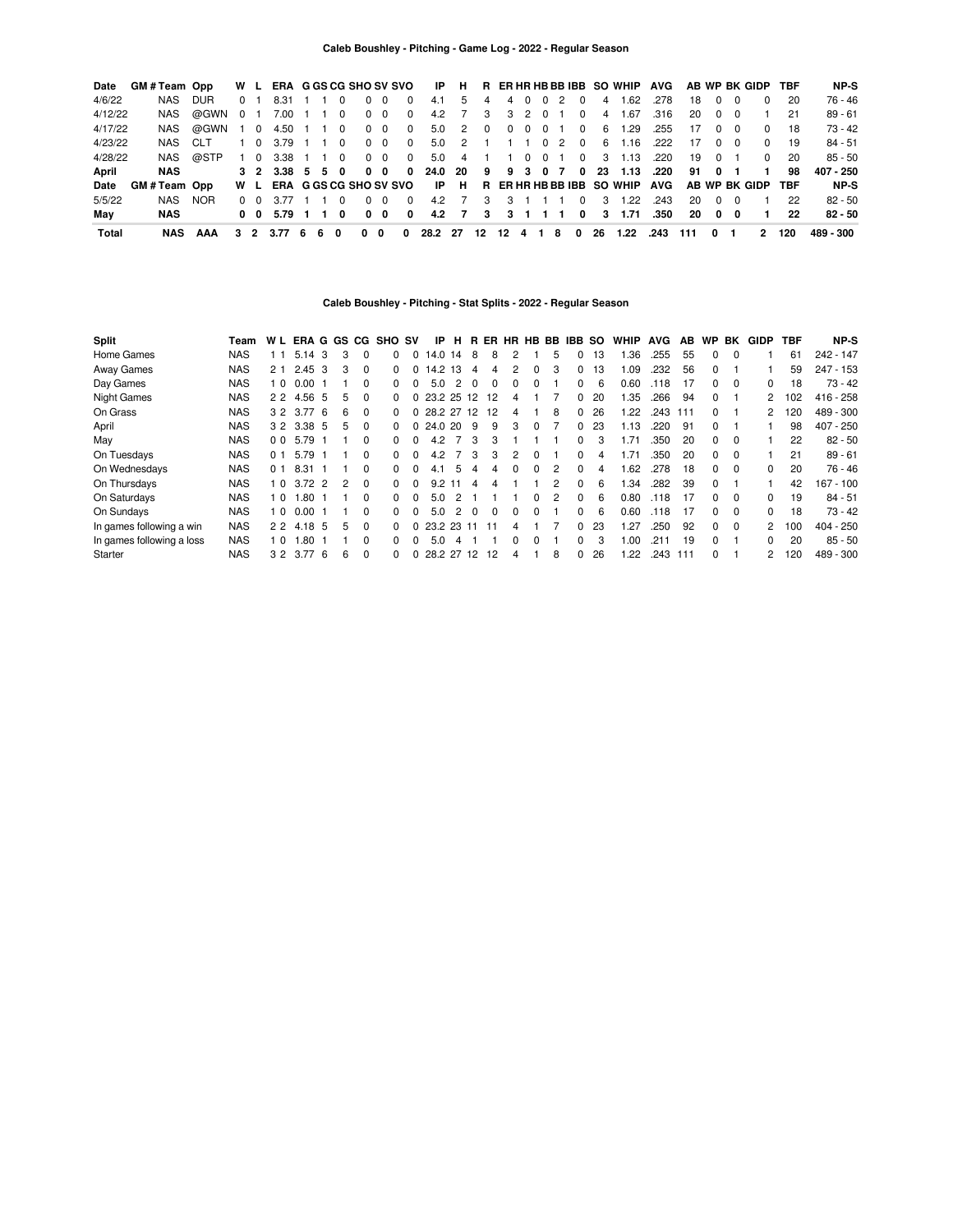## Caleb Boushley - Pitching - Game Log - 2022 - Regular Season

| Date | GM # | Team | Opp | W | L | ERA | G | GS | CG | SHO | SV | SVO | IP | H | R | ER | HR | HB | BB | IBB | SO | WHIP | AVG | AB | WP | BK | GIDP | TBF | NP-S |
|---|---|---|---|---|---|---|---|---|---|---|---|---|---|---|---|---|---|---|---|---|---|---|---|---|---|---|---|---|---|
| 4/6/22 | | NAS | DUR | 0 | 1 | 8.31 | 1 | 1 | 0 | 0 | 0 | 0 | 4.1 | 5 | 4 | 4 | 0 | 0 | 2 | 0 | 4 | 1.62 | .278 | 18 | 0 | 0 | 0 | 20 | 76 - 46 |
| 4/12/22 | | NAS | @GWN | 0 | 1 | 7.00 | 1 | 1 | 0 | 0 | 0 | 0 | 4.2 | 7 | 3 | 3 | 2 | 0 | 1 | 0 | 4 | 1.67 | .316 | 20 | 0 | 0 | 1 | 21 | 89 - 61 |
| 4/17/22 | | NAS | @GWN | 1 | 0 | 4.50 | 1 | 1 | 0 | 0 | 0 | 0 | 5.0 | 2 | 0 | 0 | 0 | 0 | 1 | 0 | 6 | 1.29 | .255 | 17 | 0 | 0 | 0 | 18 | 73 - 42 |
| 4/23/22 | | NAS | CLT | 1 | 0 | 3.79 | 1 | 1 | 0 | 0 | 0 | 0 | 5.0 | 2 | 1 | 1 | 1 | 0 | 2 | 0 | 6 | 1.16 | .222 | 17 | 0 | 0 | 0 | 19 | 84 - 51 |
| 4/28/22 | | NAS | @STP | 1 | 0 | 3.38 | 1 | 1 | 0 | 0 | 0 | 0 | 5.0 | 4 | 1 | 1 | 0 | 0 | 1 | 0 | 3 | 1.13 | .220 | 19 | 0 | 1 | 0 | 20 | 85 - 50 |
| **April** | | **NAS** | | **3** | **2** | **3.38** | **5** | **5** | **0** | **0** | **0** | **0** | **24.0** | **20** | **9** | **9** | **3** | **0** | **7** | **0** | **23** | **1.13** | **.220** | **91** | **0** | **1** | **1** | **98** | **407 - 250** |
| **Date** | **GM #** | **Team** | **Opp** | **W** | **L** | **ERA** | **G** | **GS** | **CG** | **SHO** | **SV** | **SVO** | **IP** | **H** | **R** | **ER** | **HR** | **HB** | **BB** | **IBB** | **SO** | **WHIP** | **AVG** | **AB** | **WP** | **BK** | **GIDP** | **TBF** | **NP-S** |
| 5/5/22 | | NAS | NOR | 0 | 0 | 3.77 | 1 | 1 | 0 | 0 | 0 | 0 | 4.2 | 7 | 3 | 3 | 1 | 1 | 1 | 0 | 3 | 1.22 | .243 | 20 | 0 | 0 | 1 | 22 | 82 - 50 |
| **May** | | **NAS** | | **0** | **0** | **5.79** | **1** | **1** | **0** | **0** | **0** | **0** | **4.2** | **7** | **3** | **3** | **1** | **1** | **1** | **0** | **3** | **1.71** | **.350** | **20** | **0** | **0** | **1** | **22** | **82 - 50** |
| **Total** | | **NAS** | **AAA** | **3** | **2** | **3.77** | **6** | **6** | **0** | **0** | **0** | **0** | **28.2** | **27** | **12** | **12** | **4** | **1** | **8** | **0** | **26** | **1.22** | **.243** | **111** | **0** | **1** | **2** | **120** | **489 - 300** |

## Caleb Boushley - Pitching - Stat Splits - 2022 - Regular Season

| Split | Team | W | L | ERA | G | GS | CG | SHO | SV | IP | H | R | ER | HR | HB | BB | IBB | SO | WHIP | AVG | AB | WP | BK | GIDP | TBF | NP-S |
|---|---|---|---|---|---|---|---|---|---|---|---|---|---|---|---|---|---|---|---|---|---|---|---|---|---|---|
| Home Games | NAS | 1 | 1 | 5.14 | 3 | 3 | 0 | 0 | 0 | 14.0 | 14 | 8 | 8 | 2 | 1 | 5 | 0 | 13 | 1.36 | .255 | 55 | 0 | 0 | 1 | 61 | 242 - 147 |
| Away Games | NAS | 2 | 1 | 2.45 | 3 | 3 | 0 | 0 | 0 | 14.2 | 13 | 4 | 4 | 2 | 0 | 3 | 0 | 13 | 1.09 | .232 | 56 | 0 | 1 | 1 | 59 | 247 - 153 |
| Day Games | NAS | 1 | 0 | 0.00 | 1 | 1 | 0 | 0 | 0 | 5.0 | 2 | 0 | 0 | 0 | 0 | 1 | 0 | 6 | 0.60 | .118 | 17 | 0 | 0 | 0 | 18 | 73 - 42 |
| Night Games | NAS | 2 | 2 | 4.56 | 5 | 5 | 0 | 0 | 0 | 23.2 | 25 | 12 | 12 | 4 | 1 | 7 | 0 | 20 | 1.35 | .266 | 94 | 0 | 1 | 2 | 102 | 416 - 258 |
| On Grass | NAS | 3 | 2 | 3.77 | 6 | 6 | 0 | 0 | 0 | 28.2 | 27 | 12 | 12 | 4 | 1 | 8 | 0 | 26 | 1.22 | .243 | 111 | 0 | 1 | 2 | 120 | 489 - 300 |
| April | NAS | 3 | 2 | 3.38 | 5 | 5 | 0 | 0 | 0 | 24.0 | 20 | 9 | 9 | 3 | 0 | 7 | 0 | 23 | 1.13 | .220 | 91 | 0 | 1 | 1 | 98 | 407 - 250 |
| May | NAS | 0 | 0 | 5.79 | 1 | 1 | 0 | 0 | 0 | 4.2 | 7 | 3 | 3 | 1 | 1 | 1 | 0 | 3 | 1.71 | .350 | 20 | 0 | 0 | 1 | 22 | 82 - 50 |
| On Tuesdays | NAS | 0 | 1 | 5.79 | 1 | 1 | 0 | 0 | 0 | 4.2 | 7 | 3 | 3 | 2 | 0 | 1 | 0 | 4 | 1.71 | .350 | 20 | 0 | 0 | 1 | 21 | 89 - 61 |
| On Wednesdays | NAS | 0 | 1 | 8.31 | 1 | 1 | 0 | 0 | 0 | 4.1 | 5 | 4 | 4 | 0 | 0 | 2 | 0 | 4 | 1.62 | .278 | 18 | 0 | 0 | 0 | 20 | 76 - 46 |
| On Thursdays | NAS | 1 | 0 | 3.72 | 2 | 2 | 0 | 0 | 0 | 9.2 | 11 | 4 | 4 | 1 | 1 | 2 | 0 | 6 | 1.34 | .282 | 39 | 0 | 1 | 1 | 42 | 167 - 100 |
| On Saturdays | NAS | 1 | 0 | 1.80 | 1 | 1 | 0 | 0 | 0 | 5.0 | 2 | 1 | 1 | 1 | 0 | 2 | 0 | 6 | 0.80 | .118 | 17 | 0 | 0 | 0 | 19 | 84 - 51 |
| On Sundays | NAS | 1 | 0 | 0.00 | 1 | 1 | 0 | 0 | 0 | 5.0 | 2 | 0 | 0 | 0 | 0 | 1 | 0 | 6 | 0.60 | .118 | 17 | 0 | 0 | 0 | 18 | 73 - 42 |
| In games following a win | NAS | 2 | 2 | 4.18 | 5 | 5 | 0 | 0 | 0 | 23.2 | 23 | 11 | 11 | 4 | 1 | 7 | 0 | 23 | 1.27 | .250 | 92 | 0 | 0 | 2 | 100 | 404 - 250 |
| In games following a loss | NAS | 1 | 0 | 1.80 | 1 | 1 | 0 | 0 | 0 | 5.0 | 4 | 1 | 1 | 0 | 0 | 1 | 0 | 3 | 1.00 | .211 | 19 | 0 | 1 | 0 | 20 | 85 - 50 |
| Starter | NAS | 3 | 2 | 3.77 | 6 | 6 | 0 | 0 | 0 | 28.2 | 27 | 12 | 12 | 4 | 1 | 8 | 0 | 26 | 1.22 | .243 | 111 | 0 | 1 | 2 | 120 | 489 - 300 |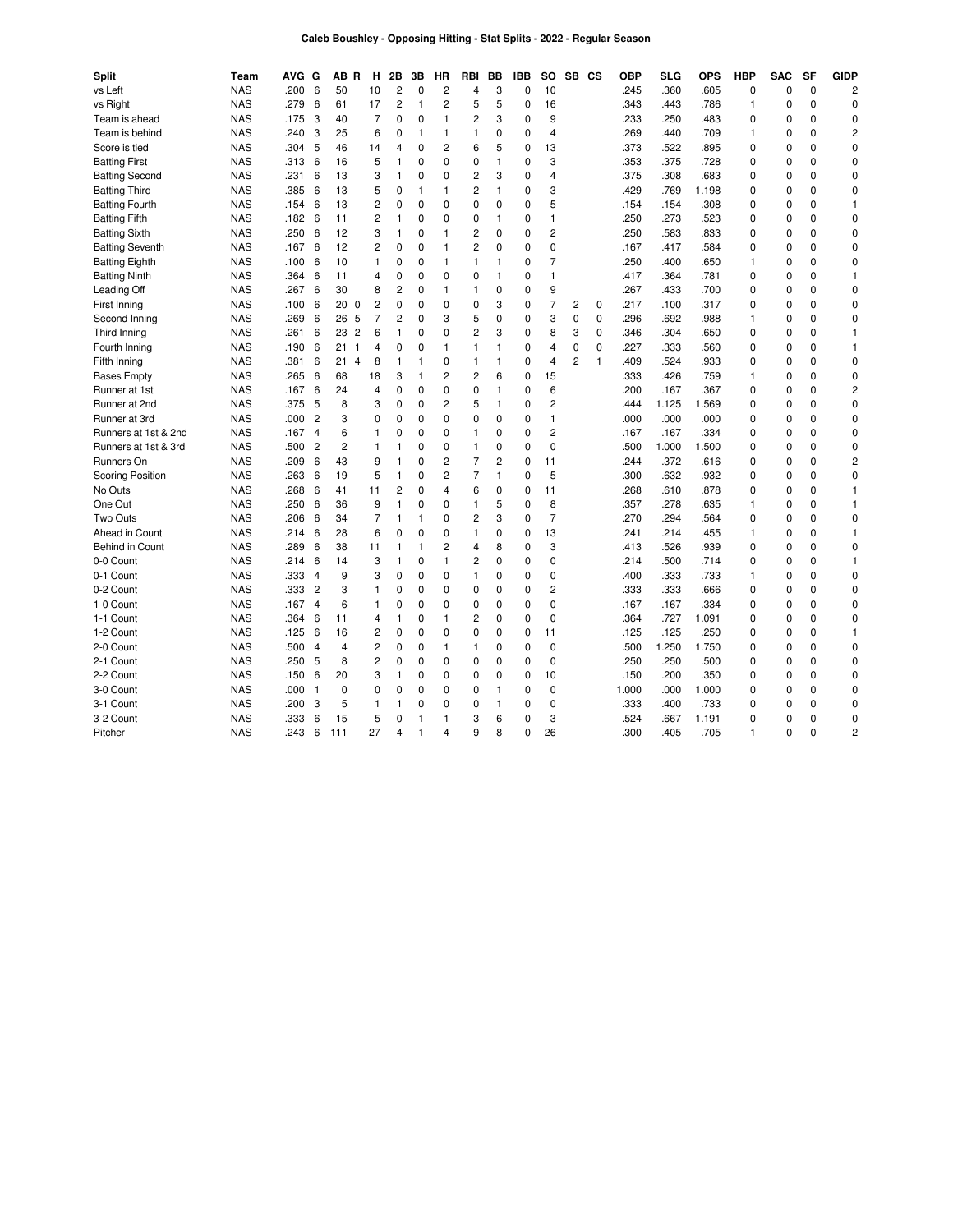**Caleb Boushley - Opposing Hitting - Stat Splits - 2022 - Regular Season**

| Split | Team | AVG | G | AB | R | H | 2B | 3B | HR | RBI | BB | IBB | SO | SB | CS | OBP | SLG | OPS | HBP | SAC | SF | GIDP |
|---|---|---|---|---|---|---|---|---|---|---|---|---|---|---|---|---|---|---|---|---|---|---|
| vs Left | NAS | .200 | 6 | 50 | | 10 | 2 | 0 | 2 | 4 | 3 | 0 | 10 | | | .245 | .360 | .605 | 0 | 0 | 0 | 2 |
| vs Right | NAS | .279 | 6 | 61 | | 17 | 2 | 1 | 2 | 5 | 5 | 0 | 16 | | | .343 | .443 | .786 | 1 | 0 | 0 | 0 |
| Team is ahead | NAS | .175 | 3 | 40 | | 7 | 0 | 0 | 1 | 2 | 3 | 0 | 9 | | | .233 | .250 | .483 | 0 | 0 | 0 | 0 |
| Team is behind | NAS | .240 | 3 | 25 | | 6 | 0 | 1 | 1 | 1 | 0 | 0 | 4 | | | .269 | .440 | .709 | 1 | 0 | 0 | 2 |
| Score is tied | NAS | .304 | 5 | 46 | | 14 | 4 | 0 | 2 | 6 | 5 | 0 | 13 | | | .373 | .522 | .895 | 0 | 0 | 0 | 0 |
| Batting First | NAS | .313 | 6 | 16 | | 5 | 1 | 0 | 0 | 0 | 1 | 0 | 3 | | | .353 | .375 | .728 | 0 | 0 | 0 | 0 |
| Batting Second | NAS | .231 | 6 | 13 | | 3 | 1 | 0 | 0 | 2 | 3 | 0 | 4 | | | .375 | .308 | .683 | 0 | 0 | 0 | 0 |
| Batting Third | NAS | .385 | 6 | 13 | | 5 | 0 | 1 | 1 | 2 | 1 | 0 | 3 | | | .429 | .769 | 1.198 | 0 | 0 | 0 | 0 |
| Batting Fourth | NAS | .154 | 6 | 13 | | 2 | 0 | 0 | 0 | 0 | 0 | 0 | 5 | | | .154 | .154 | .308 | 0 | 0 | 0 | 1 |
| Batting Fifth | NAS | .182 | 6 | 11 | | 2 | 1 | 0 | 0 | 0 | 1 | 0 | 1 | | | .250 | .273 | .523 | 0 | 0 | 0 | 0 |
| Batting Sixth | NAS | .250 | 6 | 12 | | 3 | 1 | 0 | 1 | 2 | 0 | 0 | 2 | | | .250 | .583 | .833 | 0 | 0 | 0 | 0 |
| Batting Seventh | NAS | .167 | 6 | 12 | | 2 | 0 | 0 | 1 | 2 | 0 | 0 | 0 | | | .167 | .417 | .584 | 0 | 0 | 0 | 0 |
| Batting Eighth | NAS | .100 | 6 | 10 | | 1 | 0 | 0 | 1 | 1 | 1 | 0 | 7 | | | .250 | .400 | .650 | 1 | 0 | 0 | 0 |
| Batting Ninth | NAS | .364 | 6 | 11 | | 4 | 0 | 0 | 0 | 0 | 1 | 0 | 1 | | | .417 | .364 | .781 | 0 | 0 | 0 | 1 |
| Leading Off | NAS | .267 | 6 | 30 | | 8 | 2 | 0 | 1 | 1 | 0 | 0 | 9 | | | .267 | .433 | .700 | 0 | 0 | 0 | 0 |
| First Inning | NAS | .100 | 6 | 20 | 0 | 2 | 0 | 0 | 0 | 0 | 3 | 0 | 7 | 2 | 0 | .217 | .100 | .317 | 0 | 0 | 0 | 0 |
| Second Inning | NAS | .269 | 6 | 26 | 5 | 7 | 2 | 0 | 3 | 5 | 0 | 0 | 3 | 0 | 0 | .296 | .692 | .988 | 1 | 0 | 0 | 0 |
| Third Inning | NAS | .261 | 6 | 23 | 2 | 6 | 1 | 0 | 0 | 2 | 3 | 0 | 8 | 3 | 0 | .346 | .304 | .650 | 0 | 0 | 0 | 1 |
| Fourth Inning | NAS | .190 | 6 | 21 | 1 | 4 | 0 | 0 | 1 | 1 | 1 | 0 | 4 | 0 | 0 | .227 | .333 | .560 | 0 | 0 | 0 | 1 |
| Fifth Inning | NAS | .381 | 6 | 21 | 4 | 8 | 1 | 1 | 0 | 1 | 1 | 0 | 4 | 2 | 1 | .409 | .524 | .933 | 0 | 0 | 0 | 0 |
| Bases Empty | NAS | .265 | 6 | 68 | | 18 | 3 | 1 | 2 | 2 | 6 | 0 | 15 | | | .333 | .426 | .759 | 1 | 0 | 0 | 0 |
| Runner at 1st | NAS | .167 | 6 | 24 | | 4 | 0 | 0 | 0 | 0 | 1 | 0 | 6 | | | .200 | .167 | .367 | 0 | 0 | 0 | 2 |
| Runner at 2nd | NAS | .375 | 5 | 8 | | 3 | 0 | 0 | 2 | 5 | 1 | 0 | 2 | | | .444 | 1.125 | 1.569 | 0 | 0 | 0 | 0 |
| Runner at 3rd | NAS | .000 | 2 | 3 | | 0 | 0 | 0 | 0 | 0 | 0 | 0 | 1 | | | .000 | .000 | .000 | 0 | 0 | 0 | 0 |
| Runners at 1st & 2nd | NAS | .167 | 4 | 6 | | 1 | 0 | 0 | 0 | 1 | 0 | 0 | 2 | | | .167 | .167 | .334 | 0 | 0 | 0 | 0 |
| Runners at 1st & 3rd | NAS | .500 | 2 | 2 | | 1 | 1 | 0 | 0 | 1 | 0 | 0 | 0 | | | .500 | 1.000 | 1.500 | 0 | 0 | 0 | 0 |
| Runners On | NAS | .209 | 6 | 43 | | 9 | 1 | 0 | 2 | 7 | 2 | 0 | 11 | | | .244 | .372 | .616 | 0 | 0 | 0 | 2 |
| Scoring Position | NAS | .263 | 6 | 19 | | 5 | 1 | 0 | 2 | 7 | 1 | 0 | 5 | | | .300 | .632 | .932 | 0 | 0 | 0 | 0 |
| No Outs | NAS | .268 | 6 | 41 | | 11 | 2 | 0 | 4 | 6 | 0 | 0 | 11 | | | .268 | .610 | .878 | 0 | 0 | 0 | 1 |
| One Out | NAS | .250 | 6 | 36 | | 9 | 1 | 0 | 0 | 1 | 5 | 0 | 8 | | | .357 | .278 | .635 | 1 | 0 | 0 | 1 |
| Two Outs | NAS | .206 | 6 | 34 | | 7 | 1 | 1 | 0 | 2 | 3 | 0 | 7 | | | .270 | .294 | .564 | 0 | 0 | 0 | 0 |
| Ahead in Count | NAS | .214 | 6 | 28 | | 6 | 0 | 0 | 0 | 1 | 0 | 0 | 13 | | | .241 | .214 | .455 | 1 | 0 | 0 | 1 |
| Behind in Count | NAS | .289 | 6 | 38 | | 11 | 1 | 1 | 2 | 4 | 8 | 0 | 3 | | | .413 | .526 | .939 | 0 | 0 | 0 | 0 |
| 0-0 Count | NAS | .214 | 6 | 14 | | 3 | 1 | 0 | 1 | 2 | 0 | 0 | 0 | | | .214 | .500 | .714 | 0 | 0 | 0 | 1 |
| 0-1 Count | NAS | .333 | 4 | 9 | | 3 | 0 | 0 | 0 | 1 | 0 | 0 | 0 | | | .400 | .333 | .733 | 1 | 0 | 0 | 0 |
| 0-2 Count | NAS | .333 | 2 | 3 | | 1 | 0 | 0 | 0 | 0 | 0 | 0 | 2 | | | .333 | .333 | .666 | 0 | 0 | 0 | 0 |
| 1-0 Count | NAS | .167 | 4 | 6 | | 1 | 0 | 0 | 0 | 0 | 0 | 0 | 0 | | | .167 | .167 | .334 | 0 | 0 | 0 | 0 |
| 1-1 Count | NAS | .364 | 6 | 11 | | 4 | 1 | 0 | 1 | 2 | 0 | 0 | 0 | | | .364 | .727 | 1.091 | 0 | 0 | 0 | 0 |
| 1-2 Count | NAS | .125 | 6 | 16 | | 2 | 0 | 0 | 0 | 0 | 0 | 0 | 11 | | | .125 | .125 | .250 | 0 | 0 | 0 | 1 |
| 2-0 Count | NAS | .500 | 4 | 4 | | 2 | 0 | 0 | 1 | 1 | 0 | 0 | 0 | | | .500 | 1.250 | 1.750 | 0 | 0 | 0 | 0 |
| 2-1 Count | NAS | .250 | 5 | 8 | | 2 | 0 | 0 | 0 | 0 | 0 | 0 | 0 | | | .250 | .250 | .500 | 0 | 0 | 0 | 0 |
| 2-2 Count | NAS | .150 | 6 | 20 | | 3 | 1 | 0 | 0 | 0 | 0 | 0 | 10 | | | .150 | .200 | .350 | 0 | 0 | 0 | 0 |
| 3-0 Count | NAS | .000 | 1 | 0 | | 0 | 0 | 0 | 0 | 0 | 1 | 0 | 0 | | | 1.000 | .000 | 1.000 | 0 | 0 | 0 | 0 |
| 3-1 Count | NAS | .200 | 3 | 5 | | 1 | 1 | 0 | 0 | 0 | 1 | 0 | 0 | | | .333 | .400 | .733 | 0 | 0 | 0 | 0 |
| 3-2 Count | NAS | .333 | 6 | 15 | | 5 | 0 | 1 | 1 | 3 | 6 | 0 | 3 | | | .524 | .667 | 1.191 | 0 | 0 | 0 | 0 |
| Pitcher | NAS | .243 | 6 | 111 | | 27 | 4 | 1 | 4 | 9 | 8 | 0 | 26 | | | .300 | .405 | .705 | 1 | 0 | 0 | 2 |